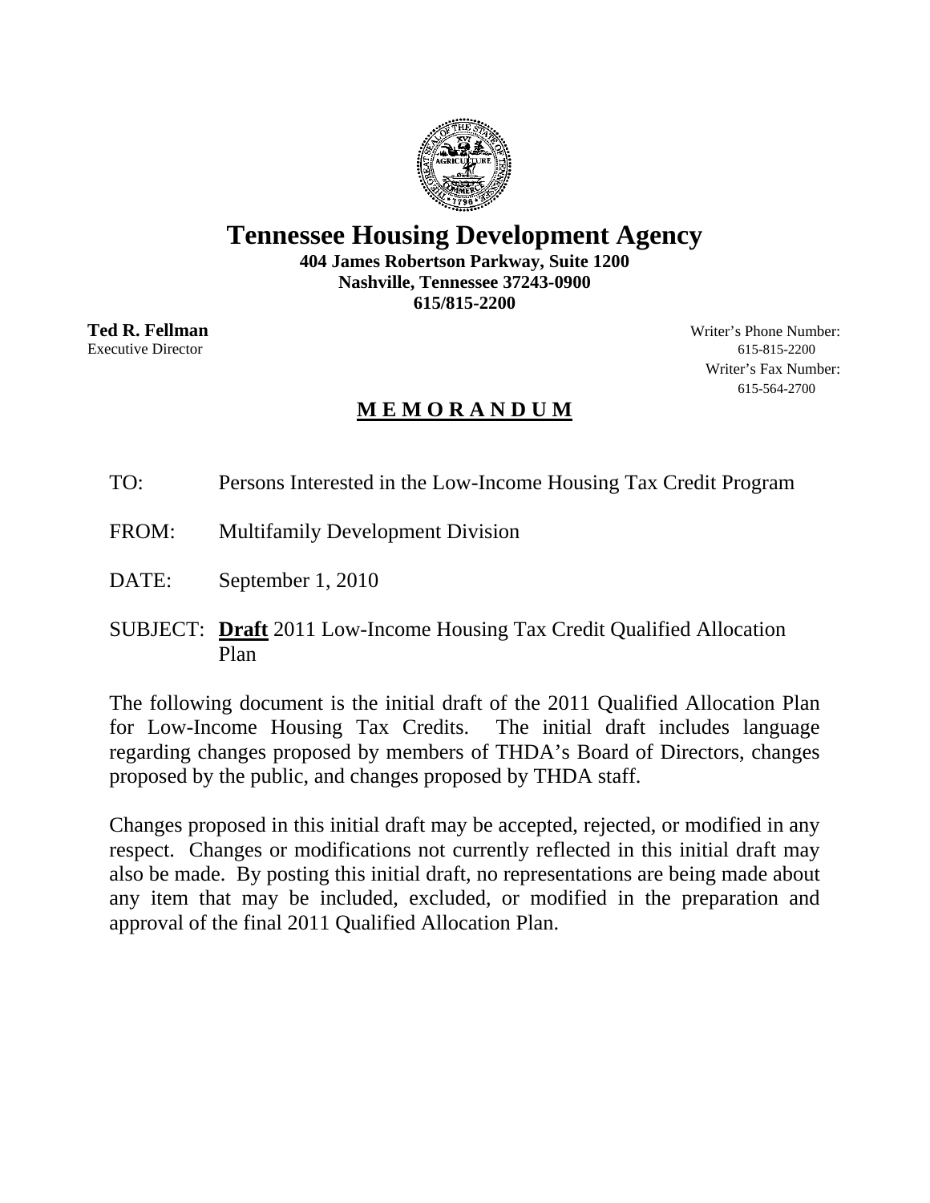# Tennessee Housing Development Agency

**404 James Robertson Parkway, Suite 1200**
**Nashville, Tennessee 37243-0900**
**615/815-2200**

**Ted R. Fellman**
Executive Director

Writer's Phone Number:
615-815-2200
Writer's Fax Number:
615-564-2700

## M E M O R A N D U M

TO: Persons Interested in the Low-Income Housing Tax Credit Program

FROM: Multifamily Development Division

DATE: September 1, 2010

SUBJECT: **Draft** 2011 Low-Income Housing Tax Credit Qualified Allocation Plan

The following document is the initial draft of the 2011 Qualified Allocation Plan for Low-Income Housing Tax Credits. The initial draft includes language regarding changes proposed by members of THDA's Board of Directors, changes proposed by the public, and changes proposed by THDA staff.

Changes proposed in this initial draft may be accepted, rejected, or modified in any respect. Changes or modifications not currently reflected in this initial draft may also be made. By posting this initial draft, no representations are being made about any item that may be included, excluded, or modified in the preparation and approval of the final 2011 Qualified Allocation Plan.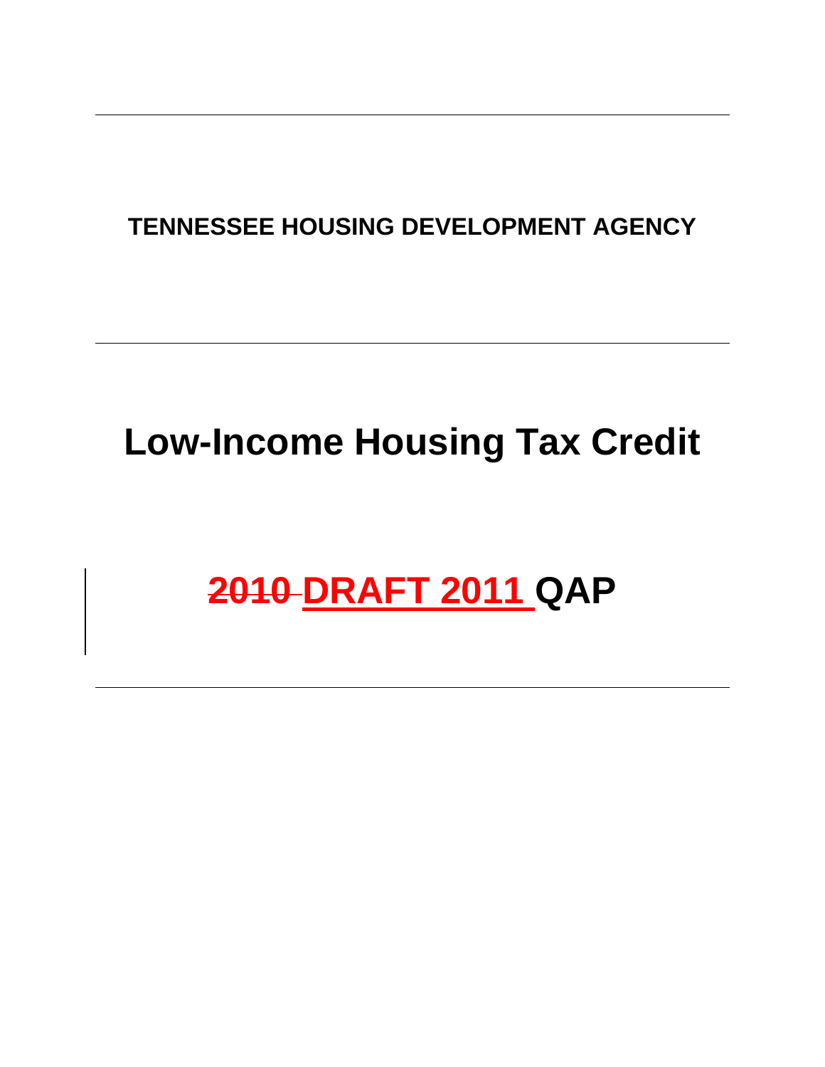**TENNESSEE HOUSING DEVELOPMENT AGENCY**

# Low-Income Housing Tax Credit

# ~~2010~~ DRAFT 2011 QAP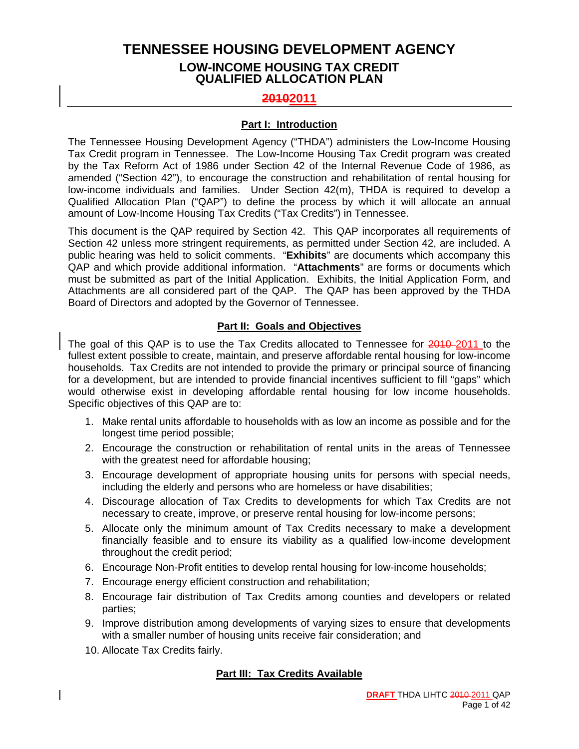# TENNESSEE HOUSING DEVELOPMENT AGENCY

## LOW-INCOME HOUSING TAX CREDIT QUALIFIED ALLOCATION PLAN

## ~~2010~~2011

### Part I: Introduction

The Tennessee Housing Development Agency ("THDA") administers the Low-Income Housing Tax Credit program in Tennessee. The Low-Income Housing Tax Credit program was created by the Tax Reform Act of 1986 under Section 42 of the Internal Revenue Code of 1986, as amended ("Section 42"), to encourage the construction and rehabilitation of rental housing for low-income individuals and families. Under Section 42(m), THDA is required to develop a Qualified Allocation Plan ("QAP") to define the process by which it will allocate an annual amount of Low-Income Housing Tax Credits ("Tax Credits") in Tennessee.

This document is the QAP required by Section 42. This QAP incorporates all requirements of Section 42 unless more stringent requirements, as permitted under Section 42, are included. A public hearing was held to solicit comments. "**Exhibits**" are documents which accompany this QAP and which provide additional information. "**Attachments**" are forms or documents which must be submitted as part of the Initial Application. Exhibits, the Initial Application Form, and Attachments are all considered part of the QAP. The QAP has been approved by the THDA Board of Directors and adopted by the Governor of Tennessee.

### Part II: Goals and Objectives

The goal of this QAP is to use the Tax Credits allocated to Tennessee for ~~2010~~ 2011 to the fullest extent possible to create, maintain, and preserve affordable rental housing for low-income households. Tax Credits are not intended to provide the primary or principal source of financing for a development, but are intended to provide financial incentives sufficient to fill "gaps" which would otherwise exist in developing affordable rental housing for low income households. Specific objectives of this QAP are to:

1. Make rental units affordable to households with as low an income as possible and for the longest time period possible;
2. Encourage the construction or rehabilitation of rental units in the areas of Tennessee with the greatest need for affordable housing;
3. Encourage development of appropriate housing units for persons with special needs, including the elderly and persons who are homeless or have disabilities;
4. Discourage allocation of Tax Credits to developments for which Tax Credits are not necessary to create, improve, or preserve rental housing for low-income persons;
5. Allocate only the minimum amount of Tax Credits necessary to make a development financially feasible and to ensure its viability as a qualified low-income development throughout the credit period;
6. Encourage Non-Profit entities to develop rental housing for low-income households;
7. Encourage energy efficient construction and rehabilitation;
8. Encourage fair distribution of Tax Credits among counties and developers or related parties;
9. Improve distribution among developments of varying sizes to ensure that developments with a smaller number of housing units receive fair consideration; and
10. Allocate Tax Credits fairly.

### Part III: Tax Credits Available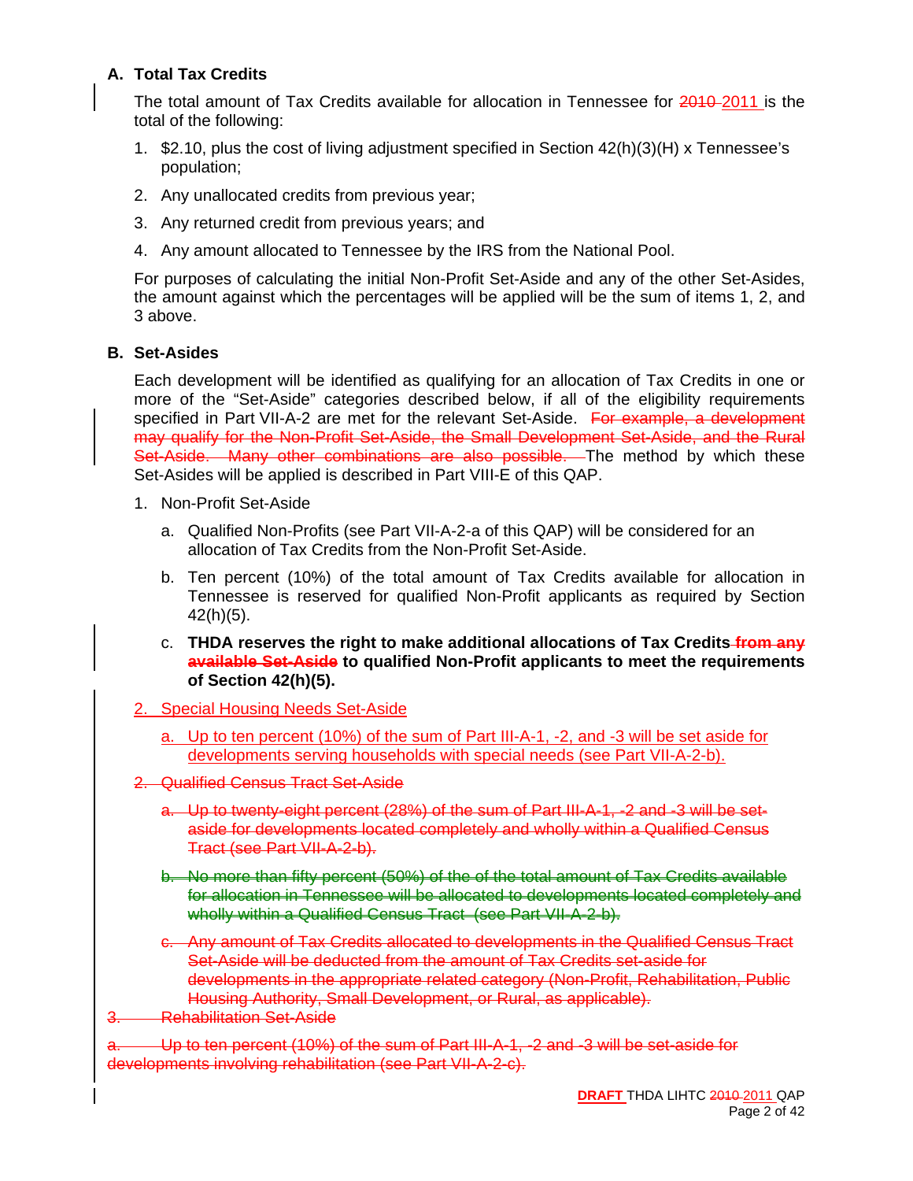**A. Total Tax Credits**

The total amount of Tax Credits available for allocation in Tennessee for ~~2010~~ 2011 is the total of the following:

1. $2.10, plus the cost of living adjustment specified in Section 42(h)(3)(H) x Tennessee's population;
2. Any unallocated credits from previous year;
3. Any returned credit from previous years; and
4. Any amount allocated to Tennessee by the IRS from the National Pool.

For purposes of calculating the initial Non-Profit Set-Aside and any of the other Set-Asides, the amount against which the percentages will be applied will be the sum of items 1, 2, and 3 above.

**B. Set-Asides**

Each development will be identified as qualifying for an allocation of Tax Credits in one or more of the "Set-Aside" categories described below, if all of the eligibility requirements specified in Part VII-A-2 are met for the relevant Set-Aside. ~~For example, a development may qualify for the Non-Profit Set-Aside, the Small Development Set-Aside, and the Rural Set-Aside. Many other combinations are also possible.~~ The method by which these Set-Asides will be applied is described in Part VIII-E of this QAP.

1. Non-Profit Set-Aside
   a. Qualified Non-Profits (see Part VII-A-2-a of this QAP) will be considered for an allocation of Tax Credits from the Non-Profit Set-Aside.
   b. Ten percent (10%) of the total amount of Tax Credits available for allocation in Tennessee is reserved for qualified Non-Profit applicants as required by Section 42(h)(5).
   c. **THDA reserves the right to make additional allocations of Tax Credits ~~from any available Set-Aside~~ to qualified Non-Profit applicants to meet the requirements of Section 42(h)(5).**

2. Special Housing Needs Set-Aside
   a. Up to ten percent (10%) of the sum of Part III-A-1, -2, and -3 will be set aside for developments serving households with special needs (see Part VII-A-2-b).

~~2. Qualified Census Tract Set-Aside~~

~~a. Up to twenty-eight percent (28%) of the sum of Part III-A-1, -2 and -3 will be set-aside for developments located completely and wholly within a Qualified Census Tract (see Part VII-A-2-b).~~

~~b. No more than fifty percent (50%) of the of the total amount of Tax Credits available for allocation in Tennessee will be allocated to developments located completely and wholly within a Qualified Census Tract (see Part VII-A-2-b).~~

~~c. Any amount of Tax Credits allocated to developments in the Qualified Census Tract Set-Aside will be deducted from the amount of Tax Credits set-aside for developments in the appropriate related category (Non-Profit, Rehabilitation, Public Housing Authority, Small Development, or Rural, as applicable).~~

~~3. Rehabilitation Set-Aside~~

~~a. Up to ten percent (10%) of the sum of Part III-A-1, -2 and -3 will be set-aside for developments involving rehabilitation (see Part VII-A-2-c).~~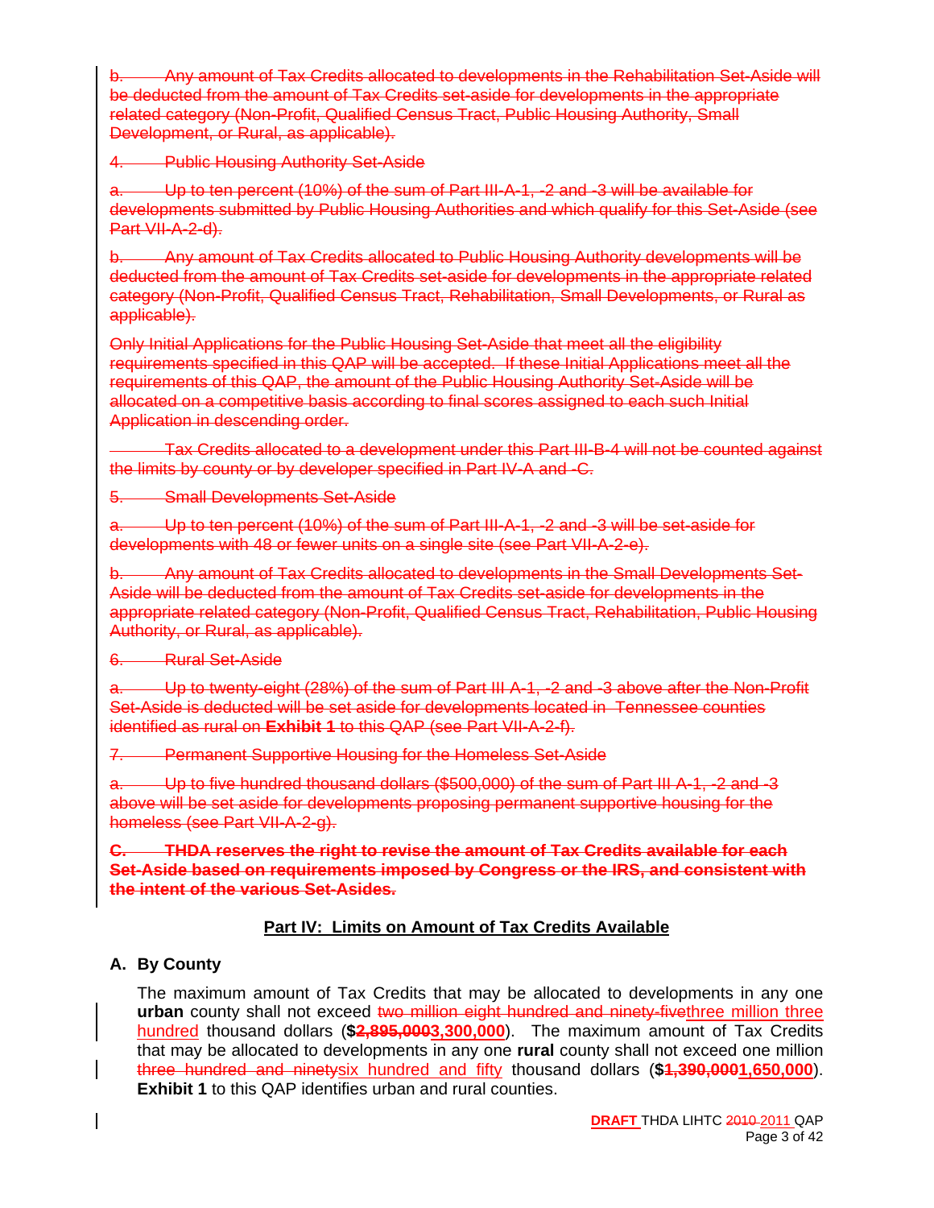b. Any amount of Tax Credits allocated to developments in the Rehabilitation Set-Aside will be deducted from the amount of Tax Credits set-aside for developments in the appropriate related category (Non-Profit, Qualified Census Tract, Public Housing Authority, Small Development, or Rural, as applicable).

4. Public Housing Authority Set-Aside

a. Up to ten percent (10%) of the sum of Part III-A-1, -2 and -3 will be available for developments submitted by Public Housing Authorities and which qualify for this Set-Aside (see Part VII-A-2-d).

b. Any amount of Tax Credits allocated to Public Housing Authority developments will be deducted from the amount of Tax Credits set-aside for developments in the appropriate related category (Non-Profit, Qualified Census Tract, Rehabilitation, Small Developments, or Rural as applicable).

Only Initial Applications for the Public Housing Set-Aside that meet all the eligibility requirements specified in this QAP will be accepted. If these Initial Applications meet all the requirements of this QAP, the amount of the Public Housing Authority Set-Aside will be allocated on a competitive basis according to final scores assigned to each such Initial Application in descending order.

Tax Credits allocated to a development under this Part III-B-4 will not be counted against the limits by county or by developer specified in Part IV-A and -C.

5. Small Developments Set-Aside

a. Up to ten percent (10%) of the sum of Part III-A-1, -2 and -3 will be set-aside for developments with 48 or fewer units on a single site (see Part VII-A-2-e).

b. Any amount of Tax Credits allocated to developments in the Small Developments Set-Aside will be deducted from the amount of Tax Credits set-aside for developments in the appropriate related category (Non-Profit, Qualified Census Tract, Rehabilitation, Public Housing Authority, or Rural, as applicable).

6. Rural Set-Aside

a. Up to twenty-eight (28%) of the sum of Part III A-1, -2 and -3 above after the Non-Profit Set-Aside is deducted will be set aside for developments located in Tennessee counties identified as rural on **Exhibit 1** to this QAP (see Part VII-A-2-f).

7. Permanent Supportive Housing for the Homeless Set-Aside

a. Up to five hundred thousand dollars ($500,000) of the sum of Part III A-1, -2 and -3 above will be set aside for developments proposing permanent supportive housing for the homeless (see Part VII-A-2-g).

**C. THDA reserves the right to revise the amount of Tax Credits available for each Set-Aside based on requirements imposed by Congress or the IRS, and consistent with the intent of the various Set-Asides.**

## Part IV: Limits on Amount of Tax Credits Available

### A. By County

The maximum amount of Tax Credits that may be allocated to developments in any one **urban** county shall not exceed ~~two million eight hundred and ninety-five~~three million three hundred thousand dollars (**$~~2,895,000~~3,300,000**). The maximum amount of Tax Credits that may be allocated to developments in any one **rural** county shall not exceed one million ~~three hundred and ninety~~six hundred and fifty thousand dollars (**$~~1,390,000~~1,650,000**). **Exhibit 1** to this QAP identifies urban and rural counties.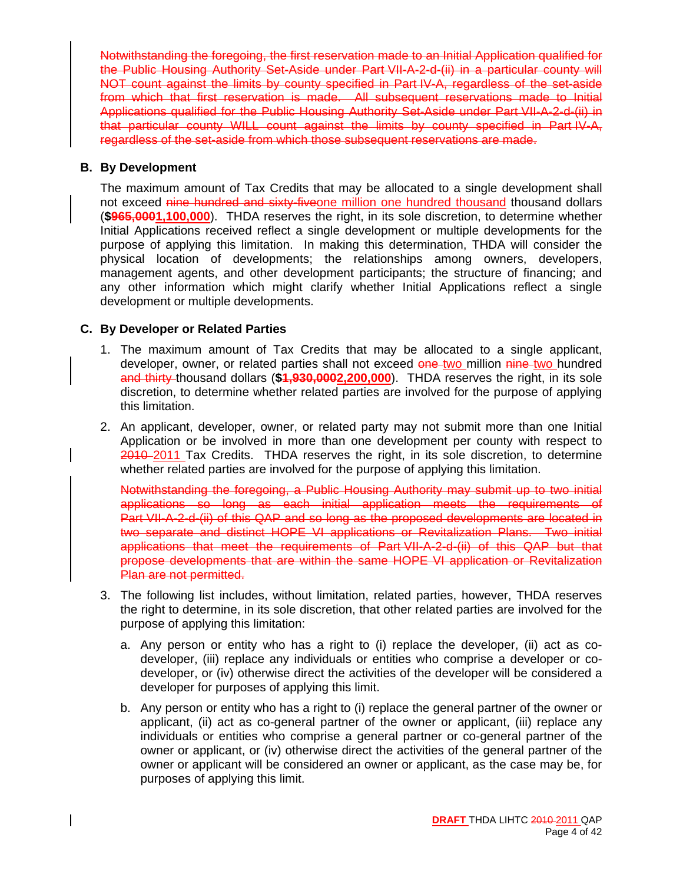~~Notwithstanding the foregoing, the first reservation made to an Initial Application qualified for the Public Housing Authority Set-Aside under Part VII-A-2-d-(ii) in a particular county will NOT count against the limits by county specified in Part IV-A, regardless of the set-aside from which that first reservation is made. All subsequent reservations made to Initial Applications qualified for the Public Housing Authority Set-Aside under Part VII-A-2-d-(ii) in that particular county WILL count against the limits by county specified in Part IV-A, regardless of the set-aside from which those subsequent reservations are made.~~

### B. By Development

The maximum amount of Tax Credits that may be allocated to a single development shall not exceed ~~nine hundred and sixty-five~~one million one hundred thousand thousand dollars (**$~~965,000~~1,100,000**). THDA reserves the right, in its sole discretion, to determine whether Initial Applications received reflect a single development or multiple developments for the purpose of applying this limitation. In making this determination, THDA will consider the physical location of developments; the relationships among owners, developers, management agents, and other development participants; the structure of financing; and any other information which might clarify whether Initial Applications reflect a single development or multiple developments.

### C. By Developer or Related Parties

1. The maximum amount of Tax Credits that may be allocated to a single applicant, developer, owner, or related parties shall not exceed ~~one~~ two million ~~nine~~ two hundred ~~and thirty~~ thousand dollars (**$~~1,930,000~~2,200,000**). THDA reserves the right, in its sole discretion, to determine whether related parties are involved for the purpose of applying this limitation.

2. An applicant, developer, owner, or related party may not submit more than one Initial Application or be involved in more than one development per county with respect to ~~2010~~ 2011 Tax Credits. THDA reserves the right, in its sole discretion, to determine whether related parties are involved for the purpose of applying this limitation.

   ~~Notwithstanding the foregoing, a Public Housing Authority may submit up to two initial applications so long as each initial application meets the requirements of Part VII-A-2-d-(ii) of this QAP and so long as the proposed developments are located in two separate and distinct HOPE VI applications or Revitalization Plans. Two initial applications that meet the requirements of Part VII-A-2-d-(ii) of this QAP but that propose developments that are within the same HOPE VI application or Revitalization Plan are not permitted.~~

3. The following list includes, without limitation, related parties, however, THDA reserves the right to determine, in its sole discretion, that other related parties are involved for the purpose of applying this limitation:

   a. Any person or entity who has a right to (i) replace the developer, (ii) act as co-developer, (iii) replace any individuals or entities who comprise a developer or co-developer, or (iv) otherwise direct the activities of the developer will be considered a developer for purposes of applying this limit.

   b. Any person or entity who has a right to (i) replace the general partner of the owner or applicant, (ii) act as co-general partner of the owner or applicant, (iii) replace any individuals or entities who comprise a general partner or co-general partner of the owner or applicant, or (iv) otherwise direct the activities of the general partner of the owner or applicant will be considered an owner or applicant, as the case may be, for purposes of applying this limit.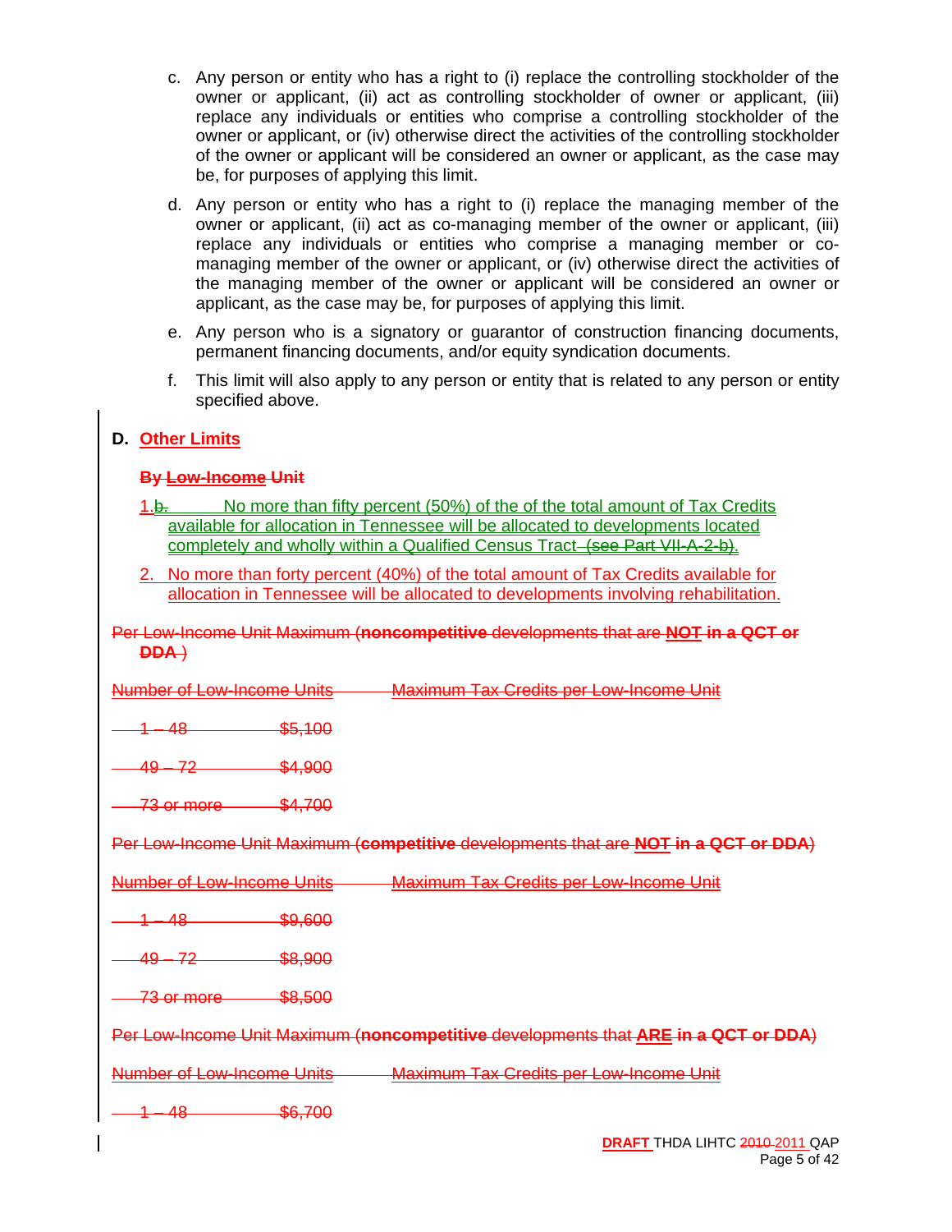c. Any person or entity who has a right to (i) replace the controlling stockholder of the owner or applicant, (ii) act as controlling stockholder of owner or applicant, (iii) replace any individuals or entities who comprise a controlling stockholder of the owner or applicant, or (iv) otherwise direct the activities of the controlling stockholder of the owner or applicant will be considered an owner or applicant, as the case may be, for purposes of applying this limit.

d. Any person or entity who has a right to (i) replace the managing member of the owner or applicant, (ii) act as co-managing member of the owner or applicant, (iii) replace any individuals or entities who comprise a managing member or co-managing member of the owner or applicant, or (iv) otherwise direct the activities of the managing member of the owner or applicant will be considered an owner or applicant, as the case may be, for purposes of applying this limit.

e. Any person who is a signatory or guarantor of construction financing documents, permanent financing documents, and/or equity syndication documents.

f. This limit will also apply to any person or entity that is related to any person or entity specified above.

**D. Other Limits**

**By Low-Income Unit**

1. b. No more than fifty percent (50%) of the of the total amount of Tax Credits available for allocation in Tennessee will be allocated to developments located completely and wholly within a Qualified Census Tract (see Part VII-A-2-b).

2. No more than forty percent (40%) of the total amount of Tax Credits available for allocation in Tennessee will be allocated to developments involving rehabilitation.

Per Low-Income Unit Maximum (**noncompetitive** developments that are **NOT in a QCT or DDA** )

| Number of Low-Income Units | Maximum Tax Credits per Low-Income Unit |
|---|---|
| 1 – 48 | $5,100 |
| 49 – 72 | $4,900 |
| 73 or more | $4,700 |

Per Low-Income Unit Maximum (**competitive** developments that are **NOT in a QCT or DDA**)

| Number of Low-Income Units | Maximum Tax Credits per Low-Income Unit |
|---|---|
| 1 – 48 | $9,600 |
| 49 – 72 | $8,900 |
| 73 or more | $8,500 |

Per Low-Income Unit Maximum (**noncompetitive** developments that **ARE in a QCT or DDA**)

| Number of Low-Income Units | Maximum Tax Credits per Low-Income Unit |
|---|---|
| 1 – 48 | $6,700 |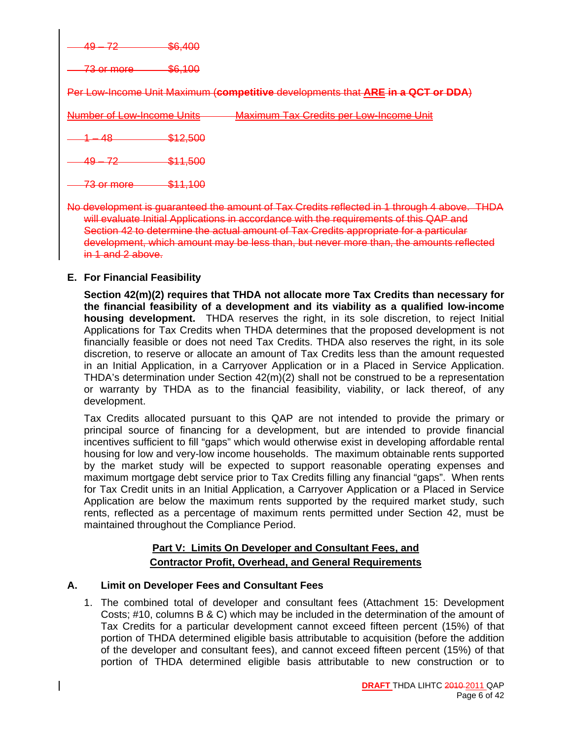~~49 – 72 $6,400~~

~~73 or more $6,100~~

~~Per Low-Income Unit Maximum (**competitive** developments that **ARE in a QCT or DDA**)~~

| ~~Number of Low-Income Units~~ | ~~Maximum Tax Credits per Low-Income Unit~~ |
|---|---|
| ~~1 – 48~~ | ~~$12,500~~ |
| ~~49 – 72~~ | ~~$11,500~~ |
| ~~73 or more~~ | ~~$11,100~~ |

~~No development is guaranteed the amount of Tax Credits reflected in 1 through 4 above. THDA will evaluate Initial Applications in accordance with the requirements of this QAP and Section 42 to determine the actual amount of Tax Credits appropriate for a particular development, which amount may be less than, but never more than, the amounts reflected in 1 and 2 above.~~

**E. For Financial Feasibility**

**Section 42(m)(2) requires that THDA not allocate more Tax Credits than necessary for the financial feasibility of a development and its viability as a qualified low-income housing development.** THDA reserves the right, in its sole discretion, to reject Initial Applications for Tax Credits when THDA determines that the proposed development is not financially feasible or does not need Tax Credits. THDA also reserves the right, in its sole discretion, to reserve or allocate an amount of Tax Credits less than the amount requested in an Initial Application, in a Carryover Application or in a Placed in Service Application. THDA's determination under Section 42(m)(2) shall not be construed to be a representation or warranty by THDA as to the financial feasibility, viability, or lack thereof, of any development.

Tax Credits allocated pursuant to this QAP are not intended to provide the primary or principal source of financing for a development, but are intended to provide financial incentives sufficient to fill "gaps" which would otherwise exist in developing affordable rental housing for low and very-low income households. The maximum obtainable rents supported by the market study will be expected to support reasonable operating expenses and maximum mortgage debt service prior to Tax Credits filling any financial "gaps". When rents for Tax Credit units in an Initial Application, a Carryover Application or a Placed in Service Application are below the maximum rents supported by the required market study, such rents, reflected as a percentage of maximum rents permitted under Section 42, must be maintained throughout the Compliance Period.

## Part V: Limits On Developer and Consultant Fees, and Contractor Profit, Overhead, and General Requirements

**A. Limit on Developer Fees and Consultant Fees**

1. The combined total of developer and consultant fees (Attachment 15: Development Costs; #10, columns B & C) which may be included in the determination of the amount of Tax Credits for a particular development cannot exceed fifteen percent (15%) of that portion of THDA determined eligible basis attributable to acquisition (before the addition of the developer and consultant fees), and cannot exceed fifteen percent (15%) of that portion of THDA determined eligible basis attributable to new construction or to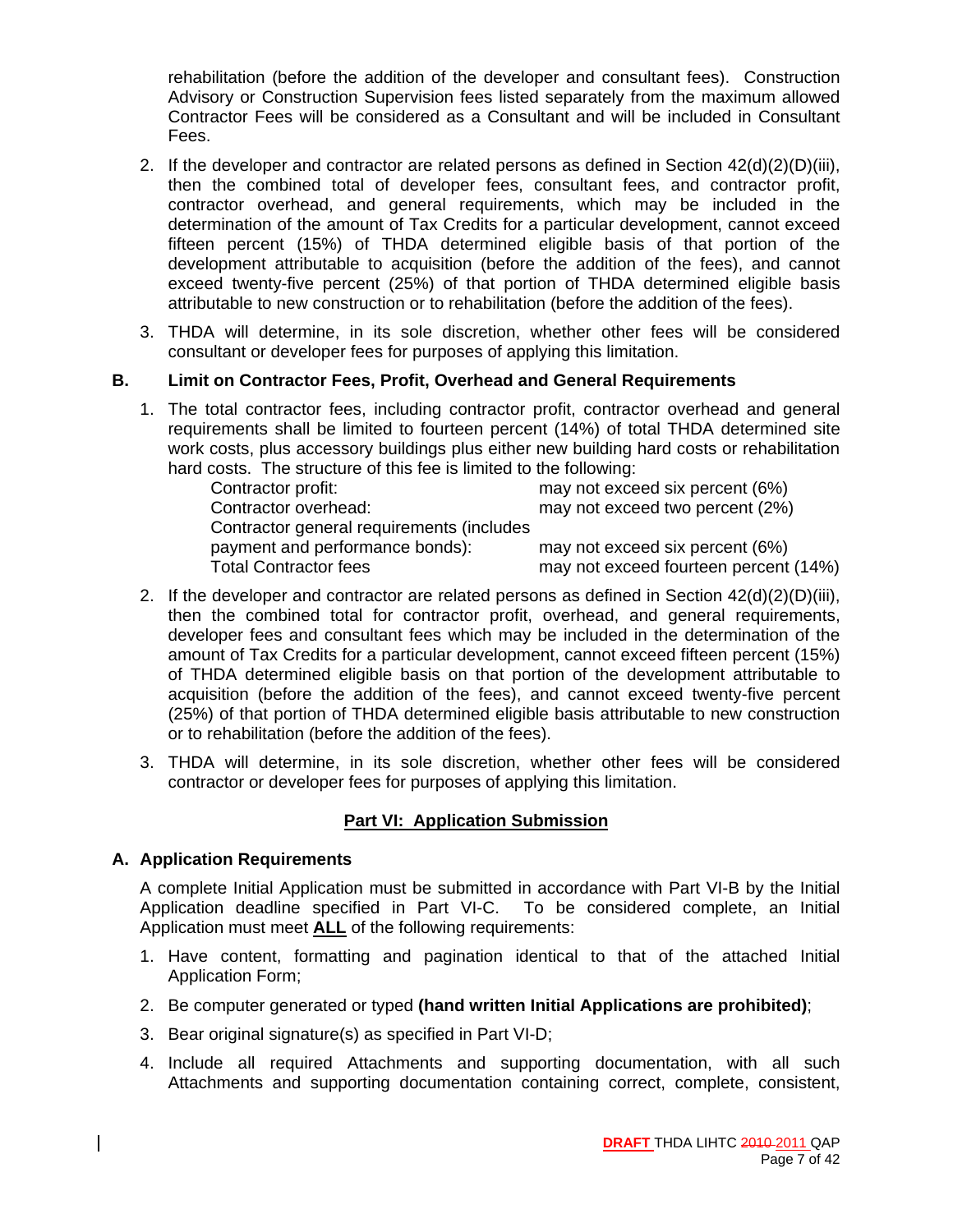rehabilitation (before the addition of the developer and consultant fees). Construction Advisory or Construction Supervision fees listed separately from the maximum allowed Contractor Fees will be considered as a Consultant and will be included in Consultant Fees.

2. If the developer and contractor are related persons as defined in Section 42(d)(2)(D)(iii), then the combined total of developer fees, consultant fees, and contractor profit, contractor overhead, and general requirements, which may be included in the determination of the amount of Tax Credits for a particular development, cannot exceed fifteen percent (15%) of THDA determined eligible basis of that portion of the development attributable to acquisition (before the addition of the fees), and cannot exceed twenty-five percent (25%) of that portion of THDA determined eligible basis attributable to new construction or to rehabilitation (before the addition of the fees).

3. THDA will determine, in its sole discretion, whether other fees will be considered consultant or developer fees for purposes of applying this limitation.

### B. Limit on Contractor Fees, Profit, Overhead and General Requirements

1. The total contractor fees, including contractor profit, contractor overhead and general requirements shall be limited to fourteen percent (14%) of total THDA determined site work costs, plus accessory buildings plus either new building hard costs or rehabilitation hard costs. The structure of this fee is limited to the following:

| | |
|---|---|
| Contractor profit: | may not exceed six percent (6%) |
| Contractor overhead: | may not exceed two percent (2%) |
| Contractor general requirements (includes payment and performance bonds): | may not exceed six percent (6%) |
| Total Contractor fees | may not exceed fourteen percent (14%) |

2. If the developer and contractor are related persons as defined in Section 42(d)(2)(D)(iii), then the combined total for contractor profit, overhead, and general requirements, developer fees and consultant fees which may be included in the determination of the amount of Tax Credits for a particular development, cannot exceed fifteen percent (15%) of THDA determined eligible basis on that portion of the development attributable to acquisition (before the addition of the fees), and cannot exceed twenty-five percent (25%) of that portion of THDA determined eligible basis attributable to new construction or to rehabilitation (before the addition of the fees).

3. THDA will determine, in its sole discretion, whether other fees will be considered contractor or developer fees for purposes of applying this limitation.

## Part VI: Application Submission

### A. Application Requirements

A complete Initial Application must be submitted in accordance with Part VI-B by the Initial Application deadline specified in Part VI-C. To be considered complete, an Initial Application must meet **ALL** of the following requirements:

1. Have content, formatting and pagination identical to that of the attached Initial Application Form;
2. Be computer generated or typed **(hand written Initial Applications are prohibited)**;
3. Bear original signature(s) as specified in Part VI-D;
4. Include all required Attachments and supporting documentation, with all such Attachments and supporting documentation containing correct, complete, consistent,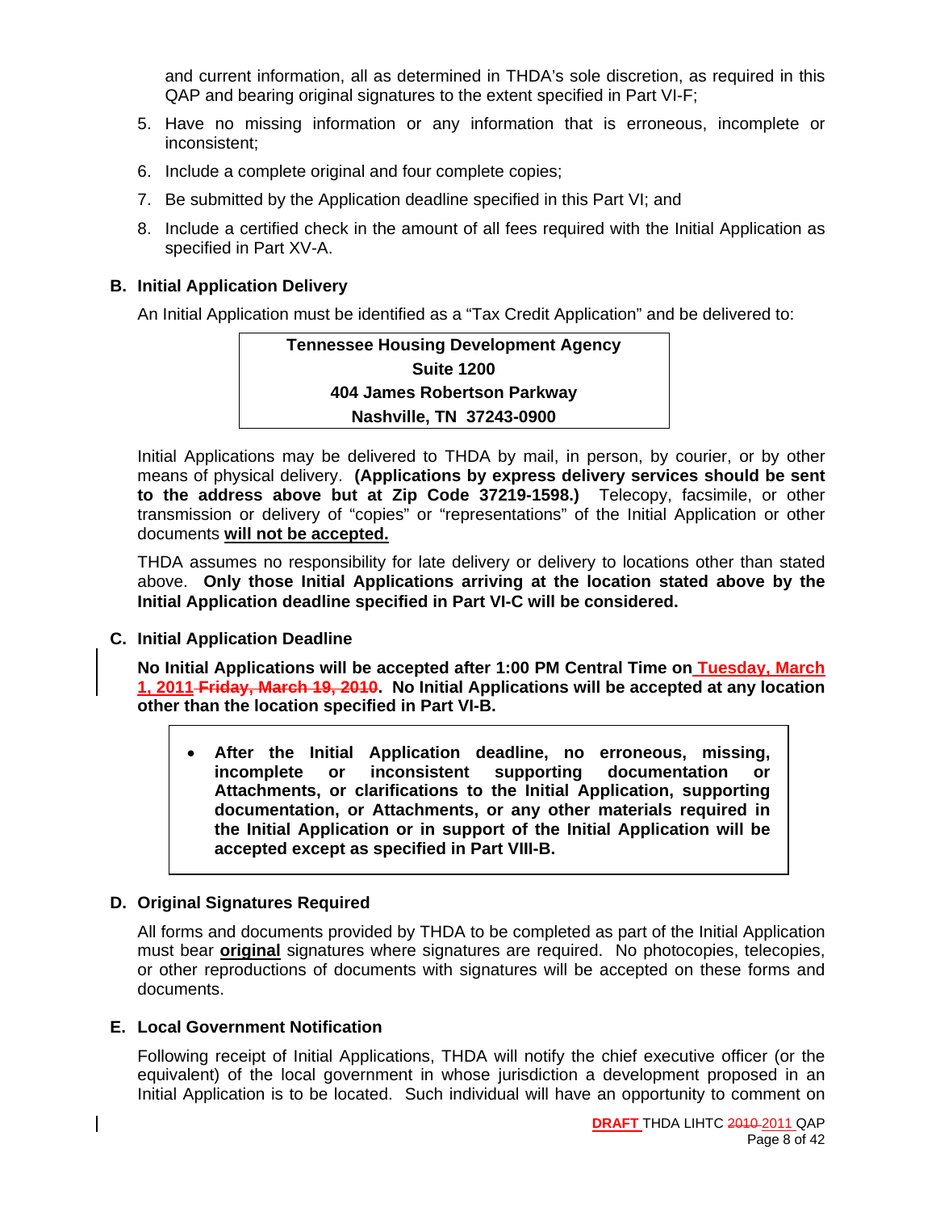and current information, all as determined in THDA's sole discretion, as required in this QAP and bearing original signatures to the extent specified in Part VI-F;

5. Have no missing information or any information that is erroneous, incomplete or inconsistent;
6. Include a complete original and four complete copies;
7. Be submitted by the Application deadline specified in this Part VI; and
8. Include a certified check in the amount of all fees required with the Initial Application as specified in Part XV-A.

## B. Initial Application Delivery

An Initial Application must be identified as a "Tax Credit Application" and be delivered to:

**Tennessee Housing Development Agency**
**Suite 1200**
**404 James Robertson Parkway**
**Nashville, TN 37243-0900**

Initial Applications may be delivered to THDA by mail, in person, by courier, or by other means of physical delivery. **(Applications by express delivery services should be sent to the address above but at Zip Code 37219-1598.)** Telecopy, facsimile, or other transmission or delivery of "copies" or "representations" of the Initial Application or other documents **<u>will not be accepted.</u>**

THDA assumes no responsibility for late delivery or delivery to locations other than stated above. **Only those Initial Applications arriving at the location stated above by the Initial Application deadline specified in Part VI-C will be considered.**

## C. Initial Application Deadline

**No Initial Applications will be accepted after 1:00 PM Central Time on <u>Tuesday, March 1, 2011</u> ~~Friday, March 19, 2010~~. No Initial Applications will be accepted at any location other than the location specified in Part VI-B.**

- **After the Initial Application deadline, no erroneous, missing, incomplete or inconsistent supporting documentation or Attachments, or clarifications to the Initial Application, supporting documentation, or Attachments, or any other materials required in the Initial Application or in support of the Initial Application will be accepted except as specified in Part VIII-B.**

## D. Original Signatures Required

All forms and documents provided by THDA to be completed as part of the Initial Application must bear **<u>original</u>** signatures where signatures are required. No photocopies, telecopies, or other reproductions of documents with signatures will be accepted on these forms and documents.

## E. Local Government Notification

Following receipt of Initial Applications, THDA will notify the chief executive officer (or the equivalent) of the local government in whose jurisdiction a development proposed in an Initial Application is to be located. Such individual will have an opportunity to comment on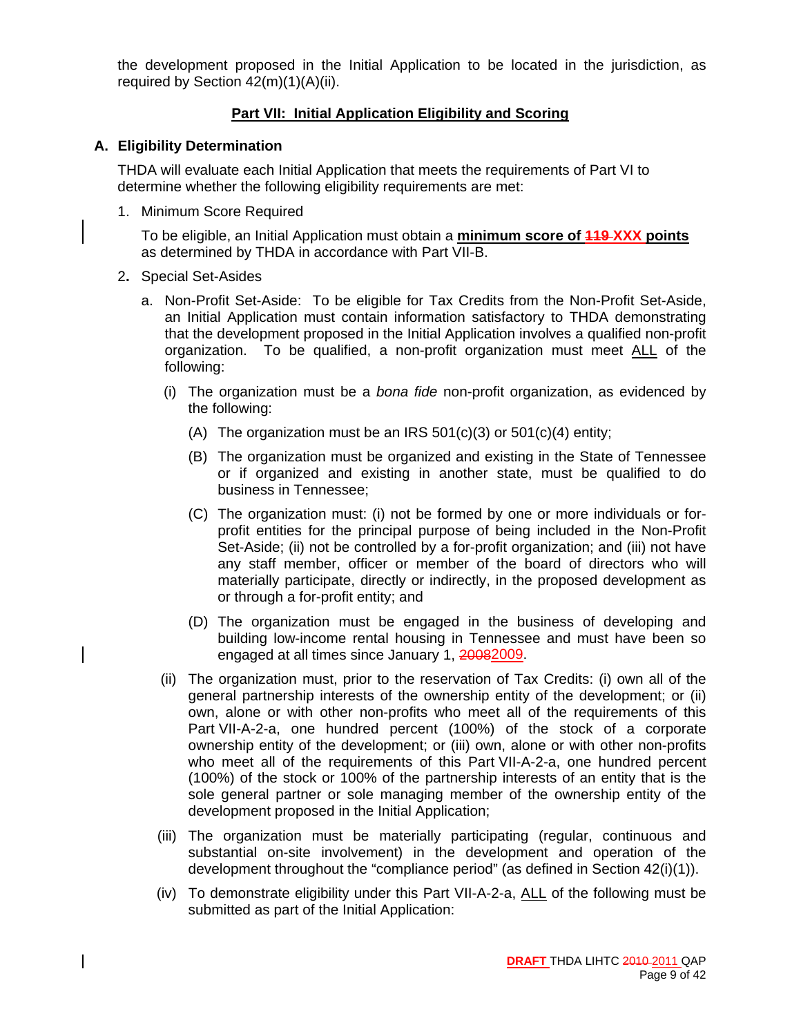the development proposed in the Initial Application to be located in the jurisdiction, as required by Section 42(m)(1)(A)(ii).

## Part VII: Initial Application Eligibility and Scoring

### A. Eligibility Determination

THDA will evaluate each Initial Application that meets the requirements of Part VI to determine whether the following eligibility requirements are met:

1. Minimum Score Required

   To be eligible, an Initial Application must obtain a **minimum score of ~~119~~ XXX points** as determined by THDA in accordance with Part VII-B.

2. Special Set-Asides

   a. Non-Profit Set-Aside: To be eligible for Tax Credits from the Non-Profit Set-Aside, an Initial Application must contain information satisfactory to THDA demonstrating that the development proposed in the Initial Application involves a qualified non-profit organization. To be qualified, a non-profit organization must meet ALL of the following:

      (i) The organization must be a *bona fide* non-profit organization, as evidenced by the following:

         (A) The organization must be an IRS 501(c)(3) or 501(c)(4) entity;

         (B) The organization must be organized and existing in the State of Tennessee or if organized and existing in another state, must be qualified to do business in Tennessee;

         (C) The organization must: (i) not be formed by one or more individuals or for-profit entities for the principal purpose of being included in the Non-Profit Set-Aside; (ii) not be controlled by a for-profit organization; and (iii) not have any staff member, officer or member of the board of directors who will materially participate, directly or indirectly, in the proposed development as or through a for-profit entity; and

         (D) The organization must be engaged in the business of developing and building low-income rental housing in Tennessee and must have been so engaged at all times since January 1, ~~2008~~2009.

      (ii) The organization must, prior to the reservation of Tax Credits: (i) own all of the general partnership interests of the ownership entity of the development; or (ii) own, alone or with other non-profits who meet all of the requirements of this Part VII-A-2-a, one hundred percent (100%) of the stock of a corporate ownership entity of the development; or (iii) own, alone or with other non-profits who meet all of the requirements of this Part VII-A-2-a, one hundred percent (100%) of the stock or 100% of the partnership interests of an entity that is the sole general partner or sole managing member of the ownership entity of the development proposed in the Initial Application;

      (iii) The organization must be materially participating (regular, continuous and substantial on-site involvement) in the development and operation of the development throughout the "compliance period" (as defined in Section 42(i)(1)).

      (iv) To demonstrate eligibility under this Part VII-A-2-a, ALL of the following must be submitted as part of the Initial Application: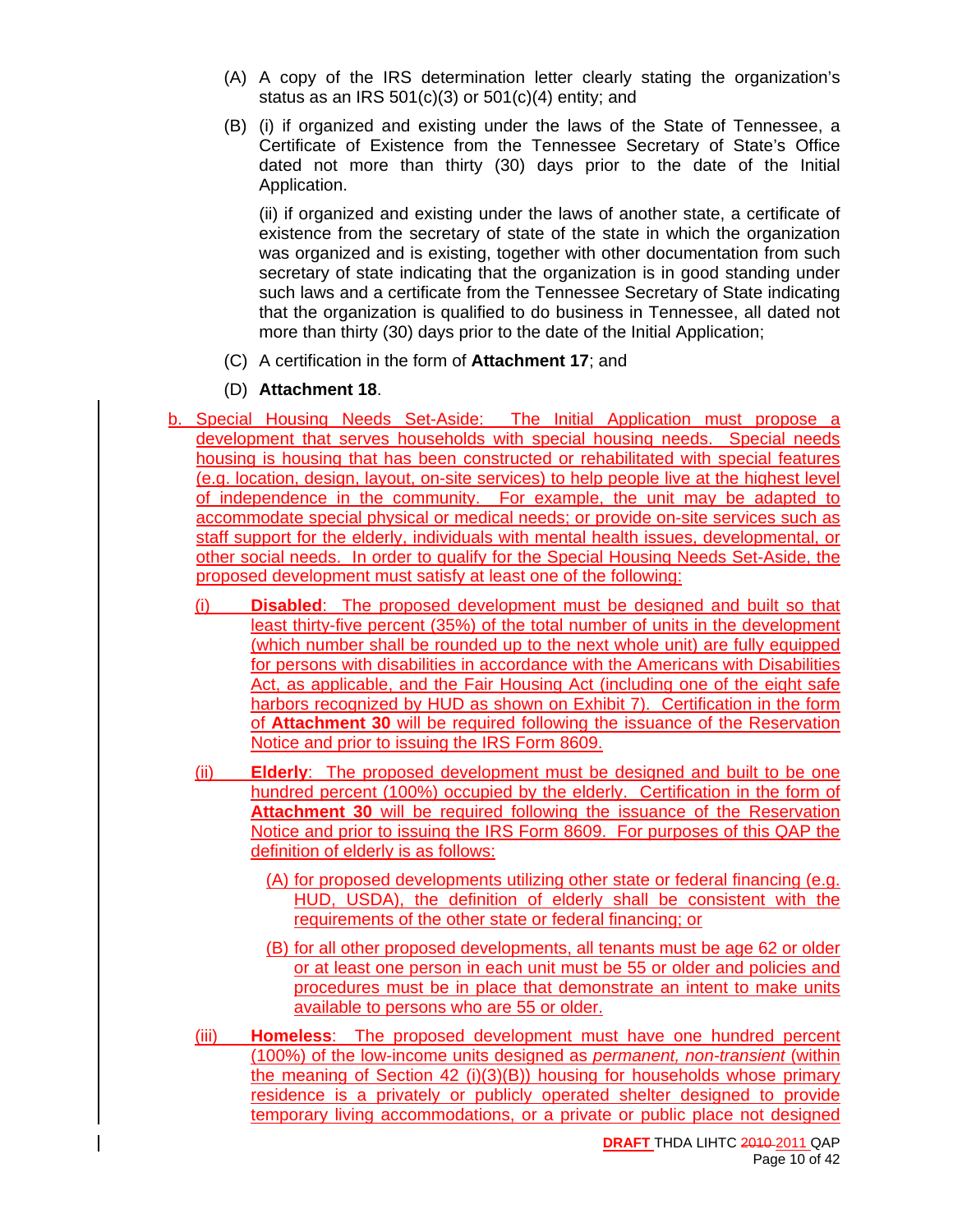(A) A copy of the IRS determination letter clearly stating the organization's status as an IRS 501(c)(3) or 501(c)(4) entity; and

(B) (i) if organized and existing under the laws of the State of Tennessee, a Certificate of Existence from the Tennessee Secretary of State's Office dated not more than thirty (30) days prior to the date of the Initial Application.

(ii) if organized and existing under the laws of another state, a certificate of existence from the secretary of state of the state in which the organization was organized and is existing, together with other documentation from such secretary of state indicating that the organization is in good standing under such laws and a certificate from the Tennessee Secretary of State indicating that the organization is qualified to do business in Tennessee, all dated not more than thirty (30) days prior to the date of the Initial Application;

(C) A certification in the form of **Attachment 17**; and

(D) **Attachment 18**.

b. Special Housing Needs Set-Aside: The Initial Application must propose a development that serves households with special housing needs. Special needs housing is housing that has been constructed or rehabilitated with special features (e.g. location, design, layout, on-site services) to help people live at the highest level of independence in the community. For example, the unit may be adapted to accommodate special physical or medical needs; or provide on-site services such as staff support for the elderly, individuals with mental health issues, developmental, or other social needs. In order to qualify for the Special Housing Needs Set-Aside, the proposed development must satisfy at least one of the following:

(i) **Disabled**: The proposed development must be designed and built so that least thirty-five percent (35%) of the total number of units in the development (which number shall be rounded up to the next whole unit) are fully equipped for persons with disabilities in accordance with the Americans with Disabilities Act, as applicable, and the Fair Housing Act (including one of the eight safe harbors recognized by HUD as shown on Exhibit 7). Certification in the form of **Attachment 30** will be required following the issuance of the Reservation Notice and prior to issuing the IRS Form 8609.

(ii) **Elderly**: The proposed development must be designed and built to be one hundred percent (100%) occupied by the elderly. Certification in the form of **Attachment 30** will be required following the issuance of the Reservation Notice and prior to issuing the IRS Form 8609. For purposes of this QAP the definition of elderly is as follows:

(A) for proposed developments utilizing other state or federal financing (e.g. HUD, USDA), the definition of elderly shall be consistent with the requirements of the other state or federal financing; or

(B) for all other proposed developments, all tenants must be age 62 or older or at least one person in each unit must be 55 or older and policies and procedures must be in place that demonstrate an intent to make units available to persons who are 55 or older.

(iii) **Homeless**: The proposed development must have one hundred percent (100%) of the low-income units designed as *permanent, non-transient* (within the meaning of Section 42 (i)(3)(B)) housing for households whose primary residence is a privately or publicly operated shelter designed to provide temporary living accommodations, or a private or public place not designed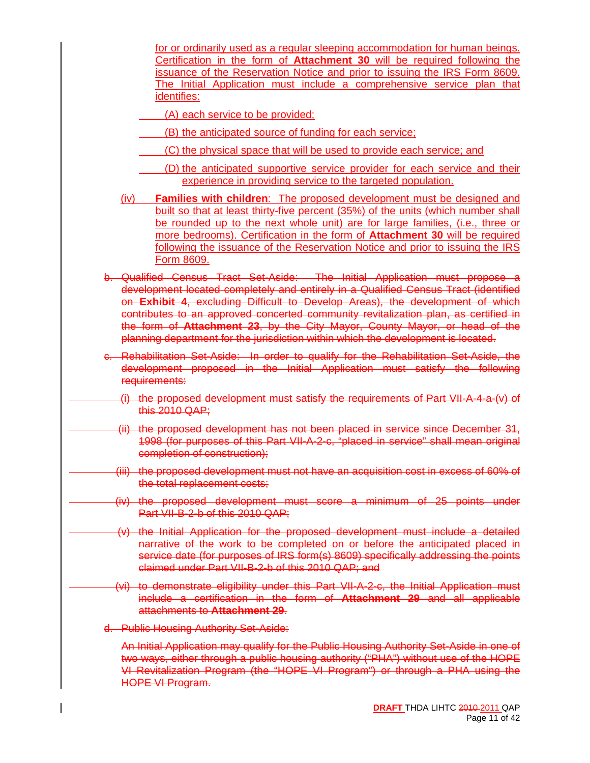for or ordinarily used as a regular sleeping accommodation for human beings. Certification in the form of **Attachment 30** will be required following the issuance of the Reservation Notice and prior to issuing the IRS Form 8609. The Initial Application must include a comprehensive service plan that identifies:

(A) each service to be provided;

(B) the anticipated source of funding for each service;

(C) the physical space that will be used to provide each service; and

(D) the anticipated supportive service provider for each service and their experience in providing service to the targeted population.

(iv) **Families with children**: The proposed development must be designed and built so that at least thirty-five percent (35%) of the units (which number shall be rounded up to the next whole unit) are for large families, (i.e., three or more bedrooms). Certification in the form of **Attachment 30** will be required following the issuance of the Reservation Notice and prior to issuing the IRS Form 8609.

~~b. Qualified Census Tract Set-Aside: The Initial Application must propose a development located completely and entirely in a Qualified Census Tract (identified on **Exhibit 4**, excluding Difficult to Develop Areas), the development of which contributes to an approved concerted community revitalization plan, as certified in the form of **Attachment 23**, by the City Mayor, County Mayor, or head of the planning department for the jurisdiction within which the development is located.~~

~~c. Rehabilitation Set-Aside: In order to qualify for the Rehabilitation Set-Aside, the development proposed in the Initial Application must satisfy the following requirements:~~

~~(i) the proposed development must satisfy the requirements of Part VII-A-4-a-(v) of this 2010 QAP;~~

~~(ii) the proposed development has not been placed in service since December 31, 1998 (for purposes of this Part VII-A-2-c, "placed in service" shall mean original completion of construction);~~

~~(iii) the proposed development must not have an acquisition cost in excess of 60% of the total replacement costs;~~

~~(iv) the proposed development must score a minimum of 25 points under Part VII-B-2-b of this 2010 QAP;~~

~~(v) the Initial Application for the proposed development must include a detailed narrative of the work to be completed on or before the anticipated placed in service date (for purposes of IRS form(s) 8609) specifically addressing the points claimed under Part VII-B-2-b of this 2010 QAP; and~~

~~(vi) to demonstrate eligibility under this Part VII-A-2-c, the Initial Application must include a certification in the form of **Attachment 29** and all applicable attachments to **Attachment 29**.~~

~~d. Public Housing Authority Set-Aside:~~

~~An Initial Application may qualify for the Public Housing Authority Set-Aside in one of two ways, either through a public housing authority ("PHA") without use of the HOPE VI Revitalization Program (the "HOPE VI Program") or through a PHA using the HOPE VI Program.~~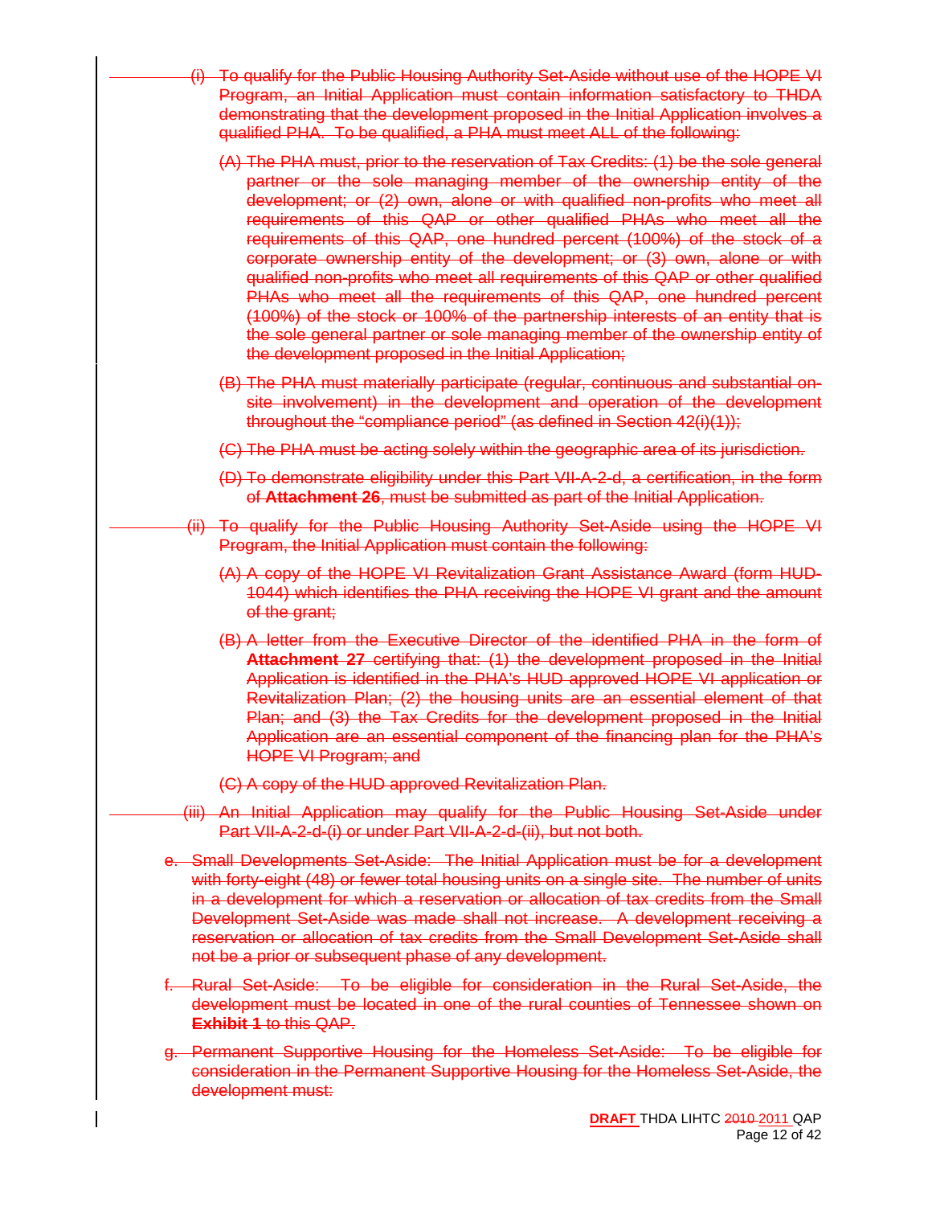~~(i) To qualify for the Public Housing Authority Set-Aside without use of the HOPE VI Program, an Initial Application must contain information satisfactory to THDA demonstrating that the development proposed in the Initial Application involves a qualified PHA. To be qualified, a PHA must meet ALL of the following:~~

~~(A) The PHA must, prior to the reservation of Tax Credits: (1) be the sole general partner or the sole managing member of the ownership entity of the development; or (2) own, alone or with qualified non-profits who meet all requirements of this QAP or other qualified PHAs who meet all the requirements of this QAP, one hundred percent (100%) of the stock of a corporate ownership entity of the development; or (3) own, alone or with qualified non-profits who meet all requirements of this QAP or other qualified PHAs who meet all the requirements of this QAP, one hundred percent (100%) of the stock or 100% of the partnership interests of an entity that is the sole general partner or sole managing member of the ownership entity of the development proposed in the Initial Application;~~

~~(B) The PHA must materially participate (regular, continuous and substantial on-site involvement) in the development and operation of the development throughout the "compliance period" (as defined in Section 42(i)(1));~~

~~(C) The PHA must be acting solely within the geographic area of its jurisdiction.~~

~~(D) To demonstrate eligibility under this Part VII-A-2-d, a certification, in the form of **Attachment 26**, must be submitted as part of the Initial Application.~~

~~(ii) To qualify for the Public Housing Authority Set-Aside using the HOPE VI Program, the Initial Application must contain the following:~~

~~(A) A copy of the HOPE VI Revitalization Grant Assistance Award (form HUD-1044) which identifies the PHA receiving the HOPE VI grant and the amount of the grant;~~

~~(B) A letter from the Executive Director of the identified PHA in the form of **Attachment 27** certifying that: (1) the development proposed in the Initial Application is identified in the PHA's HUD approved HOPE VI application or Revitalization Plan; (2) the housing units are an essential element of that Plan; and (3) the Tax Credits for the development proposed in the Initial Application are an essential component of the financing plan for the PHA's HOPE VI Program; and~~

~~(C) A copy of the HUD approved Revitalization Plan.~~

~~(iii) An Initial Application may qualify for the Public Housing Set-Aside under Part VII-A-2-d-(i) or under Part VII-A-2-d-(ii), but not both.~~

~~e. Small Developments Set-Aside: The Initial Application must be for a development with forty-eight (48) or fewer total housing units on a single site. The number of units in a development for which a reservation or allocation of tax credits from the Small Development Set-Aside was made shall not increase. A development receiving a reservation or allocation of tax credits from the Small Development Set-Aside shall not be a prior or subsequent phase of any development.~~

~~f. Rural Set-Aside: To be eligible for consideration in the Rural Set-Aside, the development must be located in one of the rural counties of Tennessee shown on **Exhibit 1** to this QAP.~~

~~g. Permanent Supportive Housing for the Homeless Set-Aside: To be eligible for consideration in the Permanent Supportive Housing for the Homeless Set-Aside, the development must:~~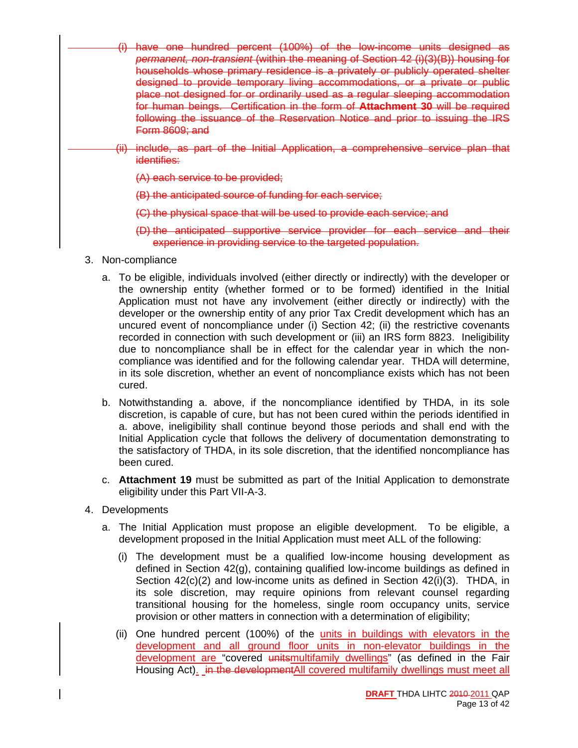~~(i) have one hundred percent (100%) of the low-income units designed as *permanent, non-transient* (within the meaning of Section 42 (i)(3)(B)) housing for households whose primary residence is a privately or publicly operated shelter designed to provide temporary living accommodations, or a private or public place not designed for or ordinarily used as a regular sleeping accommodation for human beings. Certification in the form of **Attachment 30** will be required following the issuance of the Reservation Notice and prior to issuing the IRS Form 8609; and~~

~~(ii) include, as part of the Initial Application, a comprehensive service plan that identifies:~~

~~(A) each service to be provided;~~

~~(B) the anticipated source of funding for each service;~~

~~(C) the physical space that will be used to provide each service; and~~

~~(D) the anticipated supportive service provider for each service and their experience in providing service to the targeted population.~~

3. Non-compliance

   a. To be eligible, individuals involved (either directly or indirectly) with the developer or the ownership entity (whether formed or to be formed) identified in the Initial Application must not have any involvement (either directly or indirectly) with the developer or the ownership entity of any prior Tax Credit development which has an uncured event of noncompliance under (i) Section 42; (ii) the restrictive covenants recorded in connection with such development or (iii) an IRS form 8823. Ineligibility due to noncompliance shall be in effect for the calendar year in which the non-compliance was identified and for the following calendar year. THDA will determine, in its sole discretion, whether an event of noncompliance exists which has not been cured.

   b. Notwithstanding a. above, if the noncompliance identified by THDA, in its sole discretion, is capable of cure, but has not been cured within the periods identified in a. above, ineligibility shall continue beyond those periods and shall end with the Initial Application cycle that follows the delivery of documentation demonstrating to the satisfactory of THDA, in its sole discretion, that the identified noncompliance has been cured.

   c. **Attachment 19** must be submitted as part of the Initial Application to demonstrate eligibility under this Part VII-A-3.

4. Developments

   a. The Initial Application must propose an eligible development. To be eligible, a development proposed in the Initial Application must meet ALL of the following:

      (i) The development must be a qualified low-income housing development as defined in Section 42(g), containing qualified low-income buildings as defined in Section 42(c)(2) and low-income units as defined in Section 42(i)(3). THDA, in its sole discretion, may require opinions from relevant counsel regarding transitional housing for the homeless, single room occupancy units, service provision or other matters in connection with a determination of eligibility;

      (ii) One hundred percent (100%) of the units in buildings with elevators in the development and all ground floor units in non-elevator buildings in the development are "covered ~~units~~multifamily dwellings" (as defined in the Fair Housing Act). ~~in the development~~All covered multifamily dwellings must meet all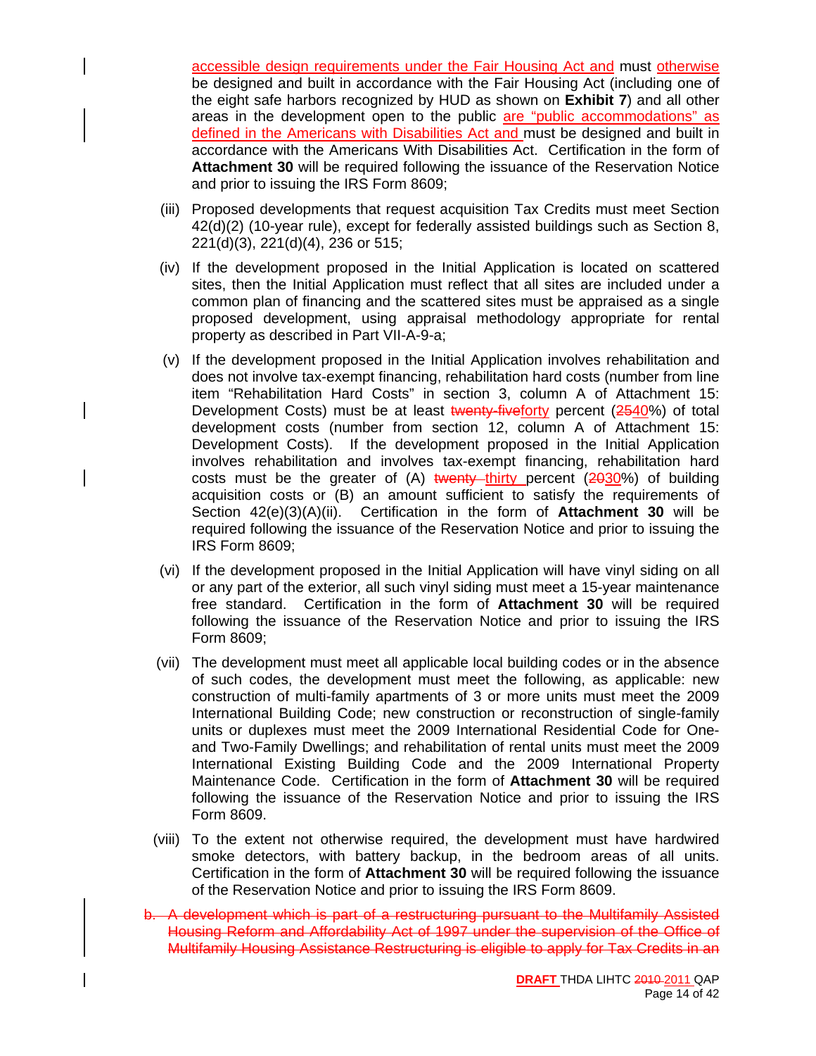accessible design requirements under the Fair Housing Act and must otherwise be designed and built in accordance with the Fair Housing Act (including one of the eight safe harbors recognized by HUD as shown on **Exhibit 7**) and all other areas in the development open to the public are "public accommodations" as defined in the Americans with Disabilities Act and must be designed and built in accordance with the Americans With Disabilities Act. Certification in the form of **Attachment 30** will be required following the issuance of the Reservation Notice and prior to issuing the IRS Form 8609;

(iii) Proposed developments that request acquisition Tax Credits must meet Section 42(d)(2) (10-year rule), except for federally assisted buildings such as Section 8, 221(d)(3), 221(d)(4), 236 or 515;

(iv) If the development proposed in the Initial Application is located on scattered sites, then the Initial Application must reflect that all sites are included under a common plan of financing and the scattered sites must be appraised as a single proposed development, using appraisal methodology appropriate for rental property as described in Part VII-A-9-a;

(v) If the development proposed in the Initial Application involves rehabilitation and does not involve tax-exempt financing, rehabilitation hard costs (number from line item "Rehabilitation Hard Costs" in section 3, column A of Attachment 15: Development Costs) must be at least ~~twenty-five~~forty percent (~~25~~40%) of total development costs (number from section 12, column A of Attachment 15: Development Costs). If the development proposed in the Initial Application involves rehabilitation and involves tax-exempt financing, rehabilitation hard costs must be the greater of (A) ~~twenty~~ thirty percent (~~20~~30%) of building acquisition costs or (B) an amount sufficient to satisfy the requirements of Section 42(e)(3)(A)(ii). Certification in the form of **Attachment 30** will be required following the issuance of the Reservation Notice and prior to issuing the IRS Form 8609;

(vi) If the development proposed in the Initial Application will have vinyl siding on all or any part of the exterior, all such vinyl siding must meet a 15-year maintenance free standard. Certification in the form of **Attachment 30** will be required following the issuance of the Reservation Notice and prior to issuing the IRS Form 8609;

(vii) The development must meet all applicable local building codes or in the absence of such codes, the development must meet the following, as applicable: new construction of multi-family apartments of 3 or more units must meet the 2009 International Building Code; new construction or reconstruction of single-family units or duplexes must meet the 2009 International Residential Code for One- and Two-Family Dwellings; and rehabilitation of rental units must meet the 2009 International Existing Building Code and the 2009 International Property Maintenance Code. Certification in the form of **Attachment 30** will be required following the issuance of the Reservation Notice and prior to issuing the IRS Form 8609.

(viii) To the extent not otherwise required, the development must have hardwired smoke detectors, with battery backup, in the bedroom areas of all units. Certification in the form of **Attachment 30** will be required following the issuance of the Reservation Notice and prior to issuing the IRS Form 8609.

~~b. A development which is part of a restructuring pursuant to the Multifamily Assisted Housing Reform and Affordability Act of 1997 under the supervision of the Office of Multifamily Housing Assistance Restructuring is eligible to apply for Tax Credits in an~~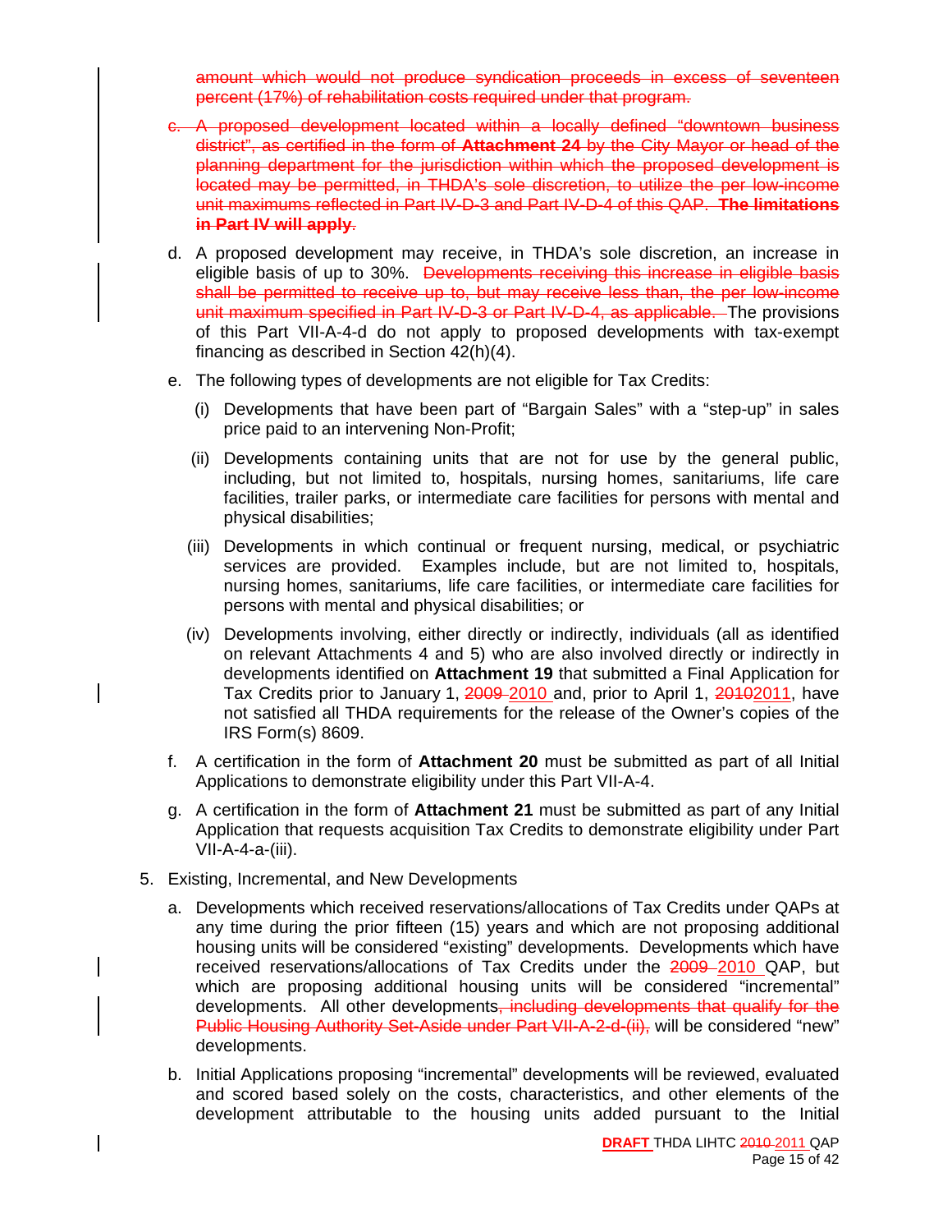amount which would not produce syndication proceeds in excess of seventeen percent (17%) of rehabilitation costs required under that program.

c. A proposed development located within a locally defined "downtown business district", as certified in the form of **Attachment 24** by the City Mayor or head of the planning department for the jurisdiction within which the proposed development is located may be permitted, in THDA's sole discretion, to utilize the per low-income unit maximums reflected in Part IV-D-3 and Part IV-D-4 of this QAP. **The limitations in Part IV will apply**.

d. A proposed development may receive, in THDA's sole discretion, an increase in eligible basis of up to 30%. Developments receiving this increase in eligible basis shall be permitted to receive up to, but may receive less than, the per low-income unit maximum specified in Part IV-D-3 or Part IV-D-4, as applicable. The provisions of this Part VII-A-4-d do not apply to proposed developments with tax-exempt financing as described in Section 42(h)(4).

e. The following types of developments are not eligible for Tax Credits:

   (i) Developments that have been part of "Bargain Sales" with a "step-up" in sales price paid to an intervening Non-Profit;

   (ii) Developments containing units that are not for use by the general public, including, but not limited to, hospitals, nursing homes, sanitariums, life care facilities, trailer parks, or intermediate care facilities for persons with mental and physical disabilities;

   (iii) Developments in which continual or frequent nursing, medical, or psychiatric services are provided. Examples include, but are not limited to, hospitals, nursing homes, sanitariums, life care facilities, or intermediate care facilities for persons with mental and physical disabilities; or

   (iv) Developments involving, either directly or indirectly, individuals (all as identified on relevant Attachments 4 and 5) who are also involved directly or indirectly in developments identified on **Attachment 19** that submitted a Final Application for Tax Credits prior to January 1, 2009 2010 and, prior to April 1, 20102011, have not satisfied all THDA requirements for the release of the Owner's copies of the IRS Form(s) 8609.

f. A certification in the form of **Attachment 20** must be submitted as part of all Initial Applications to demonstrate eligibility under this Part VII-A-4.

g. A certification in the form of **Attachment 21** must be submitted as part of any Initial Application that requests acquisition Tax Credits to demonstrate eligibility under Part VII-A-4-a-(iii).

5. Existing, Incremental, and New Developments

   a. Developments which received reservations/allocations of Tax Credits under QAPs at any time during the prior fifteen (15) years and which are not proposing additional housing units will be considered "existing" developments. Developments which have received reservations/allocations of Tax Credits under the 2009 2010 QAP, but which are proposing additional housing units will be considered "incremental" developments. All other developments, including developments that qualify for the Public Housing Authority Set-Aside under Part VII-A-2-d-(ii), will be considered "new" developments.

   b. Initial Applications proposing "incremental" developments will be reviewed, evaluated and scored based solely on the costs, characteristics, and other elements of the development attributable to the housing units added pursuant to the Initial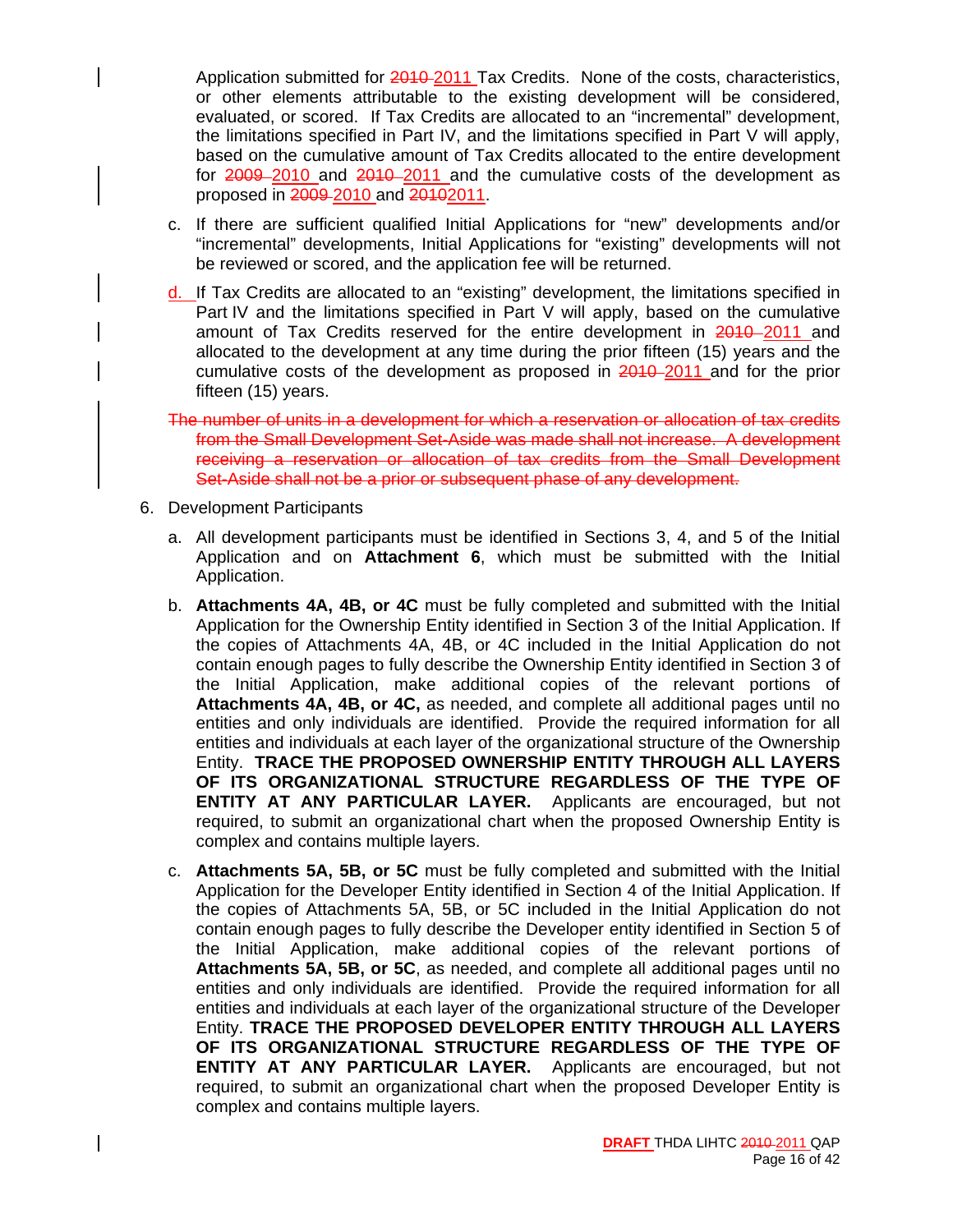Application submitted for ~~2010~~ 2011 Tax Credits. None of the costs, characteristics, or other elements attributable to the existing development will be considered, evaluated, or scored. If Tax Credits are allocated to an "incremental" development, the limitations specified in Part IV, and the limitations specified in Part V will apply, based on the cumulative amount of Tax Credits allocated to the entire development for ~~2009~~ 2010 and ~~2010~~ 2011 and the cumulative costs of the development as proposed in ~~2009~~ 2010 and ~~2010~~2011.

c. If there are sufficient qualified Initial Applications for "new" developments and/or "incremental" developments, Initial Applications for "existing" developments will not be reviewed or scored, and the application fee will be returned.

d. If Tax Credits are allocated to an "existing" development, the limitations specified in Part IV and the limitations specified in Part V will apply, based on the cumulative amount of Tax Credits reserved for the entire development in ~~2010~~ 2011 and allocated to the development at any time during the prior fifteen (15) years and the cumulative costs of the development as proposed in ~~2010~~ 2011 and for the prior fifteen (15) years.

~~The number of units in a development for which a reservation or allocation of tax credits from the Small Development Set-Aside was made shall not increase. A development receiving a reservation or allocation of tax credits from the Small Development Set-Aside shall not be a prior or subsequent phase of any development.~~

6. Development Participants

a. All development participants must be identified in Sections 3, 4, and 5 of the Initial Application and on **Attachment 6**, which must be submitted with the Initial Application.

b. **Attachments 4A, 4B, or 4C** must be fully completed and submitted with the Initial Application for the Ownership Entity identified in Section 3 of the Initial Application. If the copies of Attachments 4A, 4B, or 4C included in the Initial Application do not contain enough pages to fully describe the Ownership Entity identified in Section 3 of the Initial Application, make additional copies of the relevant portions of **Attachments 4A, 4B, or 4C,** as needed, and complete all additional pages until no entities and only individuals are identified. Provide the required information for all entities and individuals at each layer of the organizational structure of the Ownership Entity. **TRACE THE PROPOSED OWNERSHIP ENTITY THROUGH ALL LAYERS OF ITS ORGANIZATIONAL STRUCTURE REGARDLESS OF THE TYPE OF ENTITY AT ANY PARTICULAR LAYER.** Applicants are encouraged, but not required, to submit an organizational chart when the proposed Ownership Entity is complex and contains multiple layers.

c. **Attachments 5A, 5B, or 5C** must be fully completed and submitted with the Initial Application for the Developer Entity identified in Section 4 of the Initial Application. If the copies of Attachments 5A, 5B, or 5C included in the Initial Application do not contain enough pages to fully describe the Developer entity identified in Section 5 of the Initial Application, make additional copies of the relevant portions of **Attachments 5A, 5B, or 5C**, as needed, and complete all additional pages until no entities and only individuals are identified. Provide the required information for all entities and individuals at each layer of the organizational structure of the Developer Entity. **TRACE THE PROPOSED DEVELOPER ENTITY THROUGH ALL LAYERS OF ITS ORGANIZATIONAL STRUCTURE REGARDLESS OF THE TYPE OF ENTITY AT ANY PARTICULAR LAYER.** Applicants are encouraged, but not required, to submit an organizational chart when the proposed Developer Entity is complex and contains multiple layers.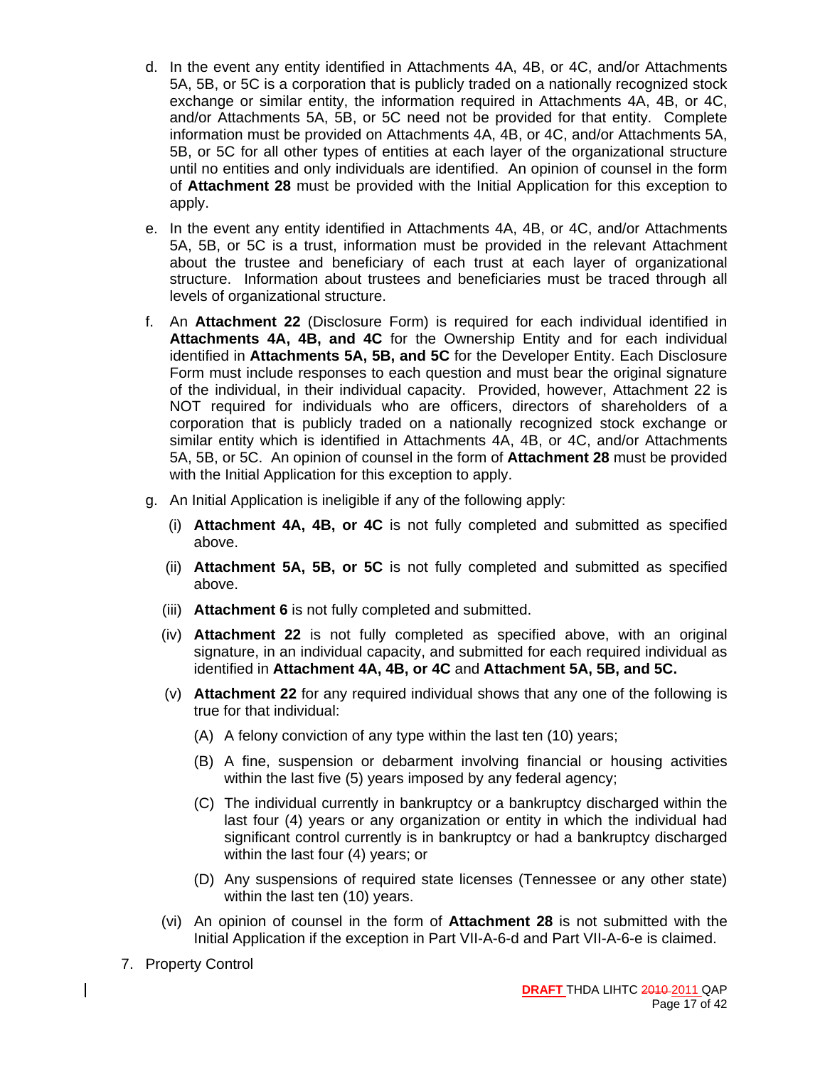d. In the event any entity identified in Attachments 4A, 4B, or 4C, and/or Attachments 5A, 5B, or 5C is a corporation that is publicly traded on a nationally recognized stock exchange or similar entity, the information required in Attachments 4A, 4B, or 4C, and/or Attachments 5A, 5B, or 5C need not be provided for that entity. Complete information must be provided on Attachments 4A, 4B, or 4C, and/or Attachments 5A, 5B, or 5C for all other types of entities at each layer of the organizational structure until no entities and only individuals are identified. An opinion of counsel in the form of **Attachment 28** must be provided with the Initial Application for this exception to apply.

e. In the event any entity identified in Attachments 4A, 4B, or 4C, and/or Attachments 5A, 5B, or 5C is a trust, information must be provided in the relevant Attachment about the trustee and beneficiary of each trust at each layer of organizational structure. Information about trustees and beneficiaries must be traced through all levels of organizational structure.

f. An **Attachment 22** (Disclosure Form) is required for each individual identified in **Attachments 4A, 4B, and 4C** for the Ownership Entity and for each individual identified in **Attachments 5A, 5B, and 5C** for the Developer Entity. Each Disclosure Form must include responses to each question and must bear the original signature of the individual, in their individual capacity. Provided, however, Attachment 22 is NOT required for individuals who are officers, directors of shareholders of a corporation that is publicly traded on a nationally recognized stock exchange or similar entity which is identified in Attachments 4A, 4B, or 4C, and/or Attachments 5A, 5B, or 5C. An opinion of counsel in the form of **Attachment 28** must be provided with the Initial Application for this exception to apply.

g. An Initial Application is ineligible if any of the following apply:

   (i) **Attachment 4A, 4B, or 4C** is not fully completed and submitted as specified above.

   (ii) **Attachment 5A, 5B, or 5C** is not fully completed and submitted as specified above.

   (iii) **Attachment 6** is not fully completed and submitted.

   (iv) **Attachment 22** is not fully completed as specified above, with an original signature, in an individual capacity, and submitted for each required individual as identified in **Attachment 4A, 4B, or 4C** and **Attachment 5A, 5B, and 5C.**

   (v) **Attachment 22** for any required individual shows that any one of the following is true for that individual:

      (A) A felony conviction of any type within the last ten (10) years;

      (B) A fine, suspension or debarment involving financial or housing activities within the last five (5) years imposed by any federal agency;

      (C) The individual currently in bankruptcy or a bankruptcy discharged within the last four (4) years or any organization or entity in which the individual had significant control currently is in bankruptcy or had a bankruptcy discharged within the last four (4) years; or

      (D) Any suspensions of required state licenses (Tennessee or any other state) within the last ten (10) years.

   (vi) An opinion of counsel in the form of **Attachment 28** is not submitted with the Initial Application if the exception in Part VII-A-6-d and Part VII-A-6-e is claimed.

7. Property Control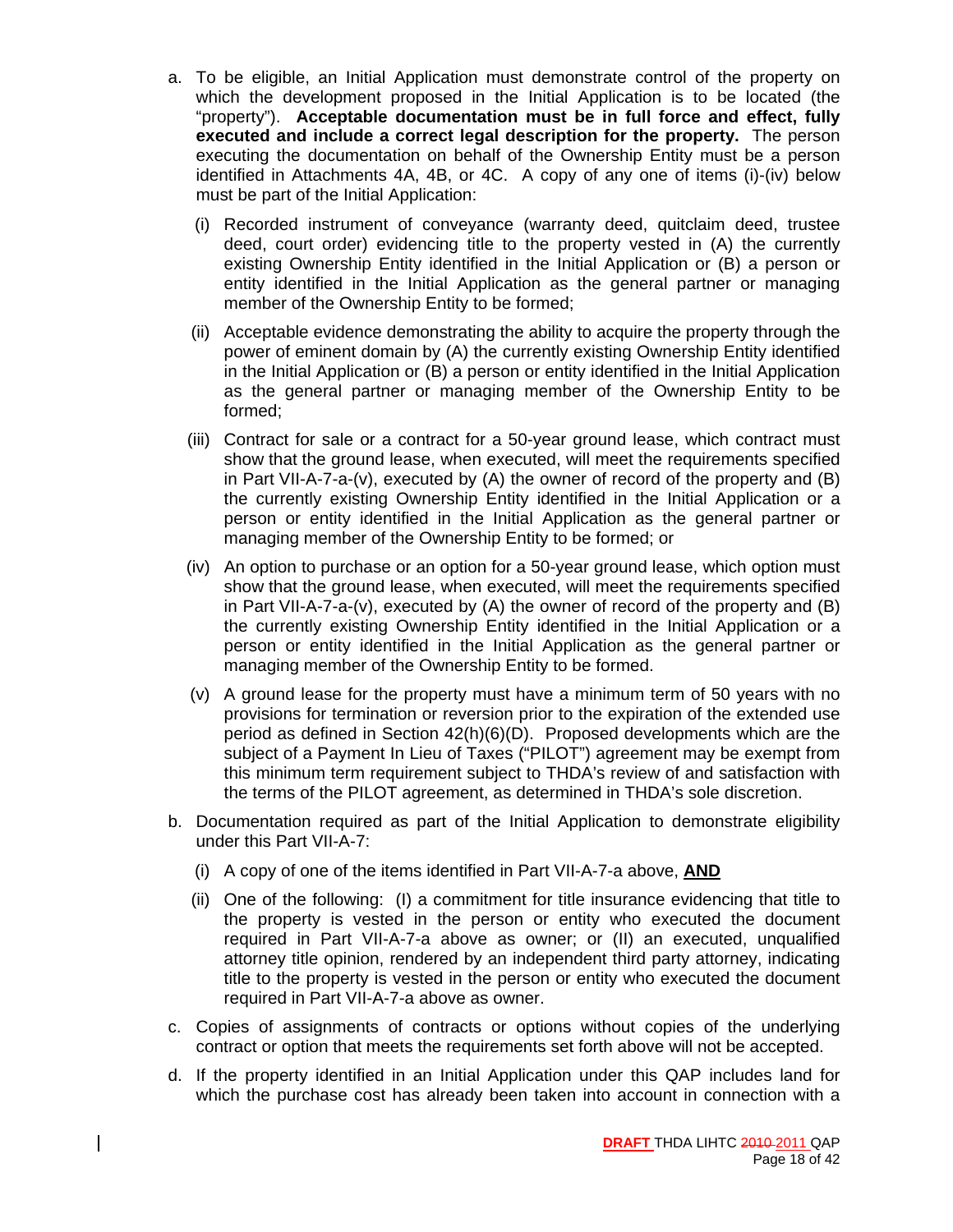a. To be eligible, an Initial Application must demonstrate control of the property on which the development proposed in the Initial Application is to be located (the "property"). **Acceptable documentation must be in full force and effect, fully executed and include a correct legal description for the property.** The person executing the documentation on behalf of the Ownership Entity must be a person identified in Attachments 4A, 4B, or 4C. A copy of any one of items (i)-(iv) below must be part of the Initial Application:

   (i) Recorded instrument of conveyance (warranty deed, quitclaim deed, trustee deed, court order) evidencing title to the property vested in (A) the currently existing Ownership Entity identified in the Initial Application or (B) a person or entity identified in the Initial Application as the general partner or managing member of the Ownership Entity to be formed;

   (ii) Acceptable evidence demonstrating the ability to acquire the property through the power of eminent domain by (A) the currently existing Ownership Entity identified in the Initial Application or (B) a person or entity identified in the Initial Application as the general partner or managing member of the Ownership Entity to be formed;

   (iii) Contract for sale or a contract for a 50-year ground lease, which contract must show that the ground lease, when executed, will meet the requirements specified in Part VII-A-7-a-(v), executed by (A) the owner of record of the property and (B) the currently existing Ownership Entity identified in the Initial Application or a person or entity identified in the Initial Application as the general partner or managing member of the Ownership Entity to be formed; or

   (iv) An option to purchase or an option for a 50-year ground lease, which option must show that the ground lease, when executed, will meet the requirements specified in Part VII-A-7-a-(v), executed by (A) the owner of record of the property and (B) the currently existing Ownership Entity identified in the Initial Application or a person or entity identified in the Initial Application as the general partner or managing member of the Ownership Entity to be formed.

   (v) A ground lease for the property must have a minimum term of 50 years with no provisions for termination or reversion prior to the expiration of the extended use period as defined in Section 42(h)(6)(D). Proposed developments which are the subject of a Payment In Lieu of Taxes ("PILOT") agreement may be exempt from this minimum term requirement subject to THDA's review of and satisfaction with the terms of the PILOT agreement, as determined in THDA's sole discretion.

b. Documentation required as part of the Initial Application to demonstrate eligibility under this Part VII-A-7:

   (i) A copy of one of the items identified in Part VII-A-7-a above, **AND**

   (ii) One of the following: (I) a commitment for title insurance evidencing that title to the property is vested in the person or entity who executed the document required in Part VII-A-7-a above as owner; or (II) an executed, unqualified attorney title opinion, rendered by an independent third party attorney, indicating title to the property is vested in the person or entity who executed the document required in Part VII-A-7-a above as owner.

c. Copies of assignments of contracts or options without copies of the underlying contract or option that meets the requirements set forth above will not be accepted.

d. If the property identified in an Initial Application under this QAP includes land for which the purchase cost has already been taken into account in connection with a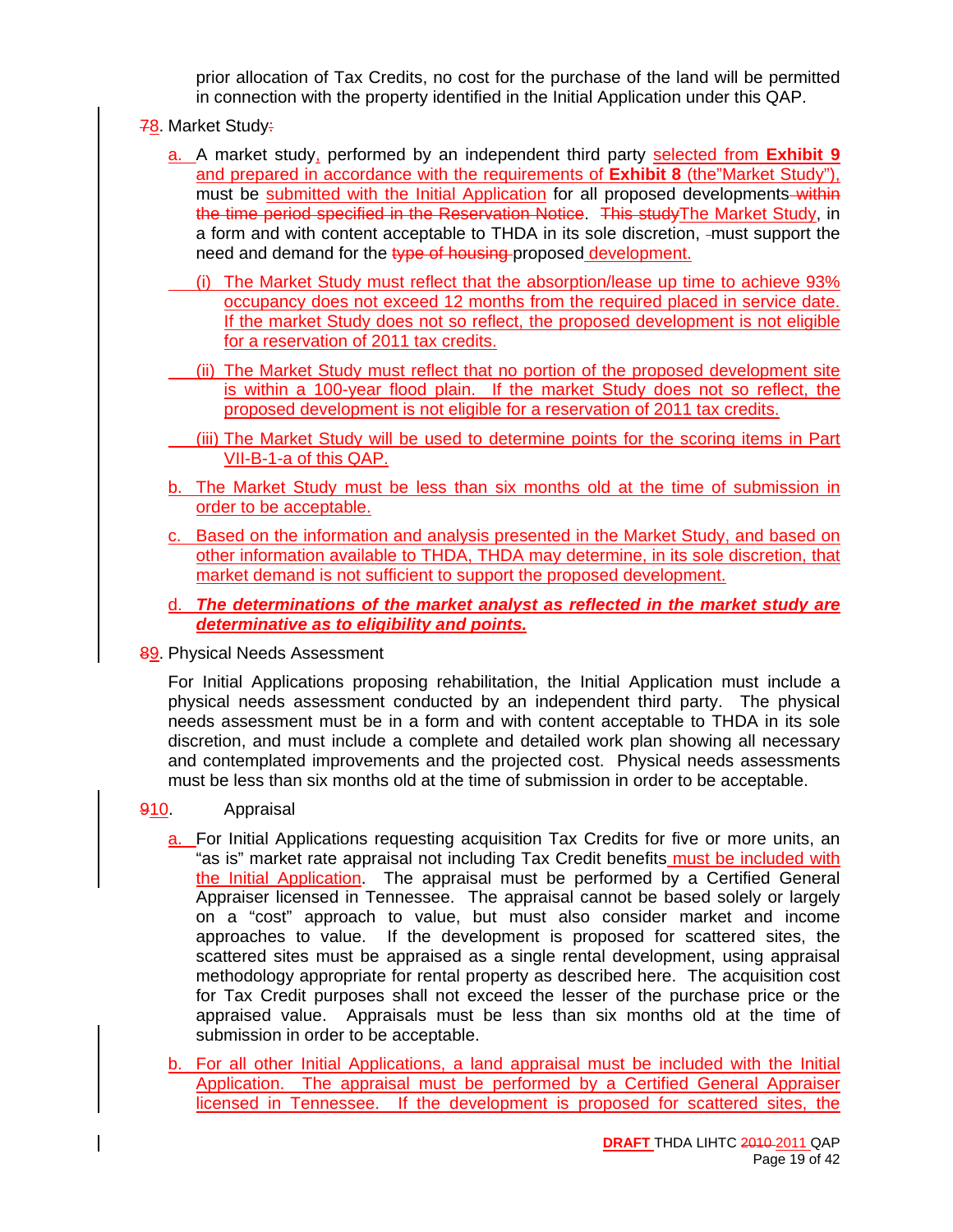prior allocation of Tax Credits, no cost for the purchase of the land will be permitted in connection with the property identified in the Initial Application under this QAP.

~~7~~8. Market Study~~:~~

a. A market study, performed by an independent third party selected from **Exhibit 9** and prepared in accordance with the requirements of **Exhibit 8** (the"Market Study"), must be submitted with the Initial Application for all proposed developments ~~within the time period specified in the Reservation Notice~~. ~~This study~~The Market Study, in a form and with content acceptable to THDA in its sole discretion, must support the need and demand for the ~~type of housing~~ proposed development.

(i) The Market Study must reflect that the absorption/lease up time to achieve 93% occupancy does not exceed 12 months from the required placed in service date. If the market Study does not so reflect, the proposed development is not eligible for a reservation of 2011 tax credits.

(ii) The Market Study must reflect that no portion of the proposed development site is within a 100-year flood plain. If the market Study does not so reflect, the proposed development is not eligible for a reservation of 2011 tax credits.

(iii) The Market Study will be used to determine points for the scoring items in Part VII-B-1-a of this QAP.

b. The Market Study must be less than six months old at the time of submission in order to be acceptable.

c. Based on the information and analysis presented in the Market Study, and based on other information available to THDA, THDA may determine, in its sole discretion, that market demand is not sufficient to support the proposed development.

d. ***The determinations of the market analyst as reflected in the market study are determinative as to eligibility and points.***

~~8~~9. Physical Needs Assessment

For Initial Applications proposing rehabilitation, the Initial Application must include a physical needs assessment conducted by an independent third party. The physical needs assessment must be in a form and with content acceptable to THDA in its sole discretion, and must include a complete and detailed work plan showing all necessary and contemplated improvements and the projected cost. Physical needs assessments must be less than six months old at the time of submission in order to be acceptable.

~~9~~10. Appraisal

a. For Initial Applications requesting acquisition Tax Credits for five or more units, an "as is" market rate appraisal not including Tax Credit benefits must be included with the Initial Application. The appraisal must be performed by a Certified General Appraiser licensed in Tennessee. The appraisal cannot be based solely or largely on a "cost" approach to value, but must also consider market and income approaches to value. If the development is proposed for scattered sites, the scattered sites must be appraised as a single rental development, using appraisal methodology appropriate for rental property as described here. The acquisition cost for Tax Credit purposes shall not exceed the lesser of the purchase price or the appraised value. Appraisals must be less than six months old at the time of submission in order to be acceptable.

b. For all other Initial Applications, a land appraisal must be included with the Initial Application. The appraisal must be performed by a Certified General Appraiser licensed in Tennessee. If the development is proposed for scattered sites, the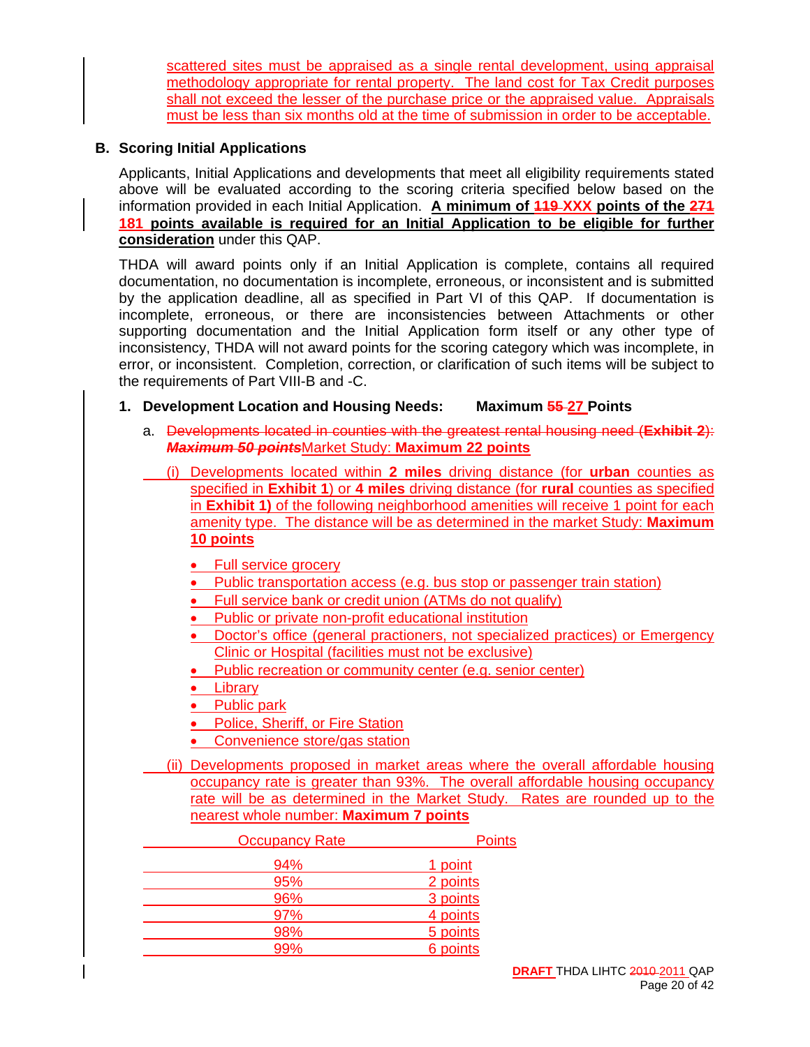scattered sites must be appraised as a single rental development, using appraisal methodology appropriate for rental property. The land cost for Tax Credit purposes shall not exceed the lesser of the purchase price or the appraised value. Appraisals must be less than six months old at the time of submission in order to be acceptable.

## B. Scoring Initial Applications

Applicants, Initial Applications and developments that meet all eligibility requirements stated above will be evaluated according to the scoring criteria specified below based on the information provided in each Initial Application. **A minimum of ~~119~~ XXX points of the ~~271~~ 181 points available is required for an Initial Application to be eligible for further consideration** under this QAP.

THDA will award points only if an Initial Application is complete, contains all required documentation, no documentation is incomplete, erroneous, or inconsistent and is submitted by the application deadline, all as specified in Part VI of this QAP. If documentation is incomplete, erroneous, or there are inconsistencies between Attachments or other supporting documentation and the Initial Application form itself or any other type of inconsistency, THDA will not award points for the scoring category which was incomplete, in error, or inconsistent. Completion, correction, or clarification of such items will be subject to the requirements of Part VIII-B and -C.

### 1. Development Location and Housing Needs: Maximum ~~55~~ 27 Points

a. ~~Developments located in counties with the greatest rental housing need (**Exhibit 2**): ***Maximum 50 points***~~ Market Study: **Maximum 22 points**

(i) Developments located within **2 miles** driving distance (for **urban** counties as specified in **Exhibit 1**) or **4 miles** driving distance (for **rural** counties as specified in **Exhibit 1)** of the following neighborhood amenities will receive 1 point for each amenity type. The distance will be as determined in the market Study: **Maximum 10 points**

- Full service grocery
- Public transportation access (e.g. bus stop or passenger train station)
- Full service bank or credit union (ATMs do not qualify)
- Public or private non-profit educational institution
- Doctor's office (general practioners, not specialized practices) or Emergency Clinic or Hospital (facilities must not be exclusive)
- Public recreation or community center (e.g. senior center)
- Library
- Public park
- Police, Sheriff, or Fire Station
- Convenience store/gas station

(ii) Developments proposed in market areas where the overall affordable housing occupancy rate is greater than 93%. The overall affordable housing occupancy rate will be as determined in the Market Study. Rates are rounded up to the nearest whole number: **Maximum 7 points**

| Occupancy Rate | Points |
| --- | --- |
| 94% | 1 point |
| 95% | 2 points |
| 96% | 3 points |
| 97% | 4 points |
| 98% | 5 points |
| 99% | 6 points |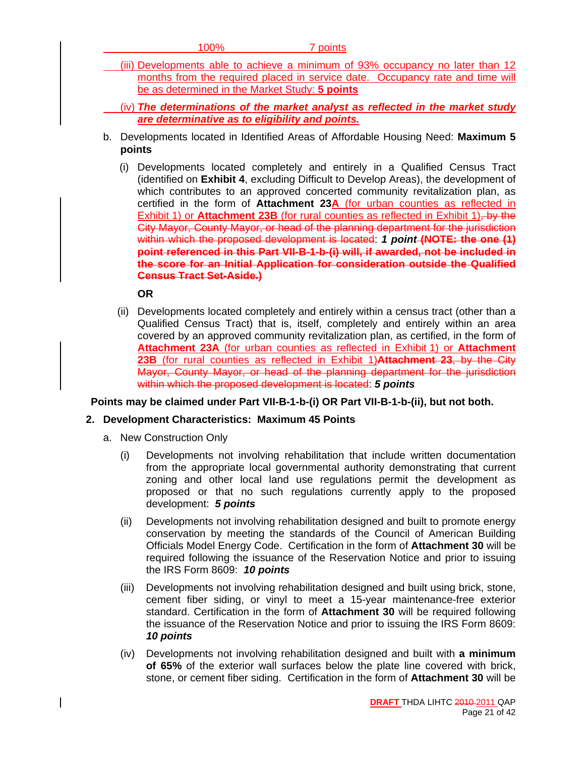100% 7 points

(iii) Developments able to achieve a minimum of 93% occupancy no later than 12 months from the required placed in service date. Occupancy rate and time will be as determined in the Market Study: **5 points**

(iv) ***The determinations of the market analyst as reflected in the market study are determinative as to eligibility and points.***

b. Developments located in Identified Areas of Affordable Housing Need: **Maximum 5 points**

(i) Developments located completely and entirely in a Qualified Census Tract (identified on **Exhibit 4**, excluding Difficult to Develop Areas), the development of which contributes to an approved concerted community revitalization plan, as certified in the form of **Attachment 23A** (for urban counties as reflected in Exhibit 1) or **Attachment 23B** (for rural counties as reflected in Exhibit 1)~~, by the City Mayor, County Mayor, or head of the planning department for the jurisdiction within which the proposed development is located~~: ***1 point*** ~~**(NOTE: the one (1) point referenced in this Part VII-B-1-b-(i) will, if awarded, not be included in the score for an Initial Application for consideration outside the Qualified Census Tract Set-Aside.)**~~

**OR**

(ii) Developments located completely and entirely within a census tract (other than a Qualified Census Tract) that is, itself, completely and entirely within an area covered by an approved community revitalization plan, as certified, in the form of **Attachment 23A** (for urban counties as reflected in Exhibit 1) or **Attachment 23B** (for rural counties as reflected in Exhibit 1)~~**Attachment 23**, by the City Mayor, County Mayor, or head of the planning department for the jurisdiction within which the proposed development is located~~: ***5 points***

**Points may be claimed under Part VII-B-1-b-(i) OR Part VII-B-1-b-(ii), but not both.**

**2. Development Characteristics: Maximum 45 Points**

a. New Construction Only

(i) Developments not involving rehabilitation that include written documentation from the appropriate local governmental authority demonstrating that current zoning and other local land use regulations permit the development as proposed or that no such regulations currently apply to the proposed development: ***5 points***

(ii) Developments not involving rehabilitation designed and built to promote energy conservation by meeting the standards of the Council of American Building Officials Model Energy Code. Certification in the form of **Attachment 30** will be required following the issuance of the Reservation Notice and prior to issuing the IRS Form 8609: ***10 points***

(iii) Developments not involving rehabilitation designed and built using brick, stone, cement fiber siding, or vinyl to meet a 15-year maintenance-free exterior standard. Certification in the form of **Attachment 30** will be required following the issuance of the Reservation Notice and prior to issuing the IRS Form 8609: ***10 points***

(iv) Developments not involving rehabilitation designed and built with **a minimum of 65%** of the exterior wall surfaces below the plate line covered with brick, stone, or cement fiber siding. Certification in the form of **Attachment 30** will be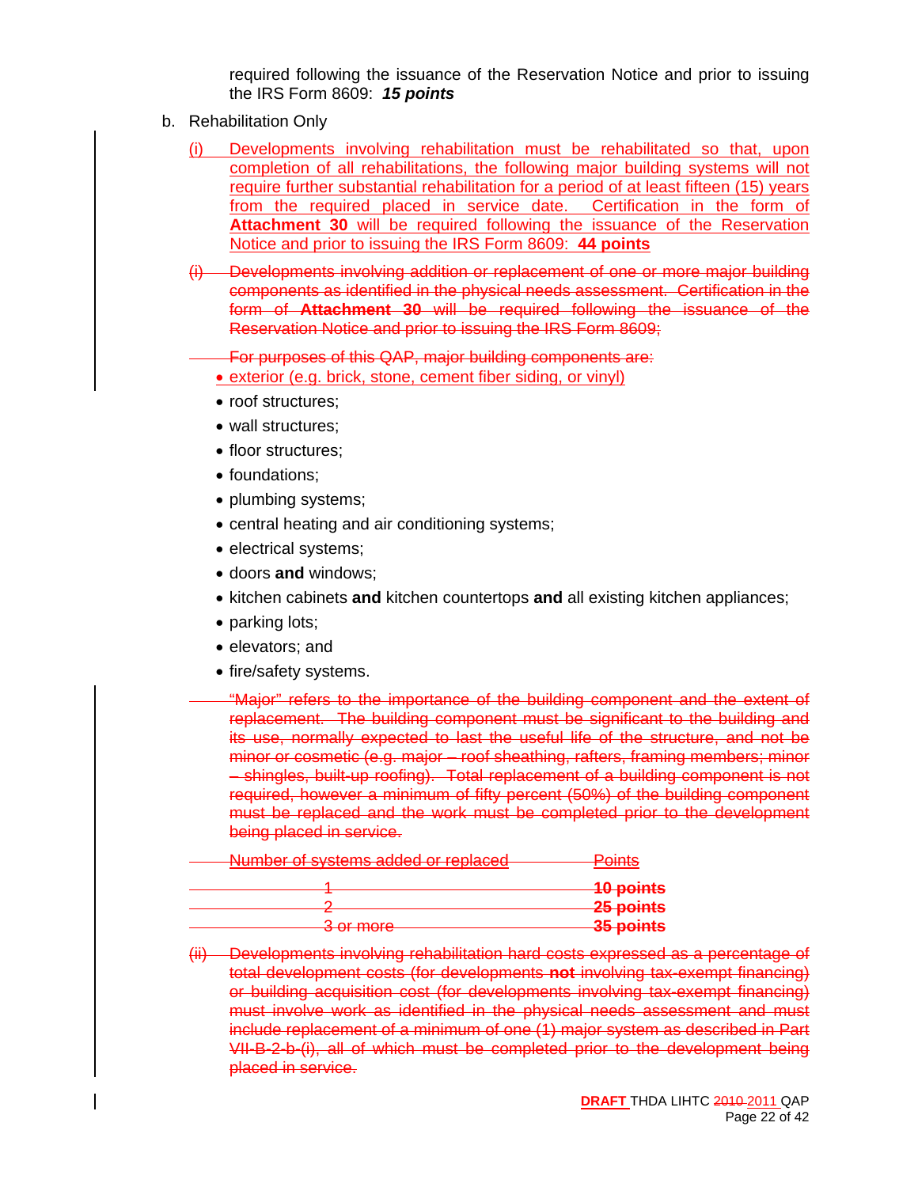required following the issuance of the Reservation Notice and prior to issuing the IRS Form 8609: ***15 points***

b. Rehabilitation Only

(i) Developments involving rehabilitation must be rehabilitated so that, upon completion of all rehabilitations, the following major building systems will not require further substantial rehabilitation for a period of at least fifteen (15) years from the required placed in service date. Certification in the form of **Attachment 30** will be required following the issuance of the Reservation Notice and prior to issuing the IRS Form 8609: **44 points**

~~(i) Developments involving addition or replacement of one or more major building components as identified in the physical needs assessment. Certification in the form of **Attachment 30** will be required following the issuance of the Reservation Notice and prior to issuing the IRS Form 8609;~~

~~For purposes of this QAP, major building components are:~~

- exterior (e.g. brick, stone, cement fiber siding, or vinyl)
- roof structures;
- wall structures;
- floor structures;
- foundations;
- plumbing systems;
- central heating and air conditioning systems;
- electrical systems;
- doors **and** windows;
- kitchen cabinets **and** kitchen countertops **and** all existing kitchen appliances;
- parking lots;
- elevators; and
- fire/safety systems.

~~"Major" refers to the importance of the building component and the extent of replacement. The building component must be significant to the building and its use, normally expected to last the useful life of the structure, and not be minor or cosmetic (e.g. major – roof sheathing, rafters, framing members; minor – shingles, built-up roofing). Total replacement of a building component is not required, however a minimum of fifty percent (50%) of the building component must be replaced and the work must be completed prior to the development being placed in service.~~

| ~~Number of systems added or replaced~~ | ~~Points~~ |
|---|---|
| ~~1~~ | ~~**10 points**~~ |
| ~~2~~ | ~~**25 points**~~ |
| ~~3 or more~~ | ~~**35 points**~~ |

~~(ii) Developments involving rehabilitation hard costs expressed as a percentage of total development costs (for developments **not** involving tax-exempt financing) or building acquisition cost (for developments involving tax-exempt financing) must involve work as identified in the physical needs assessment and must include replacement of a minimum of one (1) major system as described in Part VII-B-2-b-(i), all of which must be completed prior to the development being placed in service.~~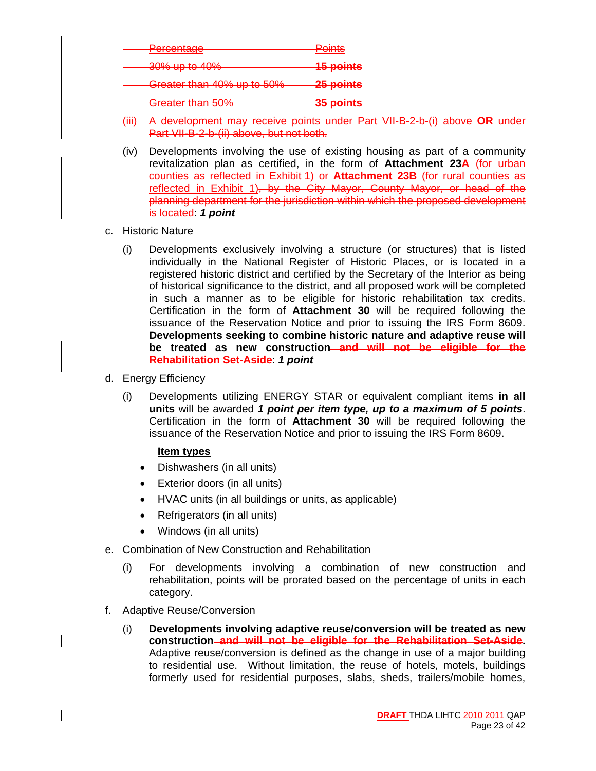| Percentage | Points |
|---|---|
| 30% up to 40% | **15 points** |
| Greater than 40% up to 50% | **25 points** |
| Greater than 50% | **35 points** |

(iii) A development may receive points under Part VII-B-2-b-(i) above **OR** under Part VII-B-2-b-(ii) above, but not both.

(iv) Developments involving the use of existing housing as part of a community revitalization plan as certified, in the form of **Attachment 23A** (for urban counties as reflected in Exhibit 1) or **Attachment 23B** (for rural counties as reflected in Exhibit 1), by the City Mayor, County Mayor, or head of the planning department for the jurisdiction within which the proposed development is located: ***1 point***

c. Historic Nature

(i) Developments exclusively involving a structure (or structures) that is listed individually in the National Register of Historic Places, or is located in a registered historic district and certified by the Secretary of the Interior as being of historical significance to the district, and all proposed work will be completed in such a manner as to be eligible for historic rehabilitation tax credits. Certification in the form of **Attachment 30** will be required following the issuance of the Reservation Notice and prior to issuing the IRS Form 8609. **Developments seeking to combine historic nature and adaptive reuse will be treated as new construction and will not be eligible for the Rehabilitation Set-Aside**: ***1 point***

d. Energy Efficiency

(i) Developments utilizing ENERGY STAR or equivalent compliant items **in all units** will be awarded ***1 point per item type, up to a maximum of 5 points***. Certification in the form of **Attachment 30** will be required following the issuance of the Reservation Notice and prior to issuing the IRS Form 8609.

**Item types**

- Dishwashers (in all units)
- Exterior doors (in all units)
- HVAC units (in all buildings or units, as applicable)
- Refrigerators (in all units)
- Windows (in all units)

e. Combination of New Construction and Rehabilitation

(i) For developments involving a combination of new construction and rehabilitation, points will be prorated based on the percentage of units in each category.

f. Adaptive Reuse/Conversion

(i) **Developments involving adaptive reuse/conversion will be treated as new construction and will not be eligible for the Rehabilitation Set-Aside.** Adaptive reuse/conversion is defined as the change in use of a major building to residential use. Without limitation, the reuse of hotels, motels, buildings formerly used for residential purposes, slabs, sheds, trailers/mobile homes,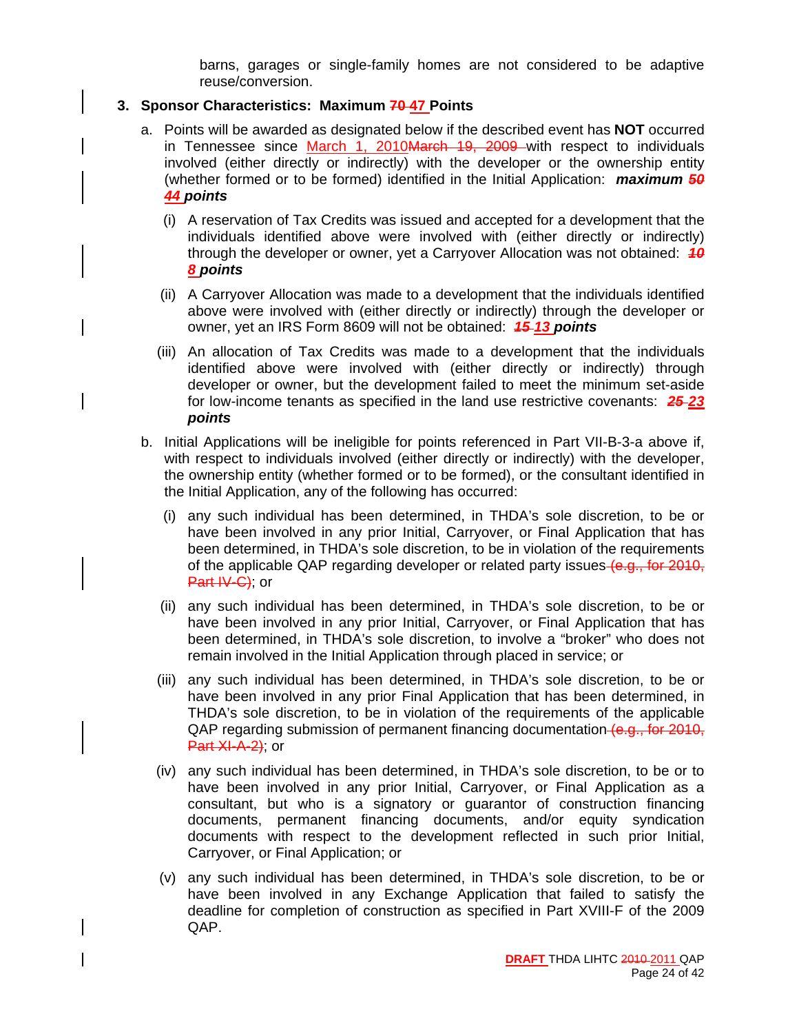barns, garages or single-family homes are not considered to be adaptive reuse/conversion.

**3. Sponsor Characteristics: Maximum ~~70~~ 47 Points**

a. Points will be awarded as designated below if the described event has **NOT** occurred in Tennessee since March 1, 2010~~March 19, 2009~~ with respect to individuals involved (either directly or indirectly) with the developer or the ownership entity (whether formed or to be formed) identified in the Initial Application: ***maximum ~~50~~ 44 points***

   (i) A reservation of Tax Credits was issued and accepted for a development that the individuals identified above were involved with (either directly or indirectly) through the developer or owner, yet a Carryover Allocation was not obtained: ***~~10~~ 8 points***

   (ii) A Carryover Allocation was made to a development that the individuals identified above were involved with (either directly or indirectly) through the developer or owner, yet an IRS Form 8609 will not be obtained: ***~~15~~ 13 points***

   (iii) An allocation of Tax Credits was made to a development that the individuals identified above were involved with (either directly or indirectly) through developer or owner, but the development failed to meet the minimum set-aside for low-income tenants as specified in the land use restrictive covenants: ***~~25~~ 23 points***

b. Initial Applications will be ineligible for points referenced in Part VII-B-3-a above if, with respect to individuals involved (either directly or indirectly) with the developer, the ownership entity (whether formed or to be formed), or the consultant identified in the Initial Application, any of the following has occurred:

   (i) any such individual has been determined, in THDA's sole discretion, to be or have been involved in any prior Initial, Carryover, or Final Application that has been determined, in THDA's sole discretion, to be in violation of the requirements of the applicable QAP regarding developer or related party issues~~(e.g., for 2010, Part IV-C)~~; or

   (ii) any such individual has been determined, in THDA's sole discretion, to be or have been involved in any prior Initial, Carryover, or Final Application that has been determined, in THDA's sole discretion, to involve a "broker" who does not remain involved in the Initial Application through placed in service; or

   (iii) any such individual has been determined, in THDA's sole discretion, to be or have been involved in any prior Final Application that has been determined, in THDA's sole discretion, to be in violation of the requirements of the applicable QAP regarding submission of permanent financing documentation~~(e.g., for 2010, Part XI-A-2)~~; or

   (iv) any such individual has been determined, in THDA's sole discretion, to be or to have been involved in any prior Initial, Carryover, or Final Application as a consultant, but who is a signatory or guarantor of construction financing documents, permanent financing documents, and/or equity syndication documents with respect to the development reflected in such prior Initial, Carryover, or Final Application; or

   (v) any such individual has been determined, in THDA's sole discretion, to be or have been involved in any Exchange Application that failed to satisfy the deadline for completion of construction as specified in Part XVIII-F of the 2009 QAP.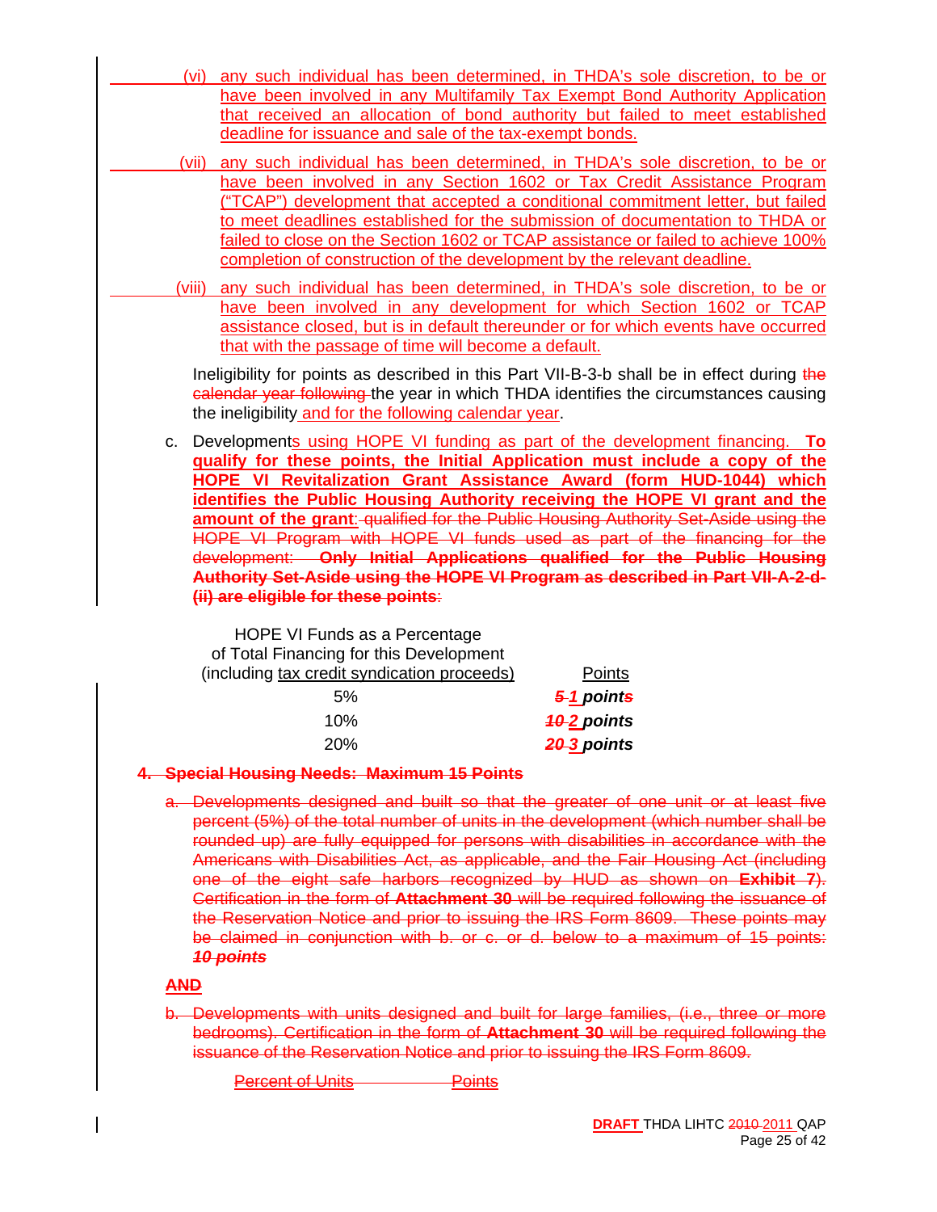(vi) any such individual has been determined, in THDA's sole discretion, to be or have been involved in any Multifamily Tax Exempt Bond Authority Application that received an allocation of bond authority but failed to meet established deadline for issuance and sale of the tax-exempt bonds.

(vii) any such individual has been determined, in THDA's sole discretion, to be or have been involved in any Section 1602 or Tax Credit Assistance Program ("TCAP") development that accepted a conditional commitment letter, but failed to meet deadlines established for the submission of documentation to THDA or failed to close on the Section 1602 or TCAP assistance or failed to achieve 100% completion of construction of the development by the relevant deadline.

(viii) any such individual has been determined, in THDA's sole discretion, to be or have been involved in any development for which Section 1602 or TCAP assistance closed, but is in default thereunder or for which events have occurred that with the passage of time will become a default.

Ineligibility for points as described in this Part VII-B-3-b shall be in effect during the calendar year following the year in which THDA identifies the circumstances causing the ineligibility and for the following calendar year.

c. Developments using HOPE VI funding as part of the development financing. **To qualify for these points, the Initial Application must include a copy of the HOPE VI Revitalization Grant Assistance Award (form HUD-1044) which identifies the Public Housing Authority receiving the HOPE VI grant and the amount of the grant**: qualified for the Public Housing Authority Set-Aside using the HOPE VI Program with HOPE VI funds used as part of the financing for the development: **Only Initial Applications qualified for the Public Housing Authority Set-Aside using the HOPE VI Program as described in Part VII-A-2-d-(ii) are eligible for these points**:

| HOPE VI Funds as a Percentage of Total Financing for this Development (including tax credit syndication proceeds) | Points |
|---|---|
| 5% | ***5 1 points*** |
| 10% | ***10 2 points*** |
| 20% | ***20 3 points*** |

**4. Special Housing Needs: Maximum 15 Points**

a. Developments designed and built so that the greater of one unit or at least five percent (5%) of the total number of units in the development (which number shall be rounded up) are fully equipped for persons with disabilities in accordance with the Americans with Disabilities Act, as applicable, and the Fair Housing Act (including one of the eight safe harbors recognized by HUD as shown on **Exhibit 7**). Certification in the form of **Attachment 30** will be required following the issuance of the Reservation Notice and prior to issuing the IRS Form 8609. These points may be claimed in conjunction with b. or c. or d. below to a maximum of 15 points: ***10 points***

**AND**

b. Developments with units designed and built for large families, (i.e., three or more bedrooms). Certification in the form of **Attachment 30** will be required following the issuance of the Reservation Notice and prior to issuing the IRS Form 8609.

Percent of Units Points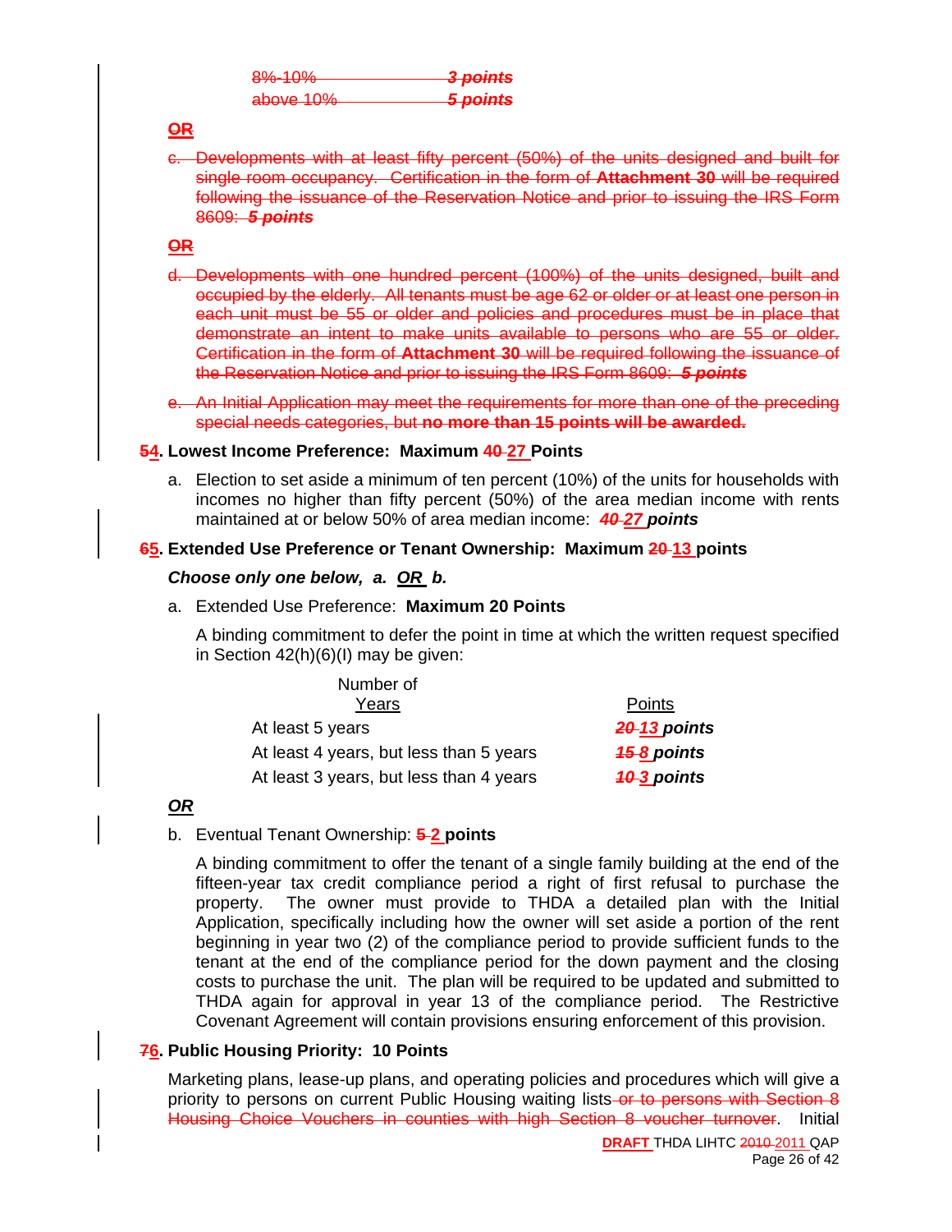| | |
|---|---|
| ~~8%-10%~~ | ~~***3 points***~~ |
| ~~above 10%~~ | ~~***5 points***~~ |

~~**OR**~~

~~c. Developments with at least fifty percent (50%) of the units designed and built for single room occupancy. Certification in the form of **Attachment 30** will be required following the issuance of the Reservation Notice and prior to issuing the IRS Form 8609: ***5 points***~~

~~**OR**~~

~~d. Developments with one hundred percent (100%) of the units designed, built and occupied by the elderly. All tenants must be age 62 or older or at least one person in each unit must be 55 or older and policies and procedures must be in place that demonstrate an intent to make units available to persons who are 55 or older. Certification in the form of **Attachment 30** will be required following the issuance of the Reservation Notice and prior to issuing the IRS Form 8609: ***5 points***~~

~~e. An Initial Application may meet the requirements for more than one of the preceding special needs categories, but **no more than 15 points will be awarded.**~~

**~~5~~4. Lowest Income Preference: Maximum ~~40~~ 27 Points**

a. Election to set aside a minimum of ten percent (10%) of the units for households with incomes no higher than fifty percent (50%) of the area median income with rents maintained at or below 50% of area median income: ***~~40~~ 27 points***

**~~6~~5. Extended Use Preference or Tenant Ownership: Maximum ~~20~~ 13 points**

***Choose only one below, a. OR b.***

a. Extended Use Preference: **Maximum 20 Points**

A binding commitment to defer the point in time at which the written request specified in Section 42(h)(6)(I) may be given:

| Number of Years | Points |
|---|---|
| At least 5 years | ***~~20~~ 13 points*** |
| At least 4 years, but less than 5 years | ***~~15~~ 8 points*** |
| At least 3 years, but less than 4 years | ***~~10~~ 3 points*** |

***OR***

b. Eventual Tenant Ownership: **~~5~~ 2 points**

A binding commitment to offer the tenant of a single family building at the end of the fifteen-year tax credit compliance period a right of first refusal to purchase the property. The owner must provide to THDA a detailed plan with the Initial Application, specifically including how the owner will set aside a portion of the rent beginning in year two (2) of the compliance period to provide sufficient funds to the tenant at the end of the compliance period for the down payment and the closing costs to purchase the unit. The plan will be required to be updated and submitted to THDA again for approval in year 13 of the compliance period. The Restrictive Covenant Agreement will contain provisions ensuring enforcement of this provision.

**~~7~~6. Public Housing Priority: 10 Points**

Marketing plans, lease-up plans, and operating policies and procedures which will give a priority to persons on current Public Housing waiting lists ~~or to persons with Section 8 Housing Choice Vouchers in counties with high Section 8 voucher turnover~~. Initial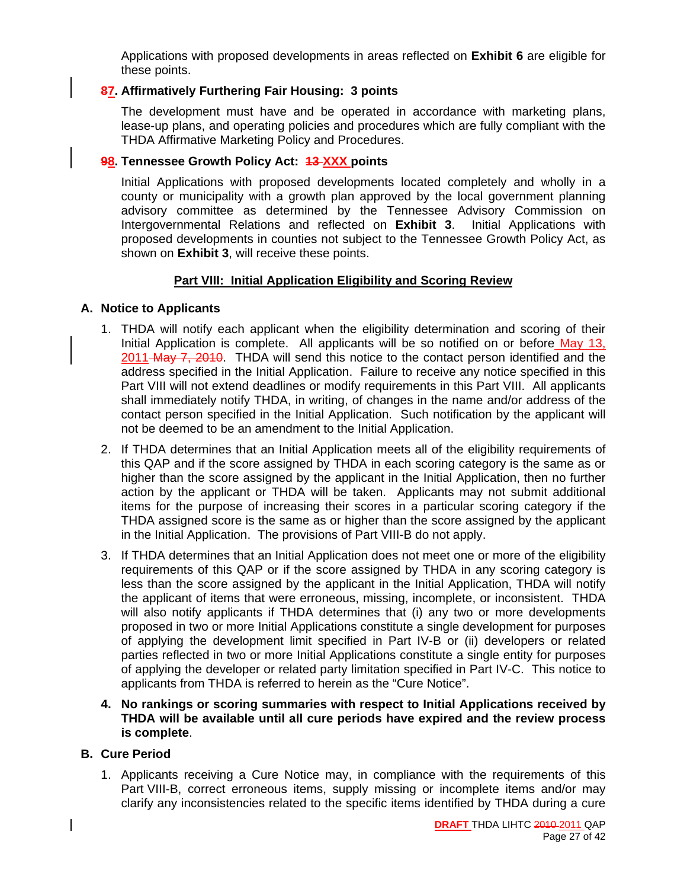Applications with proposed developments in areas reflected on **Exhibit 6** are eligible for these points.

**~~8~~7. Affirmatively Furthering Fair Housing: 3 points**

The development must have and be operated in accordance with marketing plans, lease-up plans, and operating policies and procedures which are fully compliant with the THDA Affirmative Marketing Policy and Procedures.

**~~9~~8. Tennessee Growth Policy Act: ~~13~~ XXX points**

Initial Applications with proposed developments located completely and wholly in a county or municipality with a growth plan approved by the local government planning advisory committee as determined by the Tennessee Advisory Commission on Intergovernmental Relations and reflected on **Exhibit 3**. Initial Applications with proposed developments in counties not subject to the Tennessee Growth Policy Act, as shown on **Exhibit 3**, will receive these points.

## Part VIII: Initial Application Eligibility and Scoring Review

### A. Notice to Applicants

1. THDA will notify each applicant when the eligibility determination and scoring of their Initial Application is complete. All applicants will be so notified on or before May 13, 2011 ~~May 7, 2010~~. THDA will send this notice to the contact person identified and the address specified in the Initial Application. Failure to receive any notice specified in this Part VIII will not extend deadlines or modify requirements in this Part VIII. All applicants shall immediately notify THDA, in writing, of changes in the name and/or address of the contact person specified in the Initial Application. Such notification by the applicant will not be deemed to be an amendment to the Initial Application.

2. If THDA determines that an Initial Application meets all of the eligibility requirements of this QAP and if the score assigned by THDA in each scoring category is the same as or higher than the score assigned by the applicant in the Initial Application, then no further action by the applicant or THDA will be taken. Applicants may not submit additional items for the purpose of increasing their scores in a particular scoring category if the THDA assigned score is the same as or higher than the score assigned by the applicant in the Initial Application. The provisions of Part VIII-B do not apply.

3. If THDA determines that an Initial Application does not meet one or more of the eligibility requirements of this QAP or if the score assigned by THDA in any scoring category is less than the score assigned by the applicant in the Initial Application, THDA will notify the applicant of items that were erroneous, missing, incomplete, or inconsistent. THDA will also notify applicants if THDA determines that (i) any two or more developments proposed in two or more Initial Applications constitute a single development for purposes of applying the development limit specified in Part IV-B or (ii) developers or related parties reflected in two or more Initial Applications constitute a single entity for purposes of applying the developer or related party limitation specified in Part IV-C. This notice to applicants from THDA is referred to herein as the "Cure Notice".

4. **No rankings or scoring summaries with respect to Initial Applications received by THDA will be available until all cure periods have expired and the review process is complete**.

### B. Cure Period

1. Applicants receiving a Cure Notice may, in compliance with the requirements of this Part VIII-B, correct erroneous items, supply missing or incomplete items and/or may clarify any inconsistencies related to the specific items identified by THDA during a cure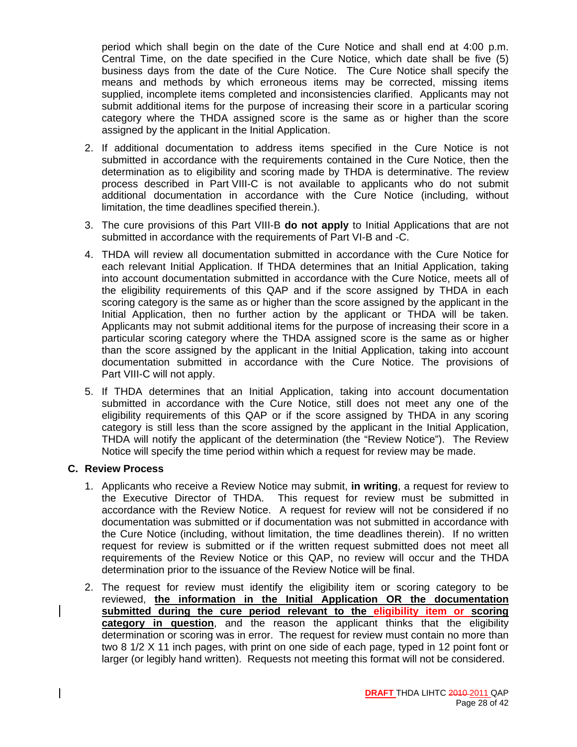period which shall begin on the date of the Cure Notice and shall end at 4:00 p.m. Central Time, on the date specified in the Cure Notice, which date shall be five (5) business days from the date of the Cure Notice. The Cure Notice shall specify the means and methods by which erroneous items may be corrected, missing items supplied, incomplete items completed and inconsistencies clarified. Applicants may not submit additional items for the purpose of increasing their score in a particular scoring category where the THDA assigned score is the same as or higher than the score assigned by the applicant in the Initial Application.

2. If additional documentation to address items specified in the Cure Notice is not submitted in accordance with the requirements contained in the Cure Notice, then the determination as to eligibility and scoring made by THDA is determinative. The review process described in Part VIII-C is not available to applicants who do not submit additional documentation in accordance with the Cure Notice (including, without limitation, the time deadlines specified therein.).

3. The cure provisions of this Part VIII-B **do not apply** to Initial Applications that are not submitted in accordance with the requirements of Part VI-B and -C.

4. THDA will review all documentation submitted in accordance with the Cure Notice for each relevant Initial Application. If THDA determines that an Initial Application, taking into account documentation submitted in accordance with the Cure Notice, meets all of the eligibility requirements of this QAP and if the score assigned by THDA in each scoring category is the same as or higher than the score assigned by the applicant in the Initial Application, then no further action by the applicant or THDA will be taken. Applicants may not submit additional items for the purpose of increasing their score in a particular scoring category where the THDA assigned score is the same as or higher than the score assigned by the applicant in the Initial Application, taking into account documentation submitted in accordance with the Cure Notice. The provisions of Part VIII-C will not apply.

5. If THDA determines that an Initial Application, taking into account documentation submitted in accordance with the Cure Notice, still does not meet any one of the eligibility requirements of this QAP or if the score assigned by THDA in any scoring category is still less than the score assigned by the applicant in the Initial Application, THDA will notify the applicant of the determination (the "Review Notice"). The Review Notice will specify the time period within which a request for review may be made.

### C. Review Process

1. Applicants who receive a Review Notice may submit, **in writing**, a request for review to the Executive Director of THDA. This request for review must be submitted in accordance with the Review Notice. A request for review will not be considered if no documentation was submitted or if documentation was not submitted in accordance with the Cure Notice (including, without limitation, the time deadlines therein). If no written request for review is submitted or if the written request submitted does not meet all requirements of the Review Notice or this QAP, no review will occur and the THDA determination prior to the issuance of the Review Notice will be final.

2. The request for review must identify the eligibility item or scoring category to be reviewed, **the information in the Initial Application OR the documentation submitted during the cure period relevant to the eligibility item or scoring category in question**, and the reason the applicant thinks that the eligibility determination or scoring was in error. The request for review must contain no more than two 8 1/2 X 11 inch pages, with print on one side of each page, typed in 12 point font or larger (or legibly hand written). Requests not meeting this format will not be considered.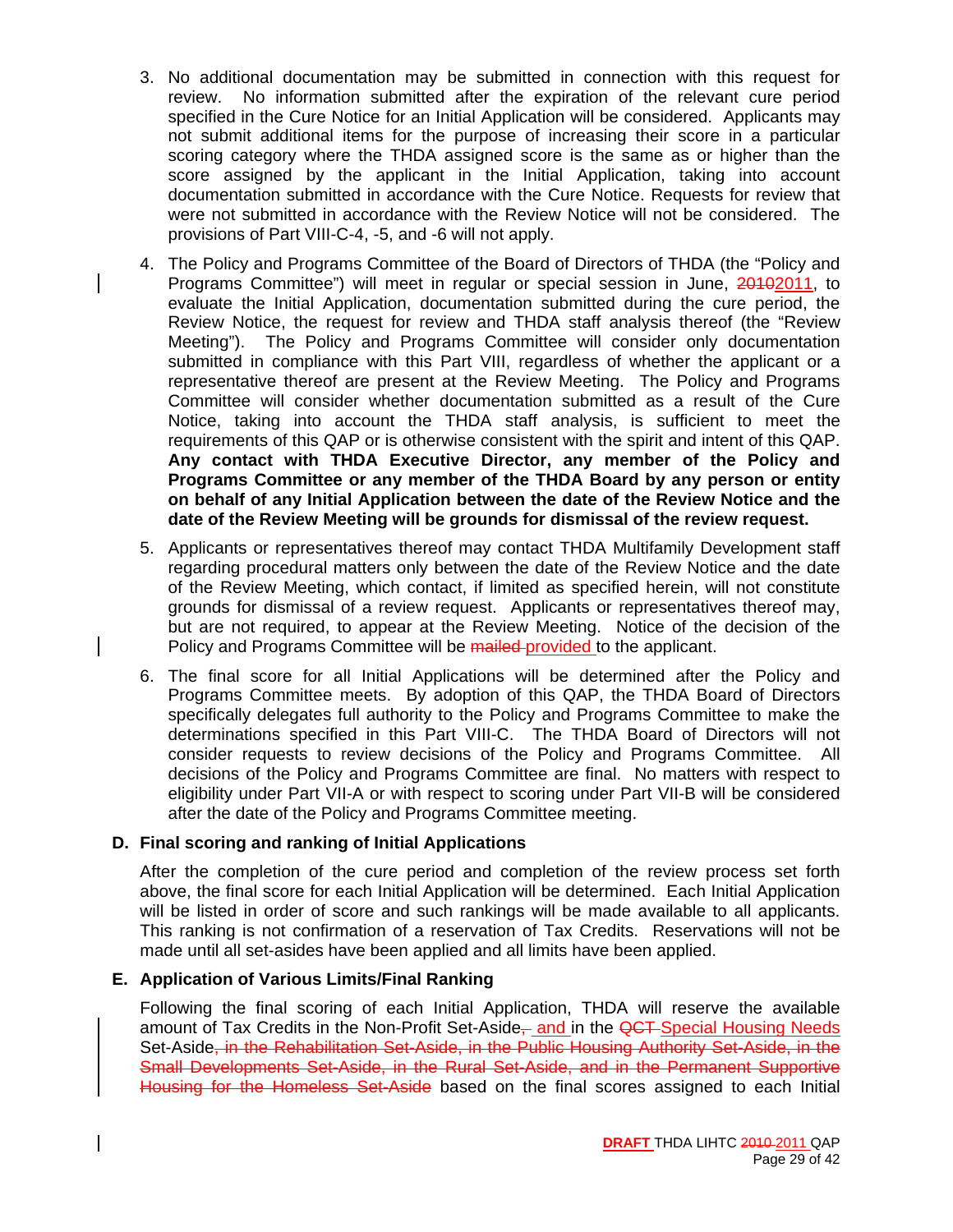3. No additional documentation may be submitted in connection with this request for review. No information submitted after the expiration of the relevant cure period specified in the Cure Notice for an Initial Application will be considered. Applicants may not submit additional items for the purpose of increasing their score in a particular scoring category where the THDA assigned score is the same as or higher than the score assigned by the applicant in the Initial Application, taking into account documentation submitted in accordance with the Cure Notice. Requests for review that were not submitted in accordance with the Review Notice will not be considered. The provisions of Part VIII-C-4, -5, and -6 will not apply.

4. The Policy and Programs Committee of the Board of Directors of THDA (the "Policy and Programs Committee") will meet in regular or special session in June, ~~2010~~2011, to evaluate the Initial Application, documentation submitted during the cure period, the Review Notice, the request for review and THDA staff analysis thereof (the "Review Meeting"). The Policy and Programs Committee will consider only documentation submitted in compliance with this Part VIII, regardless of whether the applicant or a representative thereof are present at the Review Meeting. The Policy and Programs Committee will consider whether documentation submitted as a result of the Cure Notice, taking into account the THDA staff analysis, is sufficient to meet the requirements of this QAP or is otherwise consistent with the spirit and intent of this QAP. **Any contact with THDA Executive Director, any member of the Policy and Programs Committee or any member of the THDA Board by any person or entity on behalf of any Initial Application between the date of the Review Notice and the date of the Review Meeting will be grounds for dismissal of the review request.**

5. Applicants or representatives thereof may contact THDA Multifamily Development staff regarding procedural matters only between the date of the Review Notice and the date of the Review Meeting, which contact, if limited as specified herein, will not constitute grounds for dismissal of a review request. Applicants or representatives thereof may, but are not required, to appear at the Review Meeting. Notice of the decision of the Policy and Programs Committee will be ~~mailed~~ provided to the applicant.

6. The final score for all Initial Applications will be determined after the Policy and Programs Committee meets. By adoption of this QAP, the THDA Board of Directors specifically delegates full authority to the Policy and Programs Committee to make the determinations specified in this Part VIII-C. The THDA Board of Directors will not consider requests to review decisions of the Policy and Programs Committee. All decisions of the Policy and Programs Committee are final. No matters with respect to eligibility under Part VII-A or with respect to scoring under Part VII-B will be considered after the date of the Policy and Programs Committee meeting.

## D. Final scoring and ranking of Initial Applications

After the completion of the cure period and completion of the review process set forth above, the final score for each Initial Application will be determined. Each Initial Application will be listed in order of score and such rankings will be made available to all applicants. This ranking is not confirmation of a reservation of Tax Credits. Reservations will not be made until all set-asides have been applied and all limits have been applied.

## E. Application of Various Limits/Final Ranking

Following the final scoring of each Initial Application, THDA will reserve the available amount of Tax Credits in the Non-Profit Set-Aside~~,~~ and in the ~~QCT~~ Special Housing Needs Set-Aside~~, in the Rehabilitation Set-Aside, in the Public Housing Authority Set-Aside, in the Small Developments Set-Aside, in the Rural Set-Aside, and in the Permanent Supportive Housing for the Homeless Set-Aside~~ based on the final scores assigned to each Initial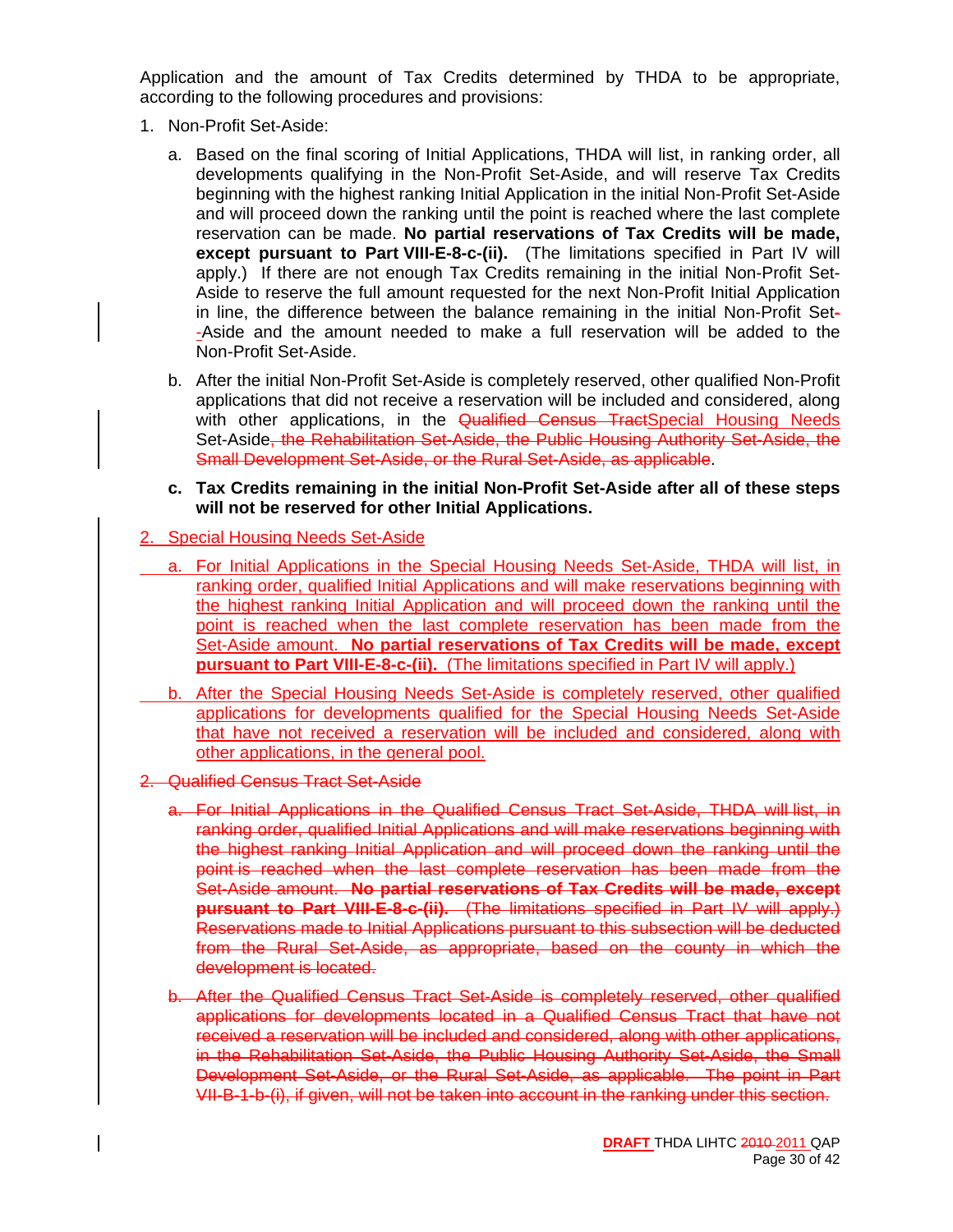Application and the amount of Tax Credits determined by THDA to be appropriate, according to the following procedures and provisions:

1. Non-Profit Set-Aside:

   a. Based on the final scoring of Initial Applications, THDA will list, in ranking order, all developments qualifying in the Non-Profit Set-Aside, and will reserve Tax Credits beginning with the highest ranking Initial Application in the initial Non-Profit Set-Aside and will proceed down the ranking until the point is reached where the last complete reservation can be made. **No partial reservations of Tax Credits will be made, except pursuant to Part VIII-E-8-c-(ii).** (The limitations specified in Part IV will apply.) If there are not enough Tax Credits remaining in the initial Non-Profit Set-Aside to reserve the full amount requested for the next Non-Profit Initial Application in line, the difference between the balance remaining in the initial Non-Profit Set--Aside and the amount needed to make a full reservation will be added to the Non-Profit Set-Aside.

   b. After the initial Non-Profit Set-Aside is completely reserved, other qualified Non-Profit applications that did not receive a reservation will be included and considered, along with other applications, in the ~~Qualified Census Tract~~Special Housing Needs Set-Aside~~, the Rehabilitation Set-Aside, the Public Housing Authority Set-Aside, the Small Development Set-Aside, or the Rural Set-Aside, as applicable~~.

   **c. Tax Credits remaining in the initial Non-Profit Set-Aside after all of these steps will not be reserved for other Initial Applications.**

2. Special Housing Needs Set-Aside

   a. For Initial Applications in the Special Housing Needs Set-Aside, THDA will list, in ranking order, qualified Initial Applications and will make reservations beginning with the highest ranking Initial Application and will proceed down the ranking until the point is reached when the last complete reservation has been made from the Set-Aside amount. **No partial reservations of Tax Credits will be made, except pursuant to Part VIII-E-8-c-(ii).** (The limitations specified in Part IV will apply.)

   b. After the Special Housing Needs Set-Aside is completely reserved, other qualified applications for developments qualified for the Special Housing Needs Set-Aside that have not received a reservation will be included and considered, along with other applications, in the general pool.

~~2. Qualified Census Tract Set-Aside~~

   ~~a. For Initial Applications in the Qualified Census Tract Set-Aside, THDA will list, in ranking order, qualified Initial Applications and will make reservations beginning with the highest ranking Initial Application and will proceed down the ranking until the point is reached when the last complete reservation has been made from the Set-Aside amount. **No partial reservations of Tax Credits will be made, except pursuant to Part VIII-E-8-c-(ii).** (The limitations specified in Part IV will apply.) Reservations made to Initial Applications pursuant to this subsection will be deducted from the Rural Set-Aside, as appropriate, based on the county in which the development is located.~~

   ~~b. After the Qualified Census Tract Set-Aside is completely reserved, other qualified applications for developments located in a Qualified Census Tract that have not received a reservation will be included and considered, along with other applications, in the Rehabilitation Set-Aside, the Public Housing Authority Set-Aside, the Small Development Set-Aside, or the Rural Set-Aside, as applicable. The point in Part VII-B-1-b-(i), if given, will not be taken into account in the ranking under this section.~~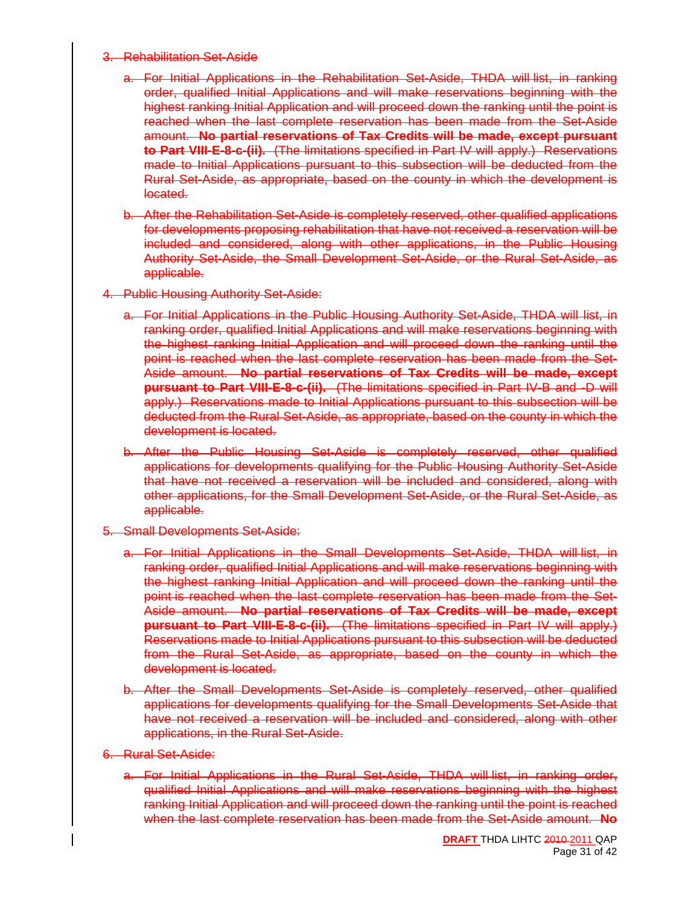3. Rehabilitation Set-Aside

   a. For Initial Applications in the Rehabilitation Set-Aside, THDA will list, in ranking order, qualified Initial Applications and will make reservations beginning with the highest ranking Initial Application and will proceed down the ranking until the point is reached when the last complete reservation has been made from the Set-Aside amount. **No partial reservations of Tax Credits will be made, except pursuant to Part VIII-E-8-c-(ii).** (The limitations specified in Part IV will apply.) Reservations made to Initial Applications pursuant to this subsection will be deducted from the Rural Set-Aside, as appropriate, based on the county in which the development is located.

   b. After the Rehabilitation Set-Aside is completely reserved, other qualified applications for developments proposing rehabilitation that have not received a reservation will be included and considered, along with other applications, in the Public Housing Authority Set-Aside, the Small Development Set-Aside, or the Rural Set-Aside, as applicable.

4. Public Housing Authority Set-Aside:

   a. For Initial Applications in the Public Housing Authority Set-Aside, THDA will list, in ranking order, qualified Initial Applications and will make reservations beginning with the highest ranking Initial Application and will proceed down the ranking until the point is reached when the last complete reservation has been made from the Set-Aside amount. **No partial reservations of Tax Credits will be made, except pursuant to Part VIII-E-8-c-(ii).** (The limitations specified in Part IV-B and -D will apply.) Reservations made to Initial Applications pursuant to this subsection will be deducted from the Rural Set-Aside, as appropriate, based on the county in which the development is located.

   b. After the Public Housing Set-Aside is completely reserved, other qualified applications for developments qualifying for the Public Housing Authority Set-Aside that have not received a reservation will be included and considered, along with other applications, for the Small Development Set-Aside, or the Rural Set-Aside, as applicable.

5. Small Developments Set-Aside:

   a. For Initial Applications in the Small Developments Set-Aside, THDA will list, in ranking order, qualified Initial Applications and will make reservations beginning with the highest ranking Initial Application and will proceed down the ranking until the point is reached when the last complete reservation has been made from the Set-Aside amount. **No partial reservations of Tax Credits will be made, except pursuant to Part VIII-E-8-c-(ii).** (The limitations specified in Part IV will apply.) Reservations made to Initial Applications pursuant to this subsection will be deducted from the Rural Set-Aside, as appropriate, based on the county in which the development is located.

   b. After the Small Developments Set-Aside is completely reserved, other qualified applications for developments qualifying for the Small Developments Set-Aside that have not received a reservation will be included and considered, along with other applications, in the Rural Set-Aside.

6. Rural Set-Aside:

   a. For Initial Applications in the Rural Set-Aside, THDA will list, in ranking order, qualified Initial Applications and will make reservations beginning with the highest ranking Initial Application and will proceed down the ranking until the point is reached when the last complete reservation has been made from the Set-Aside amount. **No**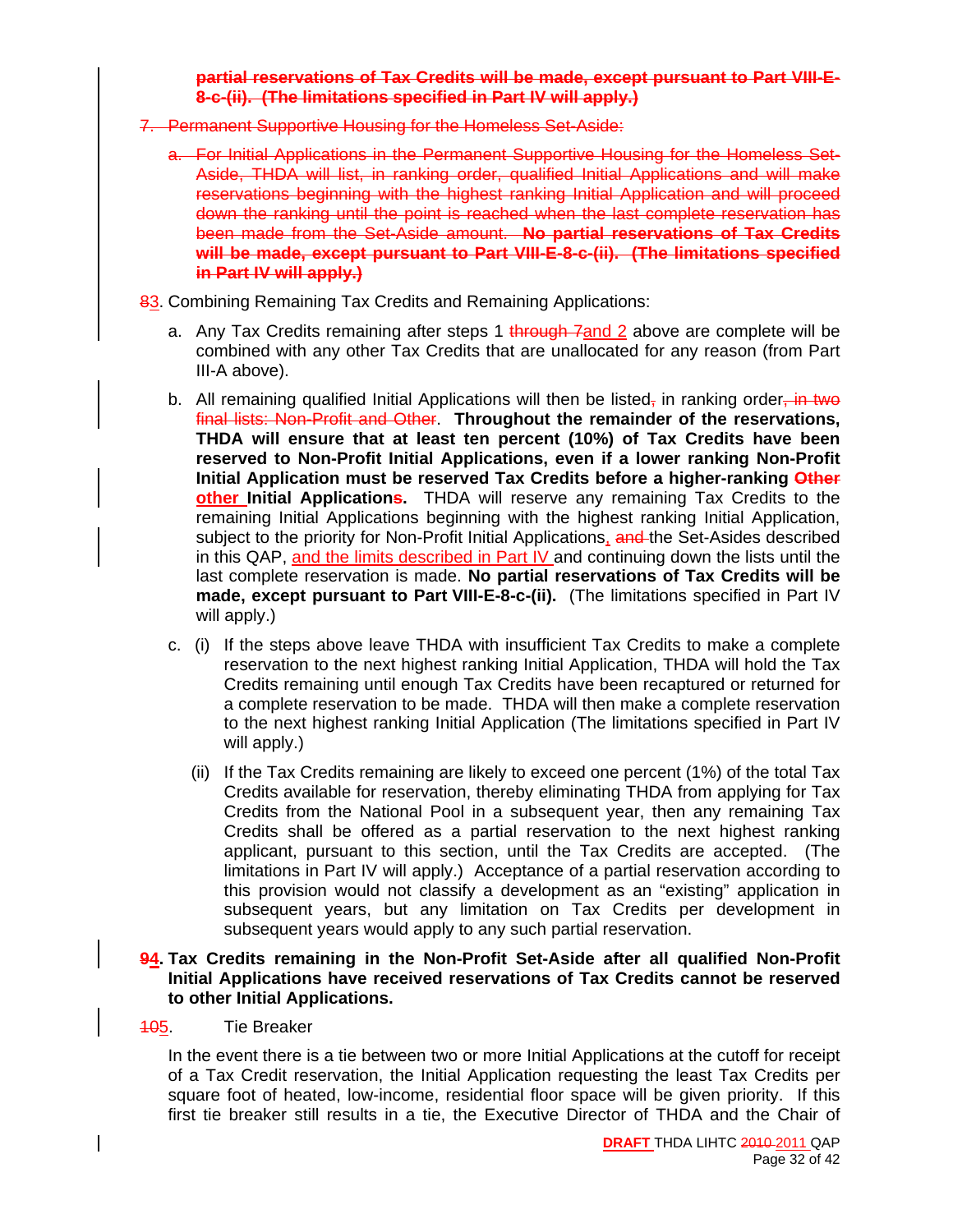**partial reservations of Tax Credits will be made, except pursuant to Part VIII-E-8-c-(ii). (The limitations specified in Part IV will apply.)**

7. Permanent Supportive Housing for the Homeless Set-Aside:

   a. For Initial Applications in the Permanent Supportive Housing for the Homeless Set-Aside, THDA will list, in ranking order, qualified Initial Applications and will make reservations beginning with the highest ranking Initial Application and will proceed down the ranking until the point is reached when the last complete reservation has been made from the Set-Aside amount. **No partial reservations of Tax Credits will be made, except pursuant to Part VIII-E-8-c-(ii). (The limitations specified in Part IV will apply.)**

83. Combining Remaining Tax Credits and Remaining Applications:

   a. Any Tax Credits remaining after steps 1 through 7and 2 above are complete will be combined with any other Tax Credits that are unallocated for any reason (from Part III-A above).

   b. All remaining qualified Initial Applications will then be listed, in ranking order, in two final lists: Non-Profit and Other. **Throughout the remainder of the reservations, THDA will ensure that at least ten percent (10%) of Tax Credits have been reserved to Non-Profit Initial Applications, even if a lower ranking Non-Profit Initial Application must be reserved Tax Credits before a higher-ranking Other other Initial Applications.** THDA will reserve any remaining Tax Credits to the remaining Initial Applications beginning with the highest ranking Initial Application, subject to the priority for Non-Profit Initial Applications, and the Set-Asides described in this QAP, and the limits described in Part IV and continuing down the lists until the last complete reservation is made. **No partial reservations of Tax Credits will be made, except pursuant to Part VIII-E-8-c-(ii).** (The limitations specified in Part IV will apply.)

   c. (i) If the steps above leave THDA with insufficient Tax Credits to make a complete reservation to the next highest ranking Initial Application, THDA will hold the Tax Credits remaining until enough Tax Credits have been recaptured or returned for a complete reservation to be made. THDA will then make a complete reservation to the next highest ranking Initial Application (The limitations specified in Part IV will apply.)

      (ii) If the Tax Credits remaining are likely to exceed one percent (1%) of the total Tax Credits available for reservation, thereby eliminating THDA from applying for Tax Credits from the National Pool in a subsequent year, then any remaining Tax Credits shall be offered as a partial reservation to the next highest ranking applicant, pursuant to this section, until the Tax Credits are accepted. (The limitations in Part IV will apply.) Acceptance of a partial reservation according to this provision would not classify a development as an "existing" application in subsequent years, but any limitation on Tax Credits per development in subsequent years would apply to any such partial reservation.

**94. Tax Credits remaining in the Non-Profit Set-Aside after all qualified Non-Profit Initial Applications have received reservations of Tax Credits cannot be reserved to other Initial Applications.**

105. Tie Breaker

In the event there is a tie between two or more Initial Applications at the cutoff for receipt of a Tax Credit reservation, the Initial Application requesting the least Tax Credits per square foot of heated, low-income, residential floor space will be given priority. If this first tie breaker still results in a tie, the Executive Director of THDA and the Chair of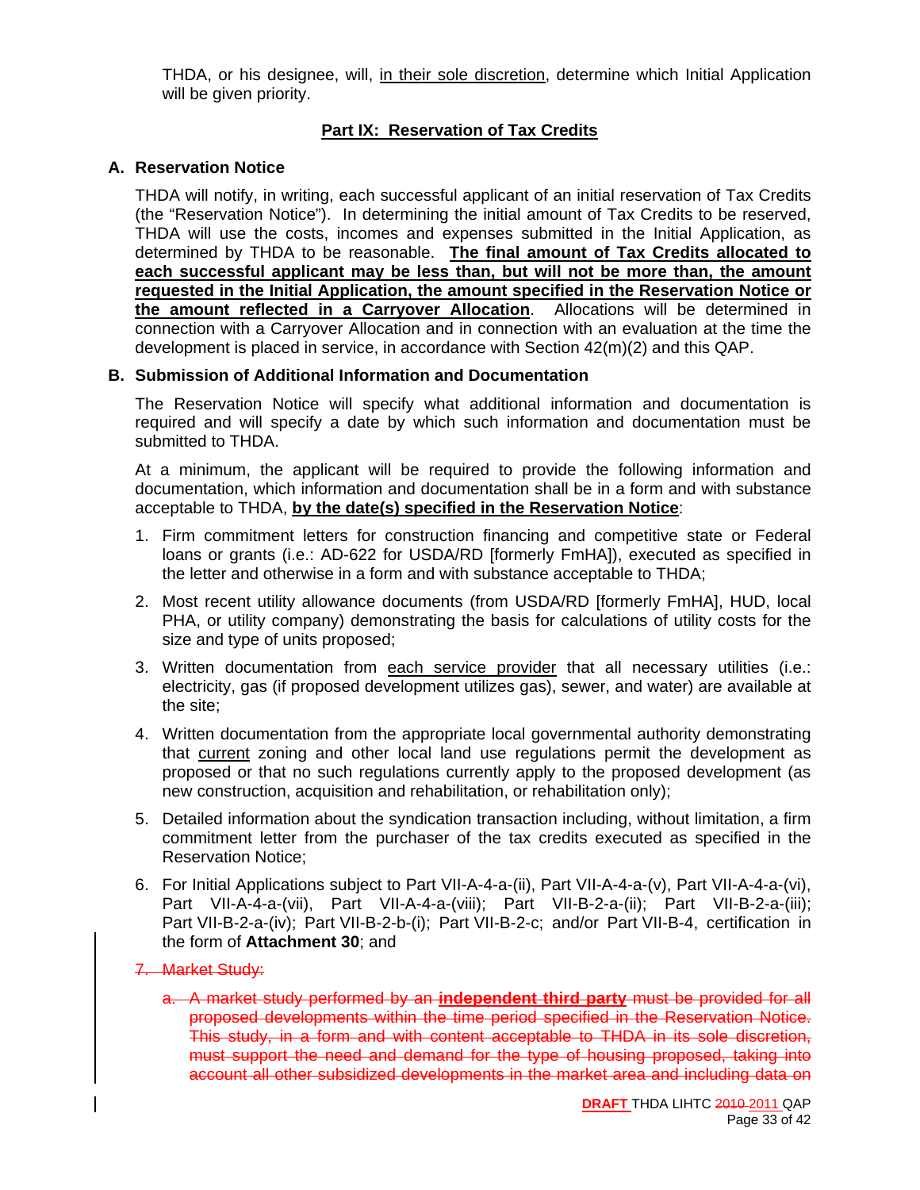THDA, or his designee, will, in their sole discretion, determine which Initial Application will be given priority.

## Part IX: Reservation of Tax Credits

### A. Reservation Notice

THDA will notify, in writing, each successful applicant of an initial reservation of Tax Credits (the "Reservation Notice"). In determining the initial amount of Tax Credits to be reserved, THDA will use the costs, incomes and expenses submitted in the Initial Application, as determined by THDA to be reasonable. **The final amount of Tax Credits allocated to each successful applicant may be less than, but will not be more than, the amount requested in the Initial Application, the amount specified in the Reservation Notice or the amount reflected in a Carryover Allocation**. Allocations will be determined in connection with a Carryover Allocation and in connection with an evaluation at the time the development is placed in service, in accordance with Section 42(m)(2) and this QAP.

### B. Submission of Additional Information and Documentation

The Reservation Notice will specify what additional information and documentation is required and will specify a date by which such information and documentation must be submitted to THDA.

At a minimum, the applicant will be required to provide the following information and documentation, which information and documentation shall be in a form and with substance acceptable to THDA, **by the date(s) specified in the Reservation Notice**:

1. Firm commitment letters for construction financing and competitive state or Federal loans or grants (i.e.: AD-622 for USDA/RD [formerly FmHA]), executed as specified in the letter and otherwise in a form and with substance acceptable to THDA;
2. Most recent utility allowance documents (from USDA/RD [formerly FmHA], HUD, local PHA, or utility company) demonstrating the basis for calculations of utility costs for the size and type of units proposed;
3. Written documentation from each service provider that all necessary utilities (i.e.: electricity, gas (if proposed development utilizes gas), sewer, and water) are available at the site;
4. Written documentation from the appropriate local governmental authority demonstrating that current zoning and other local land use regulations permit the development as proposed or that no such regulations currently apply to the proposed development (as new construction, acquisition and rehabilitation, or rehabilitation only);
5. Detailed information about the syndication transaction including, without limitation, a firm commitment letter from the purchaser of the tax credits executed as specified in the Reservation Notice;
6. For Initial Applications subject to Part VII-A-4-a-(ii), Part VII-A-4-a-(v), Part VII-A-4-a-(vi), Part VII-A-4-a-(vii), Part VII-A-4-a-(viii); Part VII-B-2-a-(ii); Part VII-B-2-a-(iii); Part VII-B-2-a-(iv); Part VII-B-2-b-(i); Part VII-B-2-c; and/or Part VII-B-4, certification in the form of **Attachment 30**; and
7. ~~Market Study:~~

   a. ~~A market study performed by an **independent third party** must be provided for all proposed developments within the time period specified in the Reservation Notice. This study, in a form and with content acceptable to THDA in its sole discretion, must support the need and demand for the type of housing proposed, taking into account all other subsidized developments in the market area and including data on~~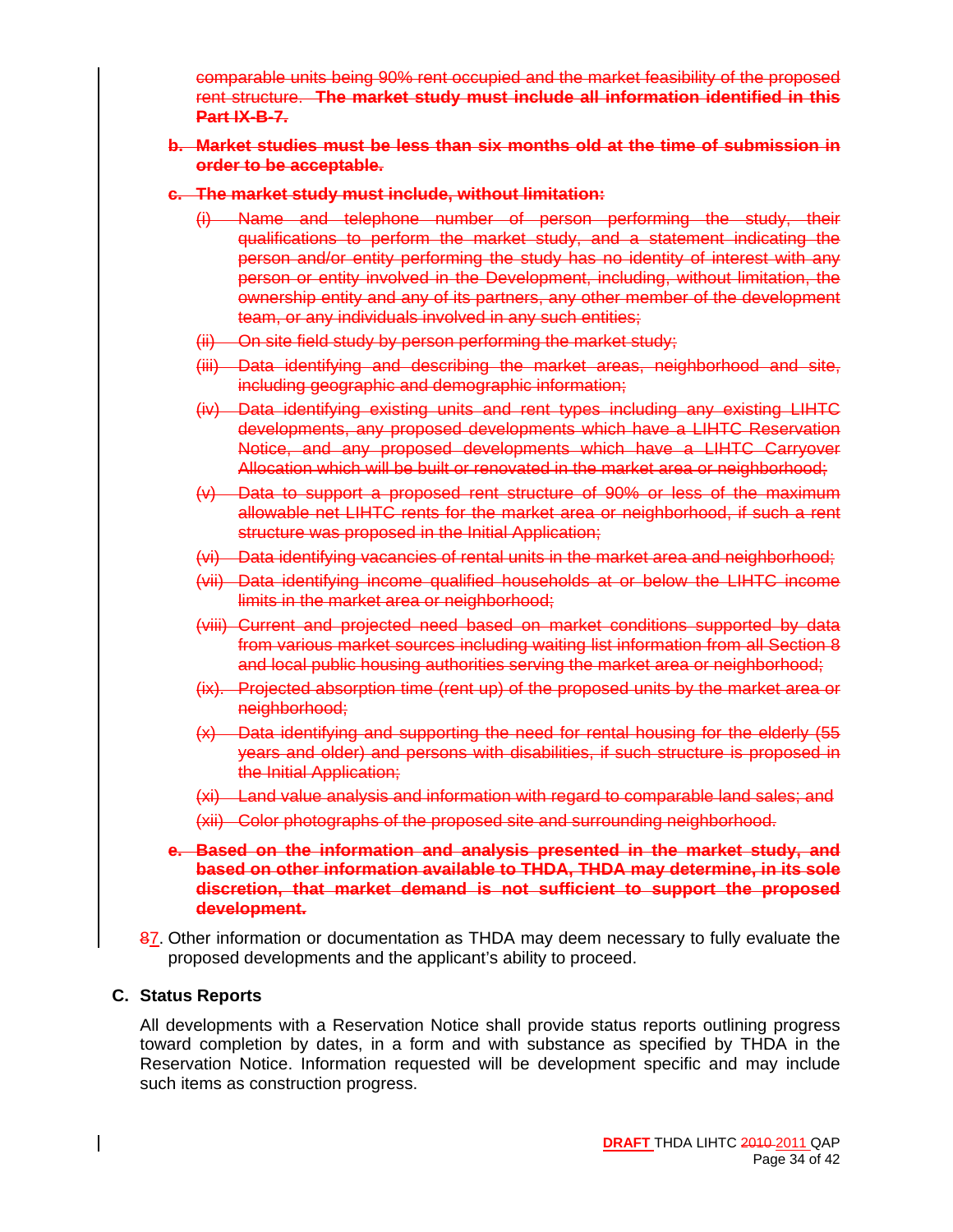~~comparable units being 90% rent occupied and the market feasibility of the proposed rent structure. **The market study must include all information identified in this Part IX-B-7.**~~

~~**b. Market studies must be less than six months old at the time of submission in order to be acceptable.**~~

~~**c. The market study must include, without limitation:**~~

~~(i) Name and telephone number of person performing the study, their qualifications to perform the market study, and a statement indicating the person and/or entity performing the study has no identity of interest with any person or entity involved in the Development, including, without limitation, the ownership entity and any of its partners, any other member of the development team, or any individuals involved in any such entities;~~

~~(ii) On site field study by person performing the market study;~~

~~(iii) Data identifying and describing the market areas, neighborhood and site, including geographic and demographic information;~~

~~(iv) Data identifying existing units and rent types including any existing LIHTC developments, any proposed developments which have a LIHTC Reservation Notice, and any proposed developments which have a LIHTC Carryover Allocation which will be built or renovated in the market area or neighborhood;~~

~~(v) Data to support a proposed rent structure of 90% or less of the maximum allowable net LIHTC rents for the market area or neighborhood, if such a rent structure was proposed in the Initial Application;~~

~~(vi) Data identifying vacancies of rental units in the market area and neighborhood;~~

~~(vii) Data identifying income qualified households at or below the LIHTC income limits in the market area or neighborhood;~~

~~(viii) Current and projected need based on market conditions supported by data from various market sources including waiting list information from all Section 8 and local public housing authorities serving the market area or neighborhood;~~

~~(ix). Projected absorption time (rent up) of the proposed units by the market area or neighborhood;~~

~~(x) Data identifying and supporting the need for rental housing for the elderly (55 years and older) and persons with disabilities, if such structure is proposed in the Initial Application;~~

~~(xi) Land value analysis and information with regard to comparable land sales; and~~

~~(xii) Color photographs of the proposed site and surrounding neighborhood.~~

~~**e. Based on the information and analysis presented in the market study, and based on other information available to THDA, THDA may determine, in its sole discretion, that market demand is not sufficient to support the proposed development.**~~

~~8~~7. Other information or documentation as THDA may deem necessary to fully evaluate the proposed developments and the applicant's ability to proceed.

## C. Status Reports

All developments with a Reservation Notice shall provide status reports outlining progress toward completion by dates, in a form and with substance as specified by THDA in the Reservation Notice. Information requested will be development specific and may include such items as construction progress.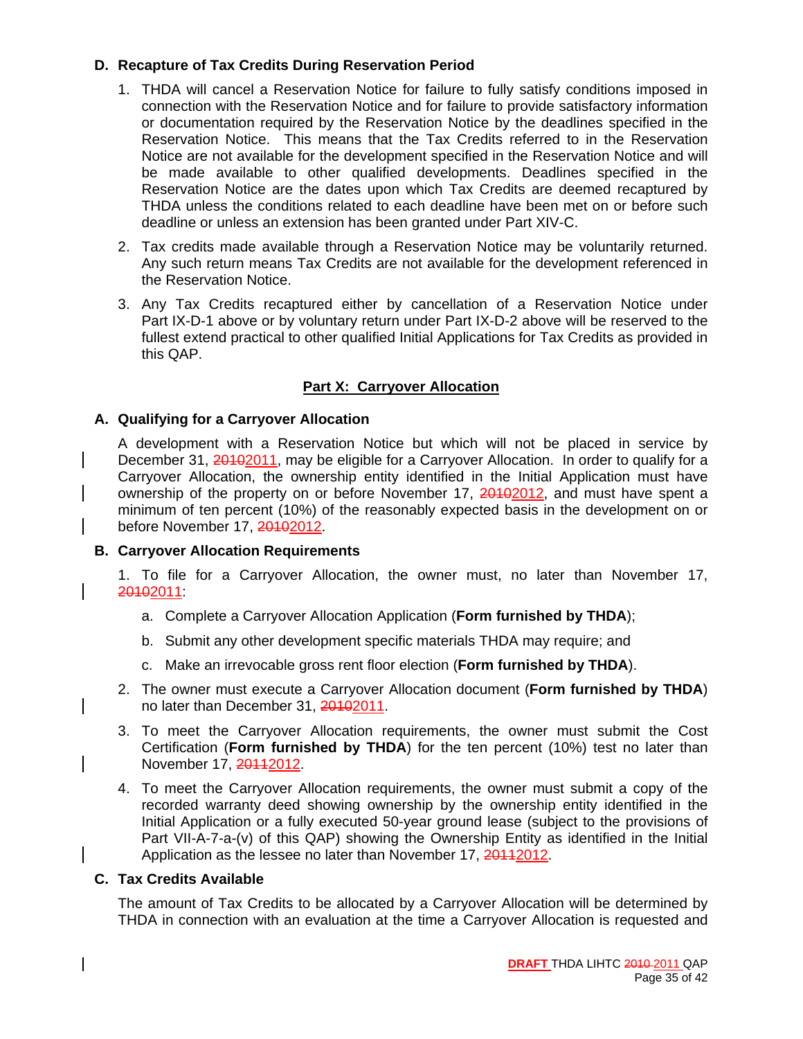### D. Recapture of Tax Credits During Reservation Period

1. THDA will cancel a Reservation Notice for failure to fully satisfy conditions imposed in connection with the Reservation Notice and for failure to provide satisfactory information or documentation required by the Reservation Notice by the deadlines specified in the Reservation Notice. This means that the Tax Credits referred to in the Reservation Notice are not available for the development specified in the Reservation Notice and will be made available to other qualified developments. Deadlines specified in the Reservation Notice are the dates upon which Tax Credits are deemed recaptured by THDA unless the conditions related to each deadline have been met on or before such deadline or unless an extension has been granted under Part XIV-C.

2. Tax credits made available through a Reservation Notice may be voluntarily returned. Any such return means Tax Credits are not available for the development referenced in the Reservation Notice.

3. Any Tax Credits recaptured either by cancellation of a Reservation Notice under Part IX-D-1 above or by voluntary return under Part IX-D-2 above will be reserved to the fullest extend practical to other qualified Initial Applications for Tax Credits as provided in this QAP.

## Part X: Carryover Allocation

### A. Qualifying for a Carryover Allocation

A development with a Reservation Notice but which will not be placed in service by December 31, ~~2010~~2011, may be eligible for a Carryover Allocation. In order to qualify for a Carryover Allocation, the ownership entity identified in the Initial Application must have ownership of the property on or before November 17, ~~2010~~2012, and must have spent a minimum of ten percent (10%) of the reasonably expected basis in the development on or before November 17, ~~2010~~2012.

### B. Carryover Allocation Requirements

1. To file for a Carryover Allocation, the owner must, no later than November 17, ~~2010~~2011:

   a. Complete a Carryover Allocation Application (**Form furnished by THDA**);

   b. Submit any other development specific materials THDA may require; and

   c. Make an irrevocable gross rent floor election (**Form furnished by THDA**).

2. The owner must execute a Carryover Allocation document (**Form furnished by THDA**) no later than December 31, ~~2010~~2011.

3. To meet the Carryover Allocation requirements, the owner must submit the Cost Certification (**Form furnished by THDA**) for the ten percent (10%) test no later than November 17, ~~2011~~2012.

4. To meet the Carryover Allocation requirements, the owner must submit a copy of the recorded warranty deed showing ownership by the ownership entity identified in the Initial Application or a fully executed 50-year ground lease (subject to the provisions of Part VII-A-7-a-(v) of this QAP) showing the Ownership Entity as identified in the Initial Application as the lessee no later than November 17, ~~2011~~2012.

### C. Tax Credits Available

The amount of Tax Credits to be allocated by a Carryover Allocation will be determined by THDA in connection with an evaluation at the time a Carryover Allocation is requested and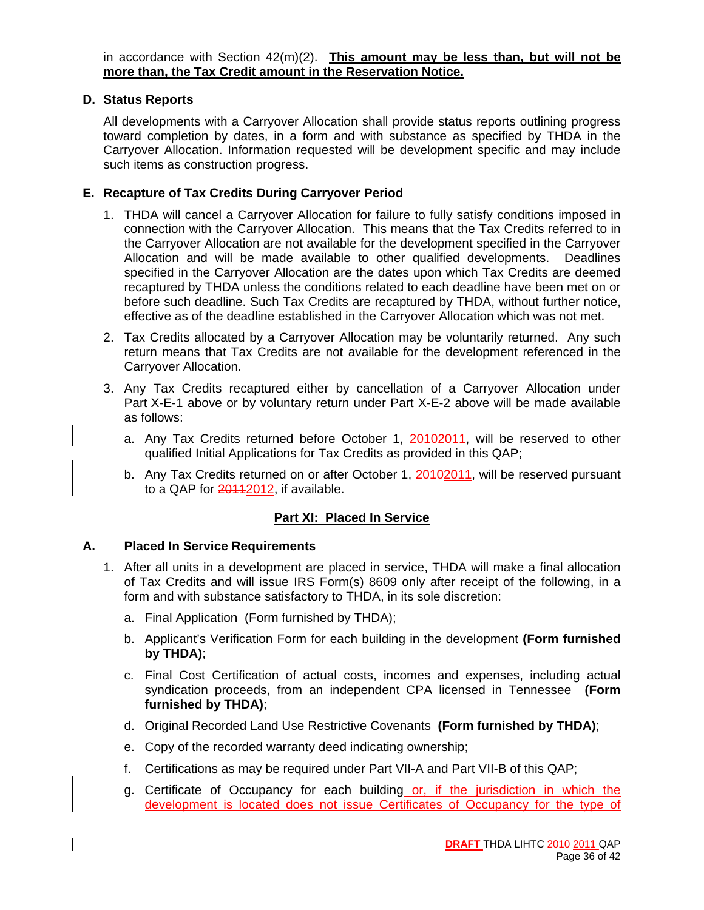in accordance with Section 42(m)(2). **This amount may be less than, but will not be more than, the Tax Credit amount in the Reservation Notice.**

**D. Status Reports**

All developments with a Carryover Allocation shall provide status reports outlining progress toward completion by dates, in a form and with substance as specified by THDA in the Carryover Allocation. Information requested will be development specific and may include such items as construction progress.

**E. Recapture of Tax Credits During Carryover Period**

1. THDA will cancel a Carryover Allocation for failure to fully satisfy conditions imposed in connection with the Carryover Allocation. This means that the Tax Credits referred to in the Carryover Allocation are not available for the development specified in the Carryover Allocation and will be made available to other qualified developments. Deadlines specified in the Carryover Allocation are the dates upon which Tax Credits are deemed recaptured by THDA unless the conditions related to each deadline have been met on or before such deadline. Such Tax Credits are recaptured by THDA, without further notice, effective as of the deadline established in the Carryover Allocation which was not met.

2. Tax Credits allocated by a Carryover Allocation may be voluntarily returned. Any such return means that Tax Credits are not available for the development referenced in the Carryover Allocation.

3. Any Tax Credits recaptured either by cancellation of a Carryover Allocation under Part X-E-1 above or by voluntary return under Part X-E-2 above will be made available as follows:

   a. Any Tax Credits returned before October 1, ~~2010~~2011, will be reserved to other qualified Initial Applications for Tax Credits as provided in this QAP;

   b. Any Tax Credits returned on or after October 1, ~~2010~~2011, will be reserved pursuant to a QAP for ~~2011~~2012, if available.

## Part XI: Placed In Service

**A. Placed In Service Requirements**

1. After all units in a development are placed in service, THDA will make a final allocation of Tax Credits and will issue IRS Form(s) 8609 only after receipt of the following, in a form and with substance satisfactory to THDA, in its sole discretion:

   a. Final Application (Form furnished by THDA);

   b. Applicant's Verification Form for each building in the development **(Form furnished by THDA)**;

   c. Final Cost Certification of actual costs, incomes and expenses, including actual syndication proceeds, from an independent CPA licensed in Tennessee **(Form furnished by THDA)**;

   d. Original Recorded Land Use Restrictive Covenants **(Form furnished by THDA)**;

   e. Copy of the recorded warranty deed indicating ownership;

   f. Certifications as may be required under Part VII-A and Part VII-B of this QAP;

   g. Certificate of Occupancy for each building or, if the jurisdiction in which the development is located does not issue Certificates of Occupancy for the type of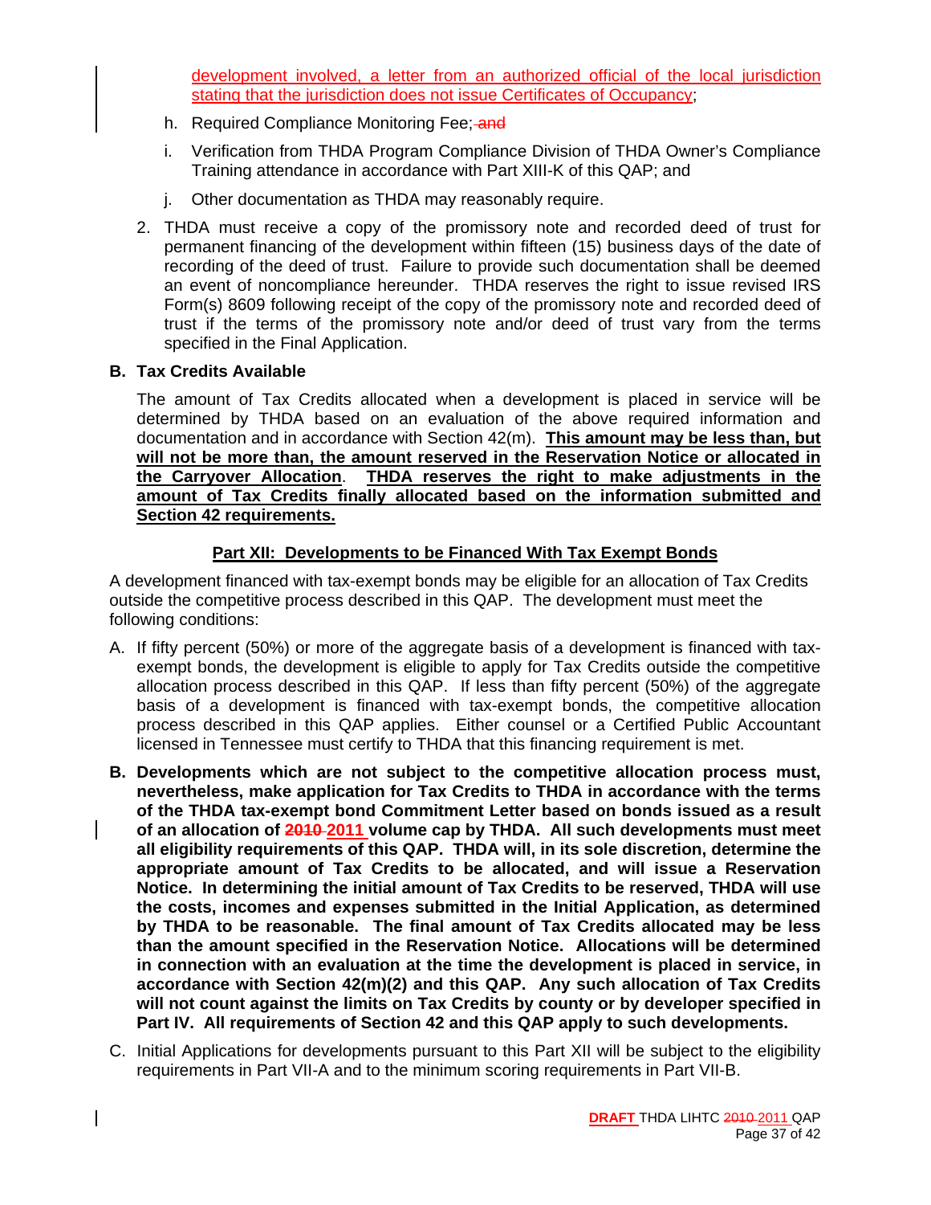development involved, a letter from an authorized official of the local jurisdiction stating that the jurisdiction does not issue Certificates of Occupancy;

h. Required Compliance Monitoring Fee; ~~and~~

i. Verification from THDA Program Compliance Division of THDA Owner's Compliance Training attendance in accordance with Part XIII-K of this QAP; and

j. Other documentation as THDA may reasonably require.

2. THDA must receive a copy of the promissory note and recorded deed of trust for permanent financing of the development within fifteen (15) business days of the date of recording of the deed of trust. Failure to provide such documentation shall be deemed an event of noncompliance hereunder. THDA reserves the right to issue revised IRS Form(s) 8609 following receipt of the copy of the promissory note and recorded deed of trust if the terms of the promissory note and/or deed of trust vary from the terms specified in the Final Application.

**B. Tax Credits Available**

The amount of Tax Credits allocated when a development is placed in service will be determined by THDA based on an evaluation of the above required information and documentation and in accordance with Section 42(m). **This amount may be less than, but will not be more than, the amount reserved in the Reservation Notice or allocated in the Carryover Allocation**. **THDA reserves the right to make adjustments in the amount of Tax Credits finally allocated based on the information submitted and Section 42 requirements.**

## Part XII: Developments to be Financed With Tax Exempt Bonds

A development financed with tax-exempt bonds may be eligible for an allocation of Tax Credits outside the competitive process described in this QAP. The development must meet the following conditions:

A. If fifty percent (50%) or more of the aggregate basis of a development is financed with tax-exempt bonds, the development is eligible to apply for Tax Credits outside the competitive allocation process described in this QAP. If less than fifty percent (50%) of the aggregate basis of a development is financed with tax-exempt bonds, the competitive allocation process described in this QAP applies. Either counsel or a Certified Public Accountant licensed in Tennessee must certify to THDA that this financing requirement is met.

**B. Developments which are not subject to the competitive allocation process must, nevertheless, make application for Tax Credits to THDA in accordance with the terms of the THDA tax-exempt bond Commitment Letter based on bonds issued as a result of an allocation of ~~2010~~ 2011 volume cap by THDA. All such developments must meet all eligibility requirements of this QAP. THDA will, in its sole discretion, determine the appropriate amount of Tax Credits to be allocated, and will issue a Reservation Notice. In determining the initial amount of Tax Credits to be reserved, THDA will use the costs, incomes and expenses submitted in the Initial Application, as determined by THDA to be reasonable. The final amount of Tax Credits allocated may be less than the amount specified in the Reservation Notice. Allocations will be determined in connection with an evaluation at the time the development is placed in service, in accordance with Section 42(m)(2) and this QAP. Any such allocation of Tax Credits will not count against the limits on Tax Credits by county or by developer specified in Part IV. All requirements of Section 42 and this QAP apply to such developments.**

C. Initial Applications for developments pursuant to this Part XII will be subject to the eligibility requirements in Part VII-A and to the minimum scoring requirements in Part VII-B.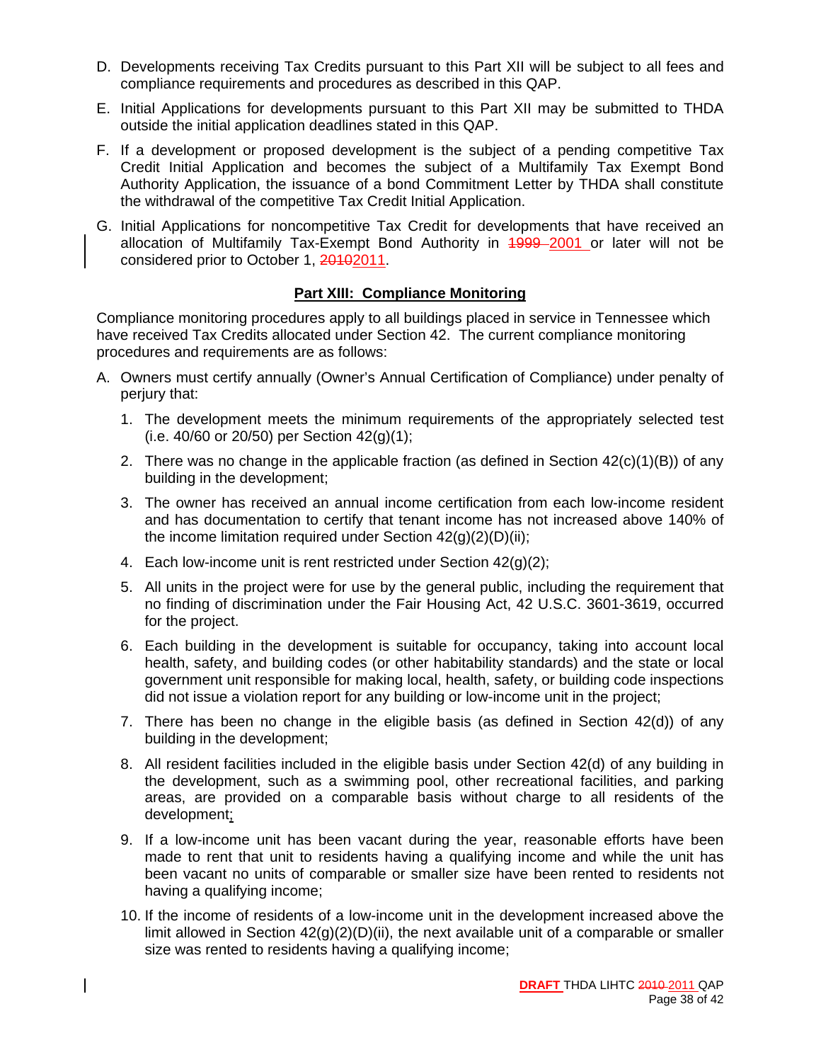D. Developments receiving Tax Credits pursuant to this Part XII will be subject to all fees and compliance requirements and procedures as described in this QAP.

E. Initial Applications for developments pursuant to this Part XII may be submitted to THDA outside the initial application deadlines stated in this QAP.

F. If a development or proposed development is the subject of a pending competitive Tax Credit Initial Application and becomes the subject of a Multifamily Tax Exempt Bond Authority Application, the issuance of a bond Commitment Letter by THDA shall constitute the withdrawal of the competitive Tax Credit Initial Application.

G. Initial Applications for noncompetitive Tax Credit for developments that have received an allocation of Multifamily Tax-Exempt Bond Authority in ~~1999~~ 2001 or later will not be considered prior to October 1, ~~2010~~2011.

## Part XIII: Compliance Monitoring

Compliance monitoring procedures apply to all buildings placed in service in Tennessee which have received Tax Credits allocated under Section 42. The current compliance monitoring procedures and requirements are as follows:

A. Owners must certify annually (Owner's Annual Certification of Compliance) under penalty of perjury that:

1. The development meets the minimum requirements of the appropriately selected test (i.e. 40/60 or 20/50) per Section 42(g)(1);
2. There was no change in the applicable fraction (as defined in Section 42(c)(1)(B)) of any building in the development;
3. The owner has received an annual income certification from each low-income resident and has documentation to certify that tenant income has not increased above 140% of the income limitation required under Section 42(g)(2)(D)(ii);
4. Each low-income unit is rent restricted under Section 42(g)(2);
5. All units in the project were for use by the general public, including the requirement that no finding of discrimination under the Fair Housing Act, 42 U.S.C. 3601-3619, occurred for the project.
6. Each building in the development is suitable for occupancy, taking into account local health, safety, and building codes (or other habitability standards) and the state or local government unit responsible for making local, health, safety, or building code inspections did not issue a violation report for any building or low-income unit in the project;
7. There has been no change in the eligible basis (as defined in Section 42(d)) of any building in the development;
8. All resident facilities included in the eligible basis under Section 42(d) of any building in the development, such as a swimming pool, other recreational facilities, and parking areas, are provided on a comparable basis without charge to all residents of the development;
9. If a low-income unit has been vacant during the year, reasonable efforts have been made to rent that unit to residents having a qualifying income and while the unit has been vacant no units of comparable or smaller size have been rented to residents not having a qualifying income;
10. If the income of residents of a low-income unit in the development increased above the limit allowed in Section 42(g)(2)(D)(ii), the next available unit of a comparable or smaller size was rented to residents having a qualifying income;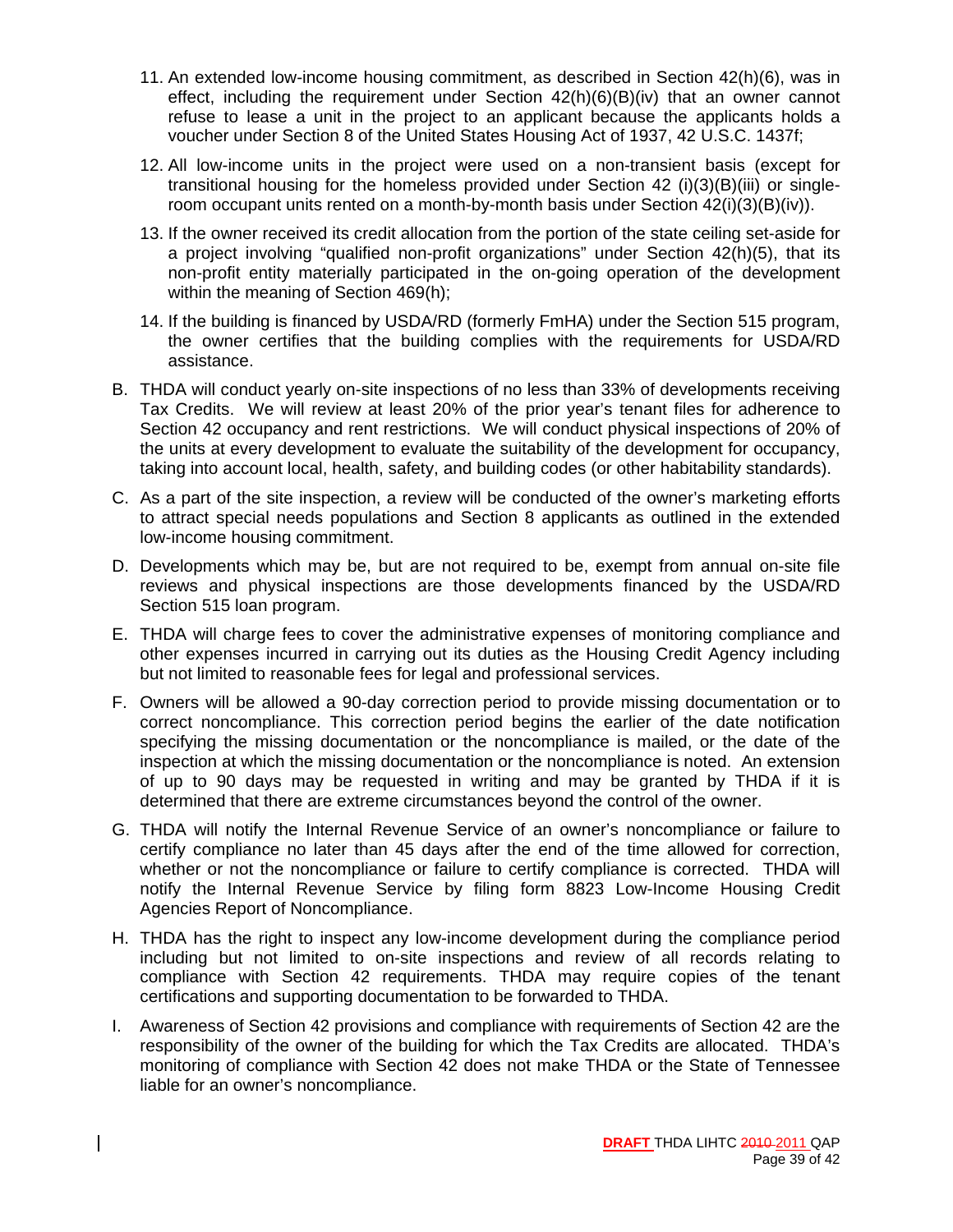11. An extended low-income housing commitment, as described in Section 42(h)(6), was in effect, including the requirement under Section 42(h)(6)(B)(iv) that an owner cannot refuse to lease a unit in the project to an applicant because the applicants holds a voucher under Section 8 of the United States Housing Act of 1937, 42 U.S.C. 1437f;

12. All low-income units in the project were used on a non-transient basis (except for transitional housing for the homeless provided under Section 42 (i)(3)(B)(iii) or single-room occupant units rented on a month-by-month basis under Section 42(i)(3)(B)(iv)).

13. If the owner received its credit allocation from the portion of the state ceiling set-aside for a project involving "qualified non-profit organizations" under Section 42(h)(5), that its non-profit entity materially participated in the on-going operation of the development within the meaning of Section 469(h);

14. If the building is financed by USDA/RD (formerly FmHA) under the Section 515 program, the owner certifies that the building complies with the requirements for USDA/RD assistance.

B. THDA will conduct yearly on-site inspections of no less than 33% of developments receiving Tax Credits. We will review at least 20% of the prior year's tenant files for adherence to Section 42 occupancy and rent restrictions. We will conduct physical inspections of 20% of the units at every development to evaluate the suitability of the development for occupancy, taking into account local, health, safety, and building codes (or other habitability standards).

C. As a part of the site inspection, a review will be conducted of the owner's marketing efforts to attract special needs populations and Section 8 applicants as outlined in the extended low-income housing commitment.

D. Developments which may be, but are not required to be, exempt from annual on-site file reviews and physical inspections are those developments financed by the USDA/RD Section 515 loan program.

E. THDA will charge fees to cover the administrative expenses of monitoring compliance and other expenses incurred in carrying out its duties as the Housing Credit Agency including but not limited to reasonable fees for legal and professional services.

F. Owners will be allowed a 90-day correction period to provide missing documentation or to correct noncompliance. This correction period begins the earlier of the date notification specifying the missing documentation or the noncompliance is mailed, or the date of the inspection at which the missing documentation or the noncompliance is noted. An extension of up to 90 days may be requested in writing and may be granted by THDA if it is determined that there are extreme circumstances beyond the control of the owner.

G. THDA will notify the Internal Revenue Service of an owner's noncompliance or failure to certify compliance no later than 45 days after the end of the time allowed for correction, whether or not the noncompliance or failure to certify compliance is corrected. THDA will notify the Internal Revenue Service by filing form 8823 Low-Income Housing Credit Agencies Report of Noncompliance.

H. THDA has the right to inspect any low-income development during the compliance period including but not limited to on-site inspections and review of all records relating to compliance with Section 42 requirements. THDA may require copies of the tenant certifications and supporting documentation to be forwarded to THDA.

I. Awareness of Section 42 provisions and compliance with requirements of Section 42 are the responsibility of the owner of the building for which the Tax Credits are allocated. THDA's monitoring of compliance with Section 42 does not make THDA or the State of Tennessee liable for an owner's noncompliance.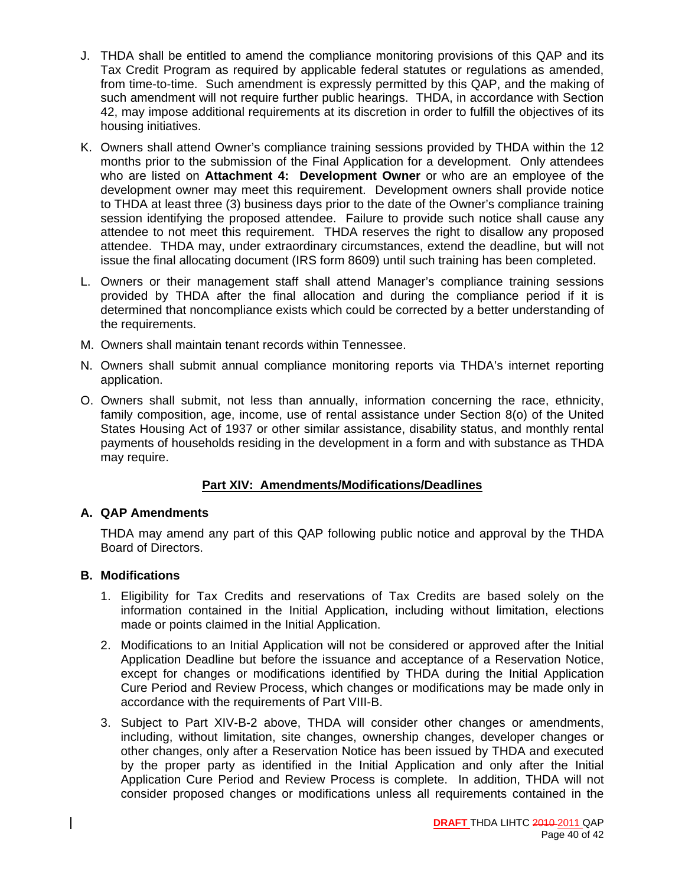J. THDA shall be entitled to amend the compliance monitoring provisions of this QAP and its Tax Credit Program as required by applicable federal statutes or regulations as amended, from time-to-time. Such amendment is expressly permitted by this QAP, and the making of such amendment will not require further public hearings. THDA, in accordance with Section 42, may impose additional requirements at its discretion in order to fulfill the objectives of its housing initiatives.

K. Owners shall attend Owner's compliance training sessions provided by THDA within the 12 months prior to the submission of the Final Application for a development. Only attendees who are listed on **Attachment 4: Development Owner** or who are an employee of the development owner may meet this requirement. Development owners shall provide notice to THDA at least three (3) business days prior to the date of the Owner's compliance training session identifying the proposed attendee. Failure to provide such notice shall cause any attendee to not meet this requirement. THDA reserves the right to disallow any proposed attendee. THDA may, under extraordinary circumstances, extend the deadline, but will not issue the final allocating document (IRS form 8609) until such training has been completed.

L. Owners or their management staff shall attend Manager's compliance training sessions provided by THDA after the final allocation and during the compliance period if it is determined that noncompliance exists which could be corrected by a better understanding of the requirements.

M. Owners shall maintain tenant records within Tennessee.

N. Owners shall submit annual compliance monitoring reports via THDA's internet reporting application.

O. Owners shall submit, not less than annually, information concerning the race, ethnicity, family composition, age, income, use of rental assistance under Section 8(o) of the United States Housing Act of 1937 or other similar assistance, disability status, and monthly rental payments of households residing in the development in a form and with substance as THDA may require.

## Part XIV: Amendments/Modifications/Deadlines

### A. QAP Amendments

THDA may amend any part of this QAP following public notice and approval by the THDA Board of Directors.

### B. Modifications

1. Eligibility for Tax Credits and reservations of Tax Credits are based solely on the information contained in the Initial Application, including without limitation, elections made or points claimed in the Initial Application.

2. Modifications to an Initial Application will not be considered or approved after the Initial Application Deadline but before the issuance and acceptance of a Reservation Notice, except for changes or modifications identified by THDA during the Initial Application Cure Period and Review Process, which changes or modifications may be made only in accordance with the requirements of Part VIII-B.

3. Subject to Part XIV-B-2 above, THDA will consider other changes or amendments, including, without limitation, site changes, ownership changes, developer changes or other changes, only after a Reservation Notice has been issued by THDA and executed by the proper party as identified in the Initial Application and only after the Initial Application Cure Period and Review Process is complete. In addition, THDA will not consider proposed changes or modifications unless all requirements contained in the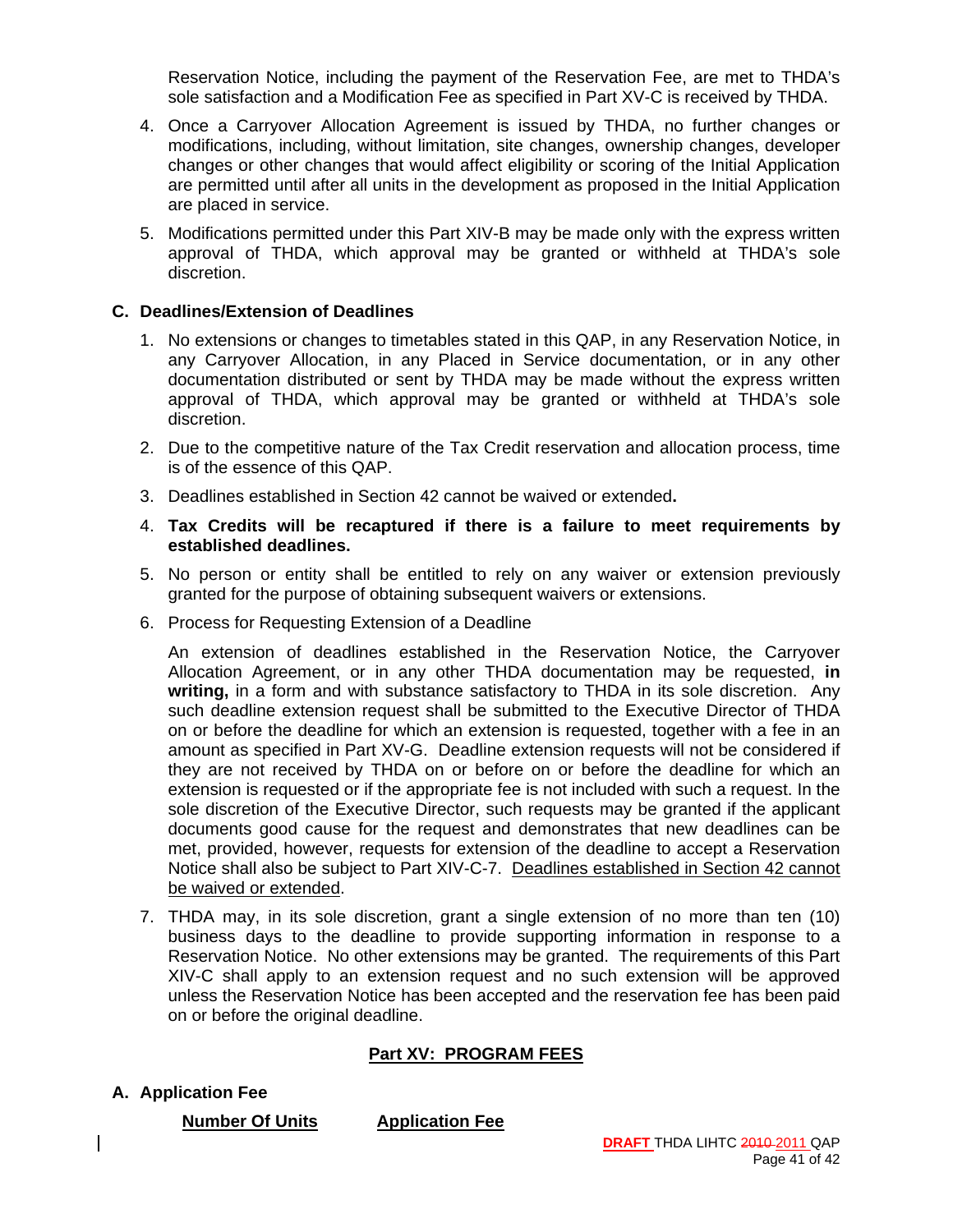Reservation Notice, including the payment of the Reservation Fee, are met to THDA's sole satisfaction and a Modification Fee as specified in Part XV-C is received by THDA.

4. Once a Carryover Allocation Agreement is issued by THDA, no further changes or modifications, including, without limitation, site changes, ownership changes, developer changes or other changes that would affect eligibility or scoring of the Initial Application are permitted until after all units in the development as proposed in the Initial Application are placed in service.

5. Modifications permitted under this Part XIV-B may be made only with the express written approval of THDA, which approval may be granted or withheld at THDA's sole discretion.

### C. Deadlines/Extension of Deadlines

1. No extensions or changes to timetables stated in this QAP, in any Reservation Notice, in any Carryover Allocation, in any Placed in Service documentation, or in any other documentation distributed or sent by THDA may be made without the express written approval of THDA, which approval may be granted or withheld at THDA's sole discretion.

2. Due to the competitive nature of the Tax Credit reservation and allocation process, time is of the essence of this QAP.

3. Deadlines established in Section 42 cannot be waived or extended**.**

4. **Tax Credits will be recaptured if there is a failure to meet requirements by established deadlines.**

5. No person or entity shall be entitled to rely on any waiver or extension previously granted for the purpose of obtaining subsequent waivers or extensions.

6. Process for Requesting Extension of a Deadline

   An extension of deadlines established in the Reservation Notice, the Carryover Allocation Agreement, or in any other THDA documentation may be requested, **in writing,** in a form and with substance satisfactory to THDA in its sole discretion. Any such deadline extension request shall be submitted to the Executive Director of THDA on or before the deadline for which an extension is requested, together with a fee in an amount as specified in Part XV-G. Deadline extension requests will not be considered if they are not received by THDA on or before on or before the deadline for which an extension is requested or if the appropriate fee is not included with such a request. In the sole discretion of the Executive Director, such requests may be granted if the applicant documents good cause for the request and demonstrates that new deadlines can be met, provided, however, requests for extension of the deadline to accept a Reservation Notice shall also be subject to Part XIV-C-7. <u>Deadlines established in Section 42 cannot be waived or extended</u>.

7. THDA may, in its sole discretion, grant a single extension of no more than ten (10) business days to the deadline to provide supporting information in response to a Reservation Notice. No other extensions may be granted. The requirements of this Part XIV-C shall apply to an extension request and no such extension will be approved unless the Reservation Notice has been accepted and the reservation fee has been paid on or before the original deadline.

## <u>Part XV: PROGRAM FEES</u>

### A. Application Fee

| <u>Number Of Units</u> | <u>Application Fee</u> |
| --- | --- |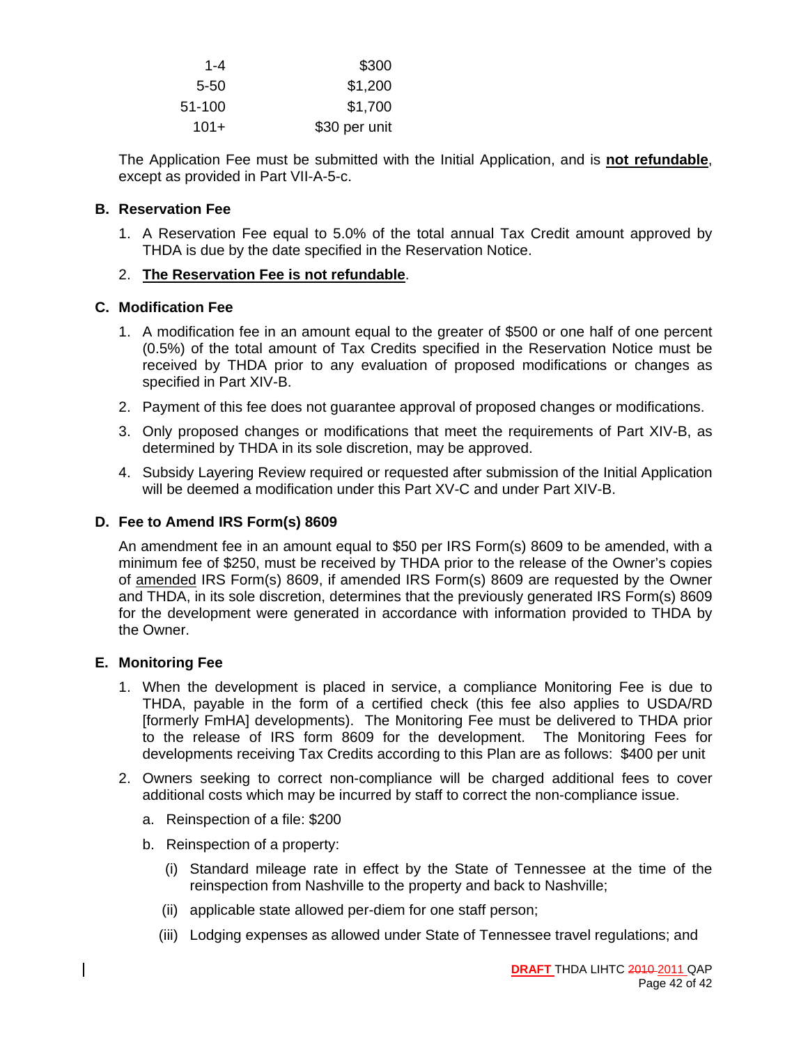| | |
|---|---|
| 1-4 | $300 |
| 5-50 | $1,200 |
| 51-100 | $1,700 |
| 101+ | $30 per unit |

The Application Fee must be submitted with the Initial Application, and is **not refundable**, except as provided in Part VII-A-5-c.

### B. Reservation Fee

1. A Reservation Fee equal to 5.0% of the total annual Tax Credit amount approved by THDA is due by the date specified in the Reservation Notice.
2. **The Reservation Fee is not refundable**.

### C. Modification Fee

1. A modification fee in an amount equal to the greater of $500 or one half of one percent (0.5%) of the total amount of Tax Credits specified in the Reservation Notice must be received by THDA prior to any evaluation of proposed modifications or changes as specified in Part XIV-B.
2. Payment of this fee does not guarantee approval of proposed changes or modifications.
3. Only proposed changes or modifications that meet the requirements of Part XIV-B, as determined by THDA in its sole discretion, may be approved.
4. Subsidy Layering Review required or requested after submission of the Initial Application will be deemed a modification under this Part XV-C and under Part XIV-B.

### D. Fee to Amend IRS Form(s) 8609

An amendment fee in an amount equal to $50 per IRS Form(s) 8609 to be amended, with a minimum fee of $250, must be received by THDA prior to the release of the Owner's copies of amended IRS Form(s) 8609, if amended IRS Form(s) 8609 are requested by the Owner and THDA, in its sole discretion, determines that the previously generated IRS Form(s) 8609 for the development were generated in accordance with information provided to THDA by the Owner.

### E. Monitoring Fee

1. When the development is placed in service, a compliance Monitoring Fee is due to THDA, payable in the form of a certified check (this fee also applies to USDA/RD [formerly FmHA] developments). The Monitoring Fee must be delivered to THDA prior to the release of IRS form 8609 for the development. The Monitoring Fees for developments receiving Tax Credits according to this Plan are as follows: $400 per unit
2. Owners seeking to correct non-compliance will be charged additional fees to cover additional costs which may be incurred by staff to correct the non-compliance issue.
   a. Reinspection of a file: $200
   b. Reinspection of a property:
      (i) Standard mileage rate in effect by the State of Tennessee at the time of the reinspection from Nashville to the property and back to Nashville;
      (ii) applicable state allowed per-diem for one staff person;
      (iii) Lodging expenses as allowed under State of Tennessee travel regulations; and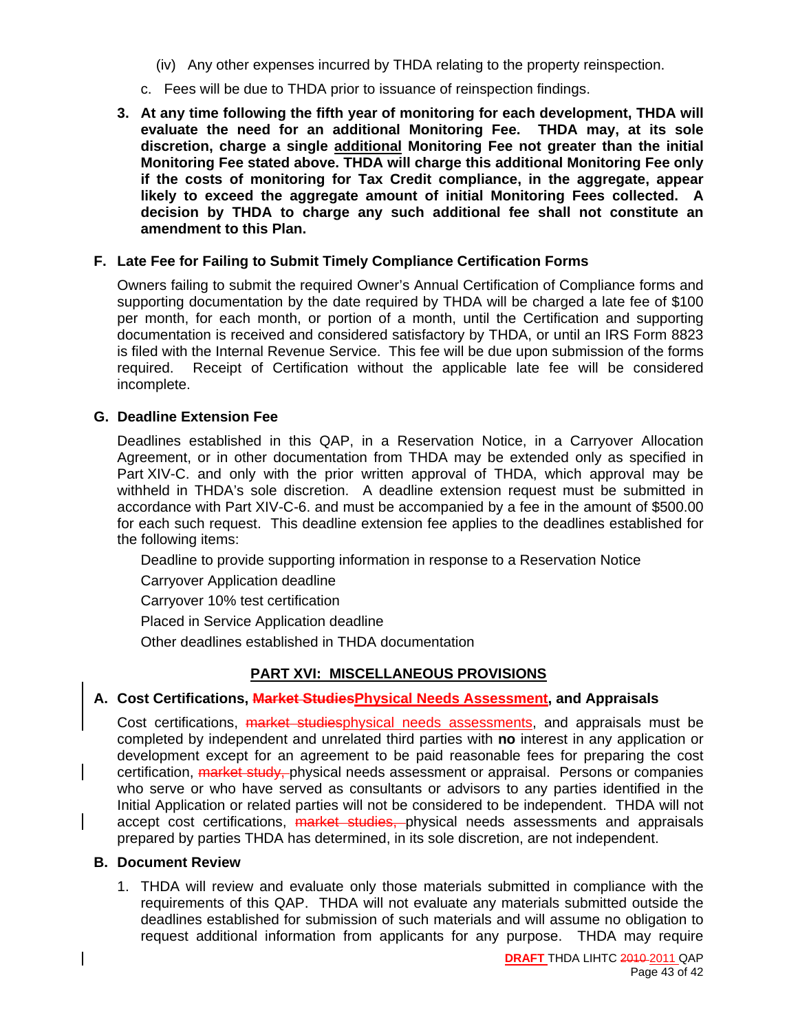(iv) Any other expenses incurred by THDA relating to the property reinspection.

c. Fees will be due to THDA prior to issuance of reinspection findings.

3. **At any time following the fifth year of monitoring for each development, THDA will evaluate the need for an additional Monitoring Fee. THDA may, at its sole discretion, charge a single additional Monitoring Fee not greater than the initial Monitoring Fee stated above. THDA will charge this additional Monitoring Fee only if the costs of monitoring for Tax Credit compliance, in the aggregate, appear likely to exceed the aggregate amount of initial Monitoring Fees collected. A decision by THDA to charge any such additional fee shall not constitute an amendment to this Plan.**

### F. Late Fee for Failing to Submit Timely Compliance Certification Forms

Owners failing to submit the required Owner's Annual Certification of Compliance forms and supporting documentation by the date required by THDA will be charged a late fee of $100 per month, for each month, or portion of a month, until the Certification and supporting documentation is received and considered satisfactory by THDA, or until an IRS Form 8823 is filed with the Internal Revenue Service. This fee will be due upon submission of the forms required. Receipt of Certification without the applicable late fee will be considered incomplete.

### G. Deadline Extension Fee

Deadlines established in this QAP, in a Reservation Notice, in a Carryover Allocation Agreement, or in other documentation from THDA may be extended only as specified in Part XIV-C. and only with the prior written approval of THDA, which approval may be withheld in THDA's sole discretion. A deadline extension request must be submitted in accordance with Part XIV-C-6. and must be accompanied by a fee in the amount of $500.00 for each such request. This deadline extension fee applies to the deadlines established for the following items:

Deadline to provide supporting information in response to a Reservation Notice

Carryover Application deadline

Carryover 10% test certification

Placed in Service Application deadline

Other deadlines established in THDA documentation

## PART XVI: MISCELLANEOUS PROVISIONS

### A. Cost Certifications, ~~Market Studies~~Physical Needs Assessment, and Appraisals

Cost certifications, ~~market studies~~physical needs assessments, and appraisals must be completed by independent and unrelated third parties with **no** interest in any application or development except for an agreement to be paid reasonable fees for preparing the cost certification, ~~market study,~~ physical needs assessment or appraisal. Persons or companies who serve or who have served as consultants or advisors to any parties identified in the Initial Application or related parties will not be considered to be independent. THDA will not accept cost certifications, ~~market studies,~~ physical needs assessments and appraisals prepared by parties THDA has determined, in its sole discretion, are not independent.

### B. Document Review

1. THDA will review and evaluate only those materials submitted in compliance with the requirements of this QAP. THDA will not evaluate any materials submitted outside the deadlines established for submission of such materials and will assume no obligation to request additional information from applicants for any purpose. THDA may require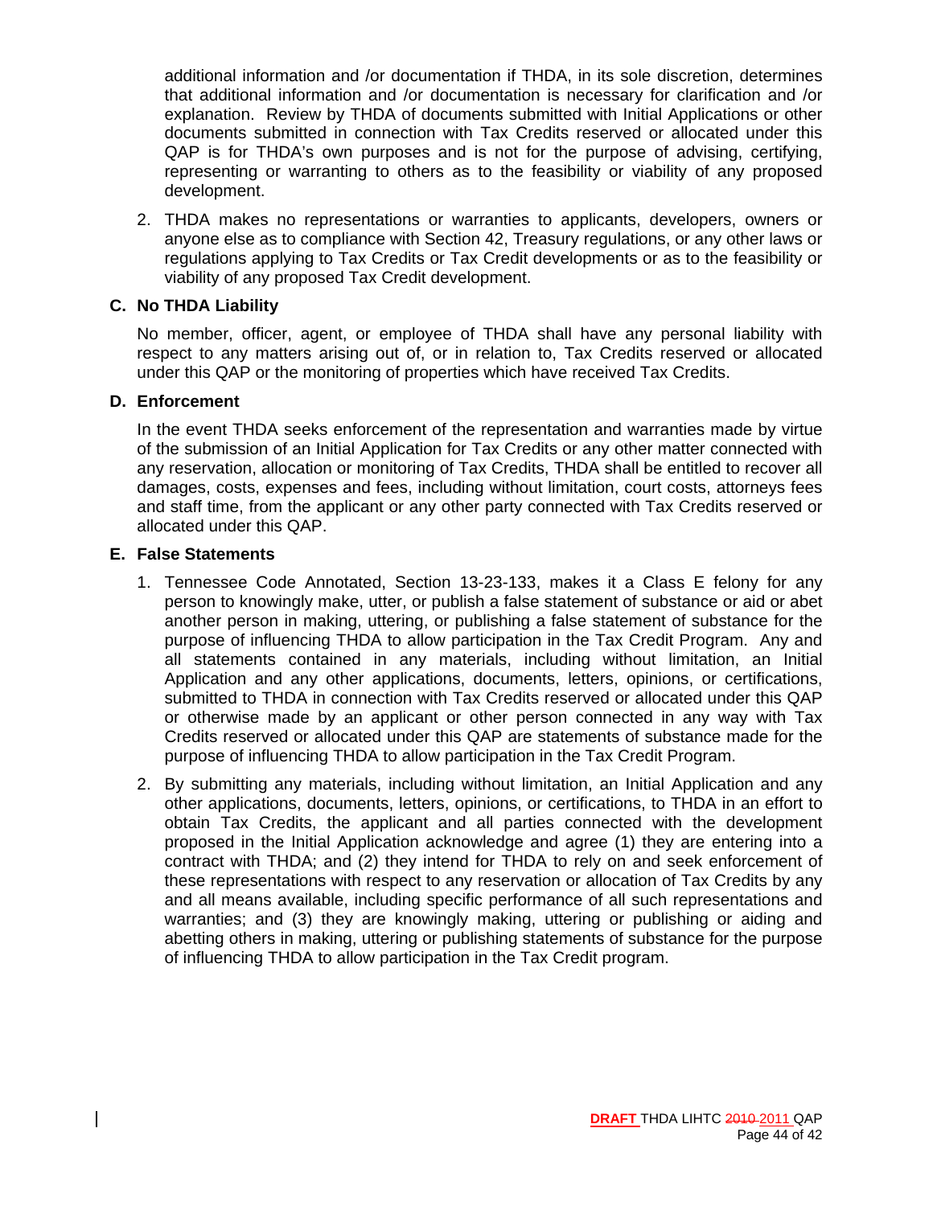additional information and /or documentation if THDA, in its sole discretion, determines that additional information and /or documentation is necessary for clarification and /or explanation. Review by THDA of documents submitted with Initial Applications or other documents submitted in connection with Tax Credits reserved or allocated under this QAP is for THDA's own purposes and is not for the purpose of advising, certifying, representing or warranting to others as to the feasibility or viability of any proposed development.

2. THDA makes no representations or warranties to applicants, developers, owners or anyone else as to compliance with Section 42, Treasury regulations, or any other laws or regulations applying to Tax Credits or Tax Credit developments or as to the feasibility or viability of any proposed Tax Credit development.

**C. No THDA Liability**

No member, officer, agent, or employee of THDA shall have any personal liability with respect to any matters arising out of, or in relation to, Tax Credits reserved or allocated under this QAP or the monitoring of properties which have received Tax Credits.

**D. Enforcement**

In the event THDA seeks enforcement of the representation and warranties made by virtue of the submission of an Initial Application for Tax Credits or any other matter connected with any reservation, allocation or monitoring of Tax Credits, THDA shall be entitled to recover all damages, costs, expenses and fees, including without limitation, court costs, attorneys fees and staff time, from the applicant or any other party connected with Tax Credits reserved or allocated under this QAP.

**E. False Statements**

1. Tennessee Code Annotated, Section 13-23-133, makes it a Class E felony for any person to knowingly make, utter, or publish a false statement of substance or aid or abet another person in making, uttering, or publishing a false statement of substance for the purpose of influencing THDA to allow participation in the Tax Credit Program. Any and all statements contained in any materials, including without limitation, an Initial Application and any other applications, documents, letters, opinions, or certifications, submitted to THDA in connection with Tax Credits reserved or allocated under this QAP or otherwise made by an applicant or other person connected in any way with Tax Credits reserved or allocated under this QAP are statements of substance made for the purpose of influencing THDA to allow participation in the Tax Credit Program.

2. By submitting any materials, including without limitation, an Initial Application and any other applications, documents, letters, opinions, or certifications, to THDA in an effort to obtain Tax Credits, the applicant and all parties connected with the development proposed in the Initial Application acknowledge and agree (1) they are entering into a contract with THDA; and (2) they intend for THDA to rely on and seek enforcement of these representations with respect to any reservation or allocation of Tax Credits by any and all means available, including specific performance of all such representations and warranties; and (3) they are knowingly making, uttering or publishing or aiding and abetting others in making, uttering or publishing statements of substance for the purpose of influencing THDA to allow participation in the Tax Credit program.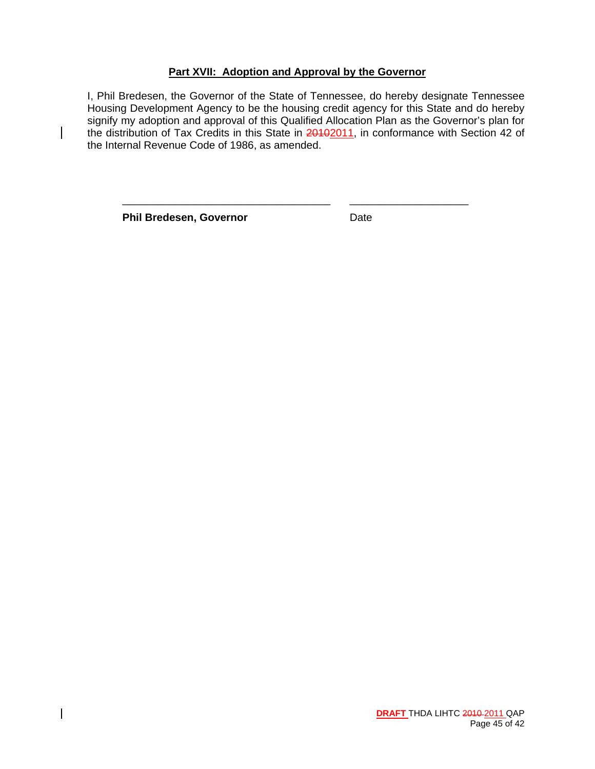## Part XVII: Adoption and Approval by the Governor

I, Phil Bredesen, the Governor of the State of Tennessee, do hereby designate Tennessee Housing Development Agency to be the housing credit agency for this State and do hereby signify my adoption and approval of this Qualified Allocation Plan as the Governor's plan for the distribution of Tax Credits in this State in ~~2010~~2011, in conformance with Section 42 of the Internal Revenue Code of 1986, as amended.

\_\_\_\_\_\_\_\_\_\_\_\_\_\_\_\_\_\_\_\_\_\_\_\_\_\_\_\_\_\_\_\_\_\_\_ \_\_\_\_\_\_\_\_\_\_\_\_\_\_\_\_\_\_\_\_

**Phil Bredesen, Governor** Date